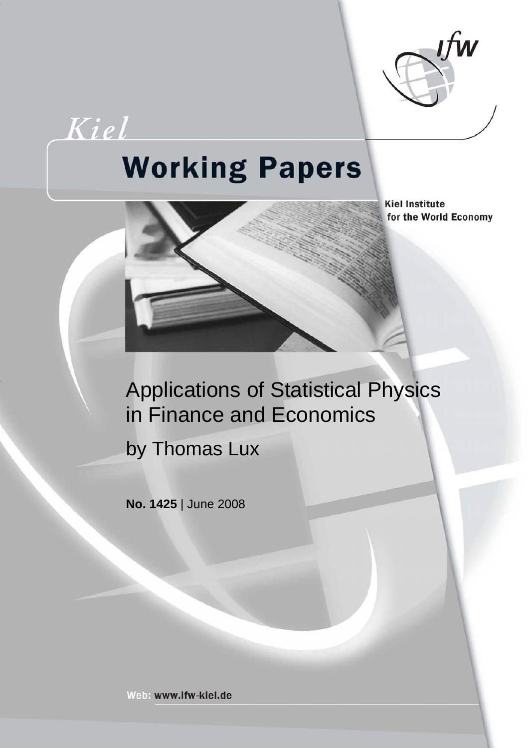Kiel

# Working Papers

Kiel Institute for the World Economy

# Applications of Statistical Physics in Finance and Economics

by Thomas Lux

**No. 1425** | June 2008

Web: www.ifw-kiel.de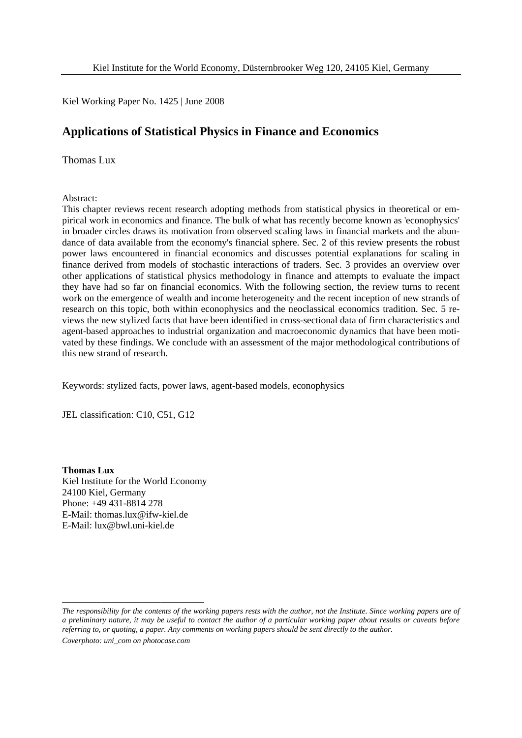Kiel Institute for the World Economy, Düsternbrooker Weg 120, 24105 Kiel, Germany

Kiel Working Paper No. 1425 | June 2008

## Applications of Statistical Physics in Finance and Economics

Thomas Lux

Abstract:

This chapter reviews recent research adopting methods from statistical physics in theoretical or empirical work in economics and finance. The bulk of what has recently become known as 'econophysics' in broader circles draws its motivation from observed scaling laws in financial markets and the abundance of data available from the economy's financial sphere. Sec. 2 of this review presents the robust power laws encountered in financial economics and discusses potential explanations for scaling in finance derived from models of stochastic interactions of traders. Sec. 3 provides an overview over other applications of statistical physics methodology in finance and attempts to evaluate the impact they have had so far on financial economics. With the following section, the review turns to recent work on the emergence of wealth and income heterogeneity and the recent inception of new strands of research on this topic, both within econophysics and the neoclassical economics tradition. Sec. 5 reviews the new stylized facts that have been identified in cross-sectional data of firm characteristics and agent-based approaches to industrial organization and macroeconomic dynamics that have been motivated by these findings. We conclude with an assessment of the major methodological contributions of this new strand of research.

Keywords: stylized facts, power laws, agent-based models, econophysics

JEL classification: C10, C51, G12

**Thomas Lux**
Kiel Institute for the World Economy
24100 Kiel, Germany
Phone: +49 431-8814 278
E-Mail: thomas.lux@ifw-kiel.de
E-Mail: lux@bwl.uni-kiel.de

---

*The responsibility for the contents of the working papers rests with the author, not the Institute. Since working papers are of a preliminary nature, it may be useful to contact the author of a particular working paper about results or caveats before referring to, or quoting, a paper. Any comments on working papers should be sent directly to the author.*

*Coverphoto: uni_com on photocase.com*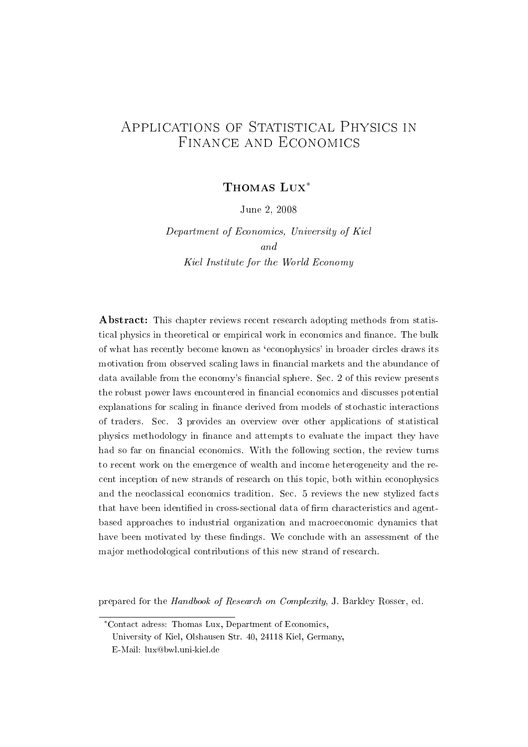# Applications of Statistical Physics in Finance and Economics

**Thomas Lux***

June 2, 2008

*Department of Economics, University of Kiel*
*and*
*Kiel Institute for the World Economy*

**Abstract:** This chapter reviews recent research adopting methods from statistical physics in theoretical or empirical work in economics and finance. The bulk of what has recently become known as 'econophysics' in broader circles draws its motivation from observed scaling laws in financial markets and the abundance of data available from the economy's financial sphere. Sec. 2 of this review presents the robust power laws encountered in financial economics and discusses potential explanations for scaling in finance derived from models of stochastic interactions of traders. Sec. 3 provides an overview over other applications of statistical physics methodology in finance and attempts to evaluate the impact they have had so far on financial economics. With the following section, the review turns to recent work on the emergence of wealth and income heterogeneity and the recent inception of new strands of research on this topic, both within econophysics and the neoclassical economics tradition. Sec. 5 reviews the new stylized facts that have been identified in cross-sectional data of firm characteristics and agent-based approaches to industrial organization and macroeconomic dynamics that have been motivated by these findings. We conclude with an assessment of the major methodological contributions of this new strand of research.

prepared for the *Handbook of Research on Complexity*, J. Barkley Rosser, ed.

*Contact adress: Thomas Lux, Department of Economics, University of Kiel, Olshausen Str. 40, 24118 Kiel, Germany, E-Mail: lux@bwl.uni-kiel.de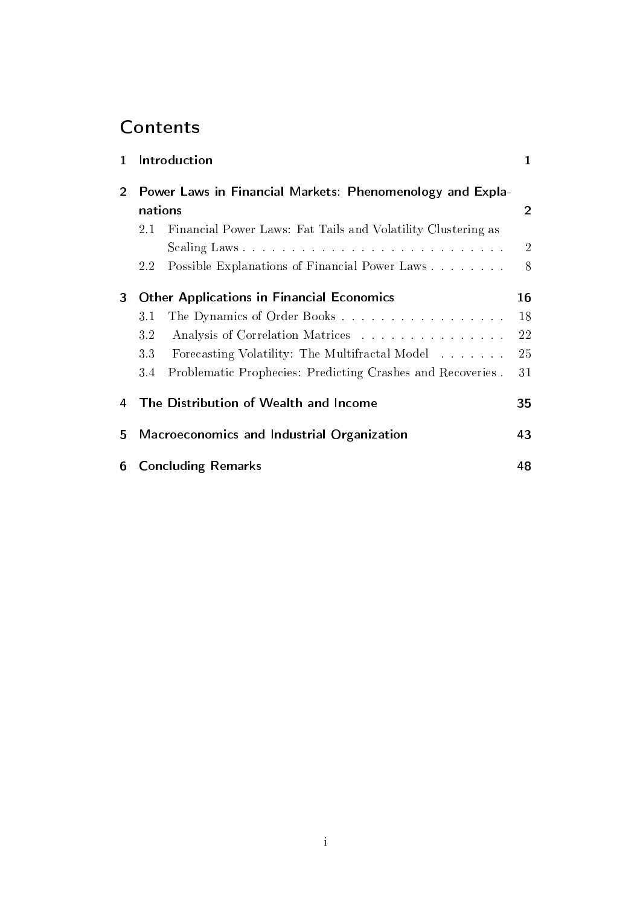# Contents

1 Introduction 1

2 Power Laws in Financial Markets: Phenomenology and Explanations 2

- 2.1 Financial Power Laws: Fat Tails and Volatility Clustering as Scaling Laws . . . . . . . . . . . . . . . . . . . . . . . . . . . 2
- 2.2 Possible Explanations of Financial Power Laws . . . . . . . . 8

3 Other Applications in Financial Economics 16

- 3.1 The Dynamics of Order Books . . . . . . . . . . . . . . . . . . 18
- 3.2 Analysis of Correlation Matrices . . . . . . . . . . . . . . . . 22
- 3.3 Forecasting Volatility: The Multifractal Model . . . . . . . 25
- 3.4 Problematic Prophecies: Predicting Crashes and Recoveries . 31

4 The Distribution of Wealth and Income 35

5 Macroeconomics and Industrial Organization 43

6 Concluding Remarks 48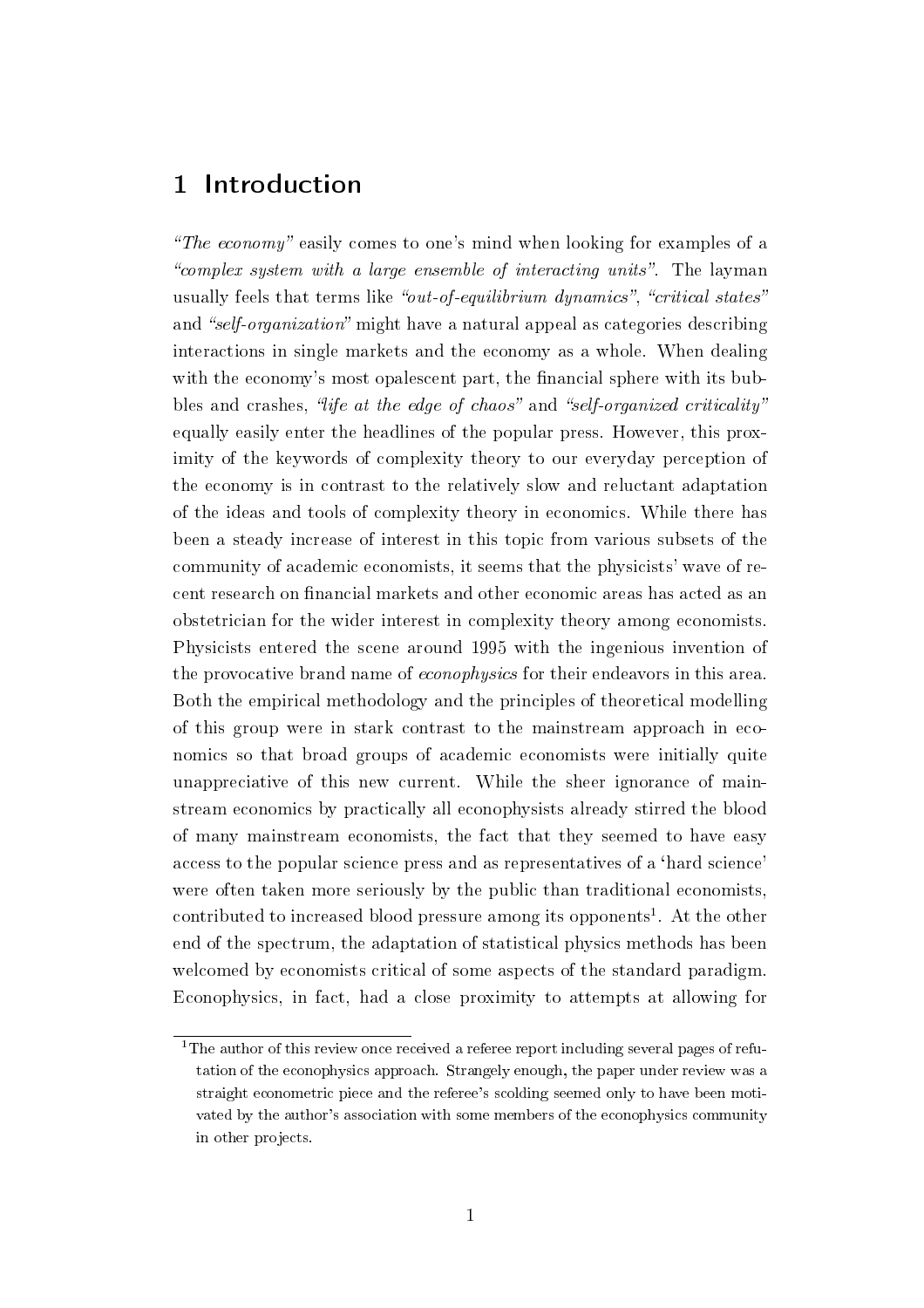# 1 Introduction

*"The economy"* easily comes to one's mind when looking for examples of a *"complex system with a large ensemble of interacting units"*. The layman usually feels that terms like *"out-of-equilibrium dynamics"*, *"critical states"* and *"self-organization"* might have a natural appeal as categories describing interactions in single markets and the economy as a whole. When dealing with the economy's most opalescent part, the financial sphere with its bubbles and crashes, *"life at the edge of chaos"* and *"self-organized criticality"* equally easily enter the headlines of the popular press. However, this proximity of the keywords of complexity theory to our everyday perception of the economy is in contrast to the relatively slow and reluctant adaptation of the ideas and tools of complexity theory in economics. While there has been a steady increase of interest in this topic from various subsets of the community of academic economists, it seems that the physicists' wave of recent research on financial markets and other economic areas has acted as an obstetrician for the wider interest in complexity theory among economists. Physicists entered the scene around 1995 with the ingenious invention of the provocative brand name of *econophysics* for their endeavors in this area. Both the empirical methodology and the principles of theoretical modelling of this group were in stark contrast to the mainstream approach in economics so that broad groups of academic economists were initially quite unappreciative of this new current. While the sheer ignorance of mainstream economics by practically all econophysists already stirred the blood of many mainstream economists, the fact that they seemed to have easy access to the popular science press and as representatives of a 'hard science' were often taken more seriously by the public than traditional economists, contributed to increased blood pressure among its opponents[1]. At the other end of the spectrum, the adaptation of statistical physics methods has been welcomed by economists critical of some aspects of the standard paradigm. Econophysics, in fact, had a close proximity to attempts at allowing for

[1] The author of this review once received a referee report including several pages of refutation of the econophysics approach. Strangely enough, the paper under review was a straight econometric piece and the referee's scolding seemed only to have been motivated by the author's association with some members of the econophysics community in other projects.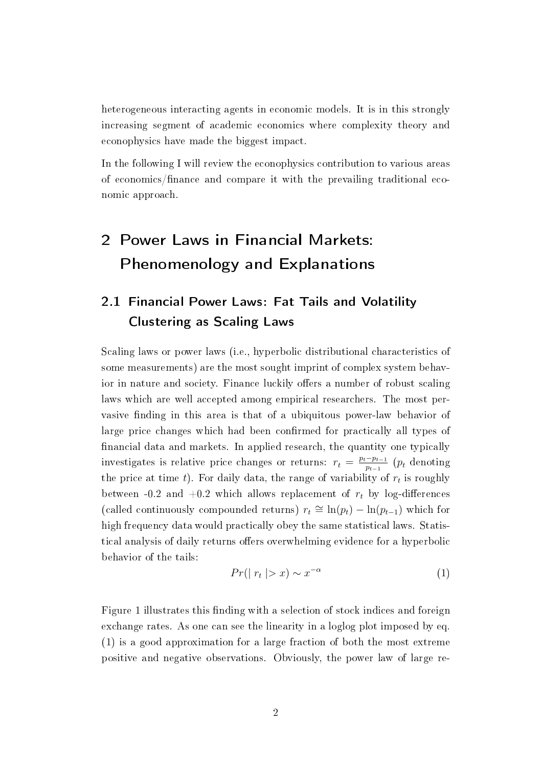heterogeneous interacting agents in economic models. It is in this strongly increasing segment of academic economics where complexity theory and econophysics have made the biggest impact.

In the following I will review the econophysics contribution to various areas of economics/finance and compare it with the prevailing traditional economic approach.

# 2 Power Laws in Financial Markets: Phenomenology and Explanations

## 2.1 Financial Power Laws: Fat Tails and Volatility Clustering as Scaling Laws

Scaling laws or power laws (i.e., hyperbolic distributional characteristics of some measurements) are the most sought imprint of complex system behavior in nature and society. Finance luckily offers a number of robust scaling laws which are well accepted among empirical researchers. The most pervasive finding in this area is that of a ubiquitous power-law behavior of large price changes which had been confirmed for practically all types of financial data and markets. In applied research, the quantity one typically investigates is relative price changes or returns: $r_t = \frac{p_t - p_{t-1}}{p_{t-1}}$ ($p_t$ denoting the price at time $t$). For daily data, the range of variability of $r_t$ is roughly between -0.2 and +0.2 which allows replacement of $r_t$ by log-differences (called continuously compounded returns) $r_t \cong \ln(p_t) - \ln(p_{t-1})$ which for high frequency data would practically obey the same statistical laws. Statistical analysis of daily returns offers overwhelming evidence for a hyperbolic behavior of the tails:

$$Pr(\mid r_t \mid > x) \sim x^{-\alpha} \tag{1}$$

Figure 1 illustrates this finding with a selection of stock indices and foreign exchange rates. As one can see the linearity in a loglog plot imposed by eq. (1) is a good approximation for a large fraction of both the most extreme positive and negative observations. Obviously, the power law of large re-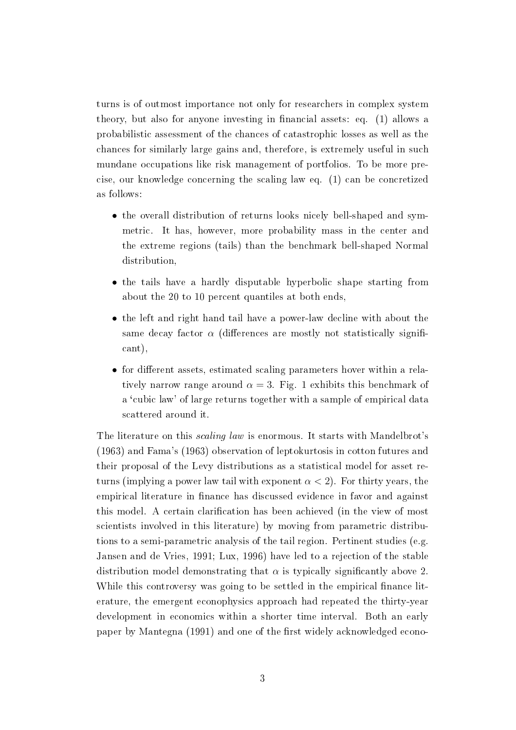turns is of outmost importance not only for researchers in complex system theory, but also for anyone investing in financial assets: eq. (1) allows a probabilistic assessment of the chances of catastrophic losses as well as the chances for similarly large gains and, therefore, is extremely useful in such mundane occupations like risk management of portfolios. To be more precise, our knowledge concerning the scaling law eq. (1) can be concretized as follows:

- the overall distribution of returns looks nicely bell-shaped and symmetric. It has, however, more probability mass in the center and the extreme regions (tails) than the benchmark bell-shaped Normal distribution,
- the tails have a hardly disputable hyperbolic shape starting from about the 20 to 10 percent quantiles at both ends,
- the left and right hand tail have a power-law decline with about the same decay factor $\alpha$ (differences are mostly not statistically significant),
- for different assets, estimated scaling parameters hover within a relatively narrow range around $\alpha = 3$. Fig. 1 exhibits this benchmark of a 'cubic law' of large returns together with a sample of empirical data scattered around it.

The literature on this *scaling law* is enormous. It starts with Mandelbrot's (1963) and Fama's (1963) observation of leptokurtosis in cotton futures and their proposal of the Levy distributions as a statistical model for asset returns (implying a power law tail with exponent $\alpha < 2$). For thirty years, the empirical literature in finance has discussed evidence in favor and against this model. A certain clarification has been achieved (in the view of most scientists involved in this literature) by moving from parametric distributions to a semi-parametric analysis of the tail region. Pertinent studies (e.g. Jansen and de Vries, 1991; Lux, 1996) have led to a rejection of the stable distribution model demonstrating that $\alpha$ is typically significantly above 2. While this controversy was going to be settled in the empirical finance literature, the emergent econophysics approach had repeated the thirty-year development in economics within a shorter time interval. Both an early paper by Mantegna (1991) and one of the first widely acknowledged econo-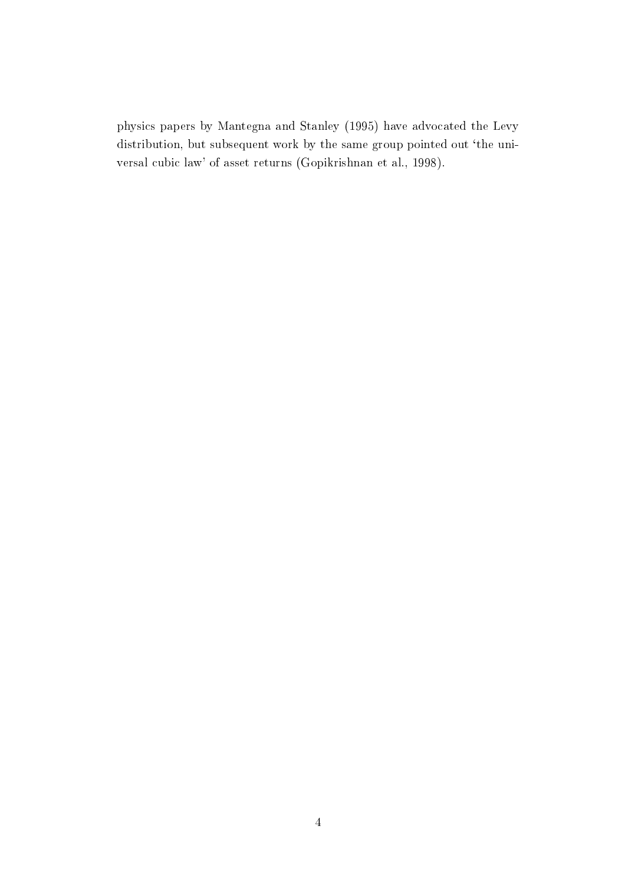physics papers by Mantegna and Stanley (1995) have advocated the Levy distribution, but subsequent work by the same group pointed out 'the universal cubic law' of asset returns (Gopikrishnan et al., 1998).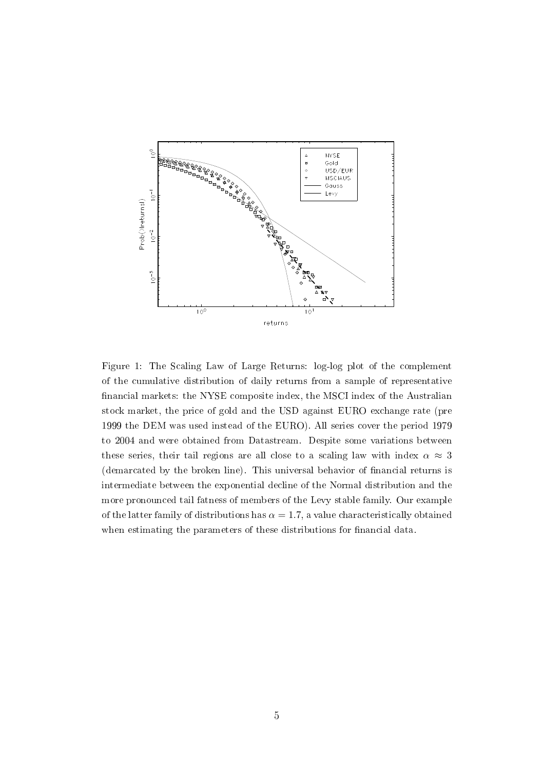Prob(|returns|)

$10^{0}$

$10^{-1}$

$10^{-2}$

$10^{-3}$

$10^{0}$

$10^{1}$

returns

NYSE
Gold
USD/EUR
MSCIAUS
Gauss
Levy

Figure 1: The Scaling Law of Large Returns: log-log plot of the complement of the cumulative distribution of daily returns from a sample of representative financial markets: the NYSE composite index, the MSCI index of the Australian stock market, the price of gold and the USD against EURO exchange rate (pre 1999 the DEM was used instead of the EURO). All series cover the period 1979 to 2004 and were obtained from Datastream. Despite some variations between these series, their tail regions are all close to a scaling law with index $\alpha \approx 3$ (demarcated by the broken line). This universal behavior of financial returns is intermediate between the exponential decline of the Normal distribution and the more pronounced tail fatness of members of the Levy stable family. Our example of the latter family of distributions has $\alpha = 1.7$, a value characteristically obtained when estimating the parameters of these distributions for financial data.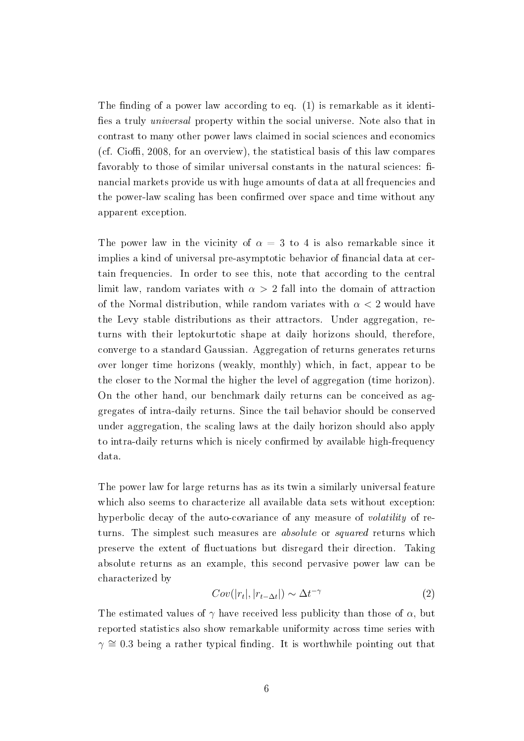The finding of a power law according to eq. (1) is remarkable as it identifies a truly *universal* property within the social universe. Note also that in contrast to many other power laws claimed in social sciences and economics (cf. Cioffi, 2008, for an overview), the statistical basis of this law compares favorably to those of similar universal constants in the natural sciences: financial markets provide us with huge amounts of data at all frequencies and the power-law scaling has been confirmed over space and time without any apparent exception.

The power law in the vicinity of $\alpha = 3$ to 4 is also remarkable since it implies a kind of universal pre-asymptotic behavior of financial data at certain frequencies. In order to see this, note that according to the central limit law, random variates with $\alpha > 2$ fall into the domain of attraction of the Normal distribution, while random variates with $\alpha < 2$ would have the Levy stable distributions as their attractors. Under aggregation, returns with their leptokurtotic shape at daily horizons should, therefore, converge to a standard Gaussian. Aggregation of returns generates returns over longer time horizons (weakly, monthly) which, in fact, appear to be the closer to the Normal the higher the level of aggregation (time horizon). On the other hand, our benchmark daily returns can be conceived as aggregates of intra-daily returns. Since the tail behavior should be conserved under aggregation, the scaling laws at the daily horizon should also apply to intra-daily returns which is nicely confirmed by available high-frequency data.

The power law for large returns has as its twin a similarly universal feature which also seems to characterize all available data sets without exception: hyperbolic decay of the auto-covariance of any measure of *volatility* of returns. The simplest such measures are *absolute* or *squared* returns which preserve the extent of fluctuations but disregard their direction. Taking absolute returns as an example, this second pervasive power law can be characterized by

$$Cov(|r_t|, |r_{t-\Delta t}|) \sim \Delta t^{-\gamma} \tag{2}$$

The estimated values of $\gamma$ have received less publicity than those of $\alpha$, but reported statistics also show remarkable uniformity across time series with $\gamma \cong 0.3$ being a rather typical finding. It is worthwhile pointing out that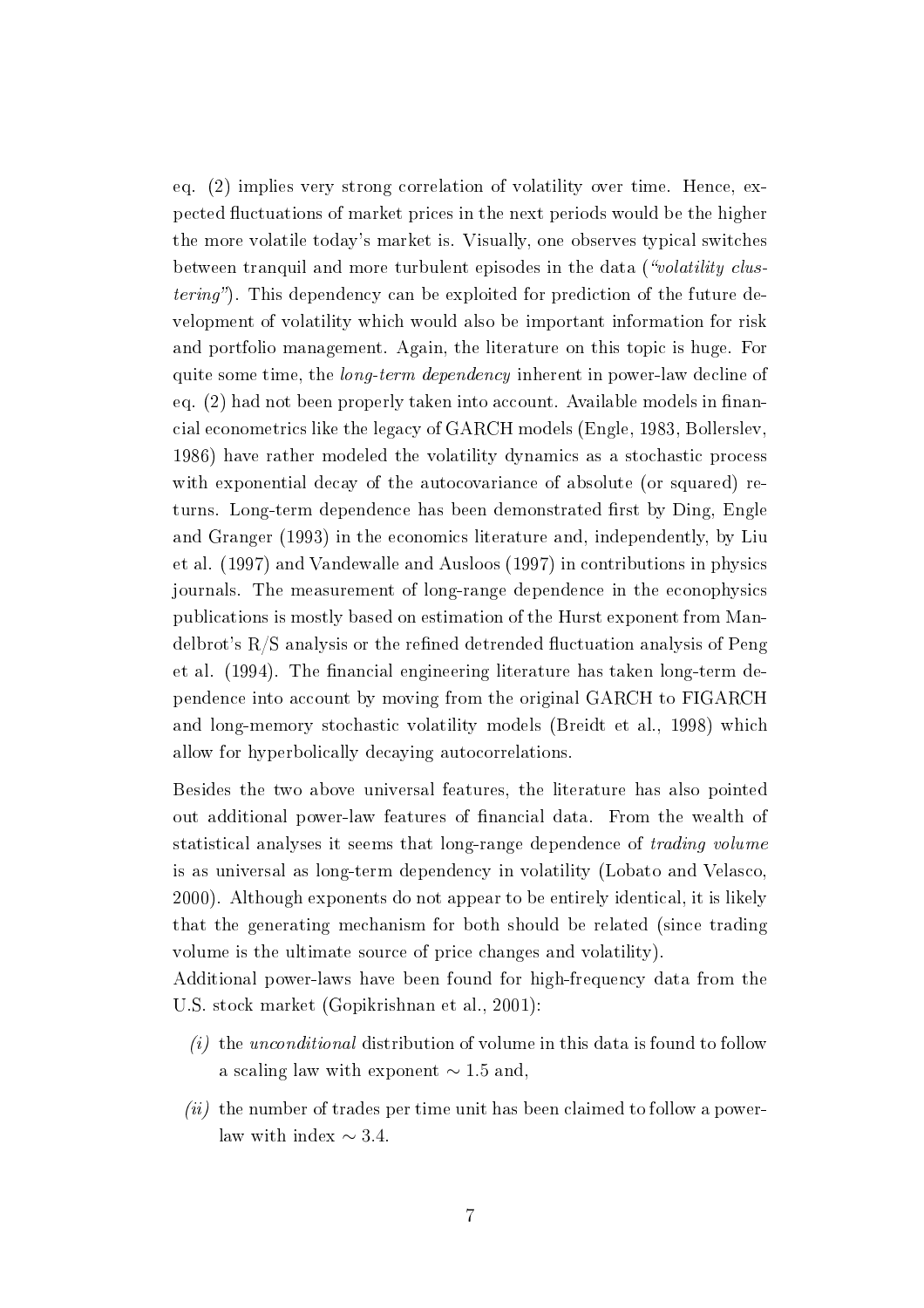eq. (2) implies very strong correlation of volatility over time. Hence, expected fluctuations of market prices in the next periods would be the higher the more volatile today's market is. Visually, one observes typical switches between tranquil and more turbulent episodes in the data (*"volatility clustering"*). This dependency can be exploited for prediction of the future development of volatility which would also be important information for risk and portfolio management. Again, the literature on this topic is huge. For quite some time, the *long-term dependency* inherent in power-law decline of eq. (2) had not been properly taken into account. Available models in financial econometrics like the legacy of GARCH models (Engle, 1983, Bollerslev, 1986) have rather modeled the volatility dynamics as a stochastic process with exponential decay of the autocovariance of absolute (or squared) returns. Long-term dependence has been demonstrated first by Ding, Engle and Granger (1993) in the economics literature and, independently, by Liu et al. (1997) and Vandewalle and Ausloos (1997) in contributions in physics journals. The measurement of long-range dependence in the econophysics publications is mostly based on estimation of the Hurst exponent from Mandelbrot's R/S analysis or the refined detrended fluctuation analysis of Peng et al. (1994). The financial engineering literature has taken long-term dependence into account by moving from the original GARCH to FIGARCH and long-memory stochastic volatility models (Breidt et al., 1998) which allow for hyperbolically decaying autocorrelations.

Besides the two above universal features, the literature has also pointed out additional power-law features of financial data. From the wealth of statistical analyses it seems that long-range dependence of *trading volume* is as universal as long-term dependency in volatility (Lobato and Velasco, 2000). Although exponents do not appear to be entirely identical, it is likely that the generating mechanism for both should be related (since trading volume is the ultimate source of price changes and volatility).

Additional power-laws have been found for high-frequency data from the U.S. stock market (Gopikrishnan et al., 2001):

- *(i)* the *unconditional* distribution of volume in this data is found to follow a scaling law with exponent $\sim 1.5$ and,
- *(ii)* the number of trades per time unit has been claimed to follow a power-law with index $\sim 3.4$.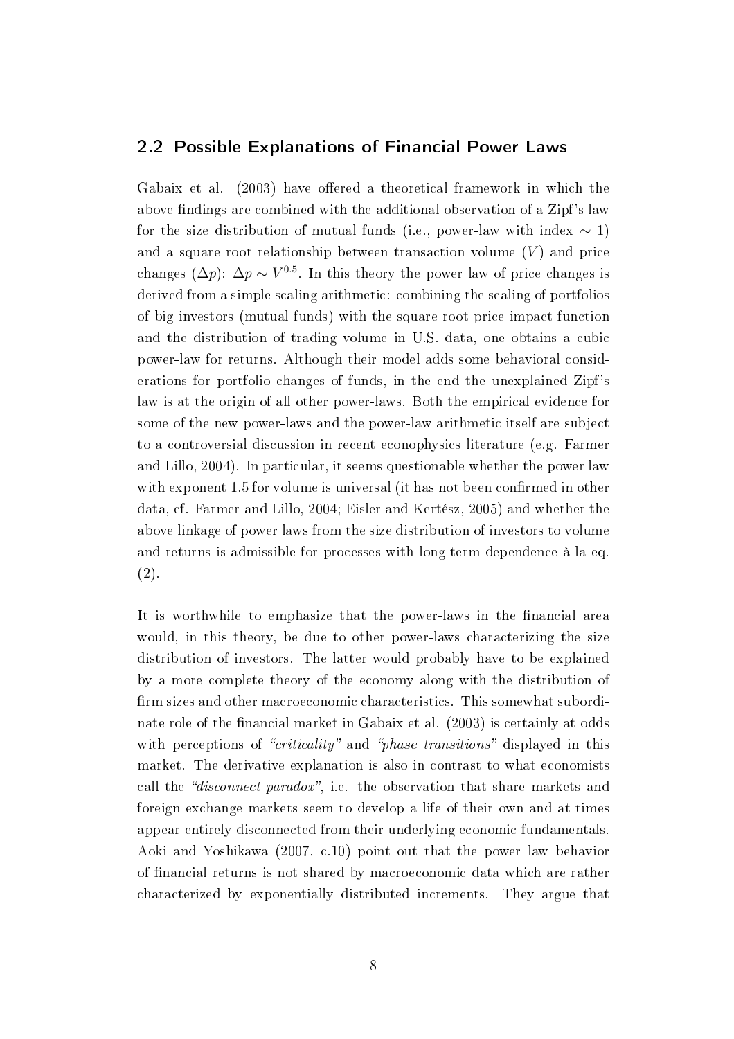## 2.2 Possible Explanations of Financial Power Laws

Gabaix et al. (2003) have offered a theoretical framework in which the above findings are combined with the additional observation of a Zipf's law for the size distribution of mutual funds (i.e., power-law with index $\sim 1$) and a square root relationship between transaction volume ($V$) and price changes ($\Delta p$): $\Delta p \sim V^{0.5}$. In this theory the power law of price changes is derived from a simple scaling arithmetic: combining the scaling of portfolios of big investors (mutual funds) with the square root price impact function and the distribution of trading volume in U.S. data, one obtains a cubic power-law for returns. Although their model adds some behavioral considerations for portfolio changes of funds, in the end the unexplained Zipf's law is at the origin of all other power-laws. Both the empirical evidence for some of the new power-laws and the power-law arithmetic itself are subject to a controversial discussion in recent econophysics literature (e.g. Farmer and Lillo, 2004). In particular, it seems questionable whether the power law with exponent 1.5 for volume is universal (it has not been confirmed in other data, cf. Farmer and Lillo, 2004; Eisler and Kertész, 2005) and whether the above linkage of power laws from the size distribution of investors to volume and returns is admissible for processes with long-term dependence à la eq. (2).

It is worthwhile to emphasize that the power-laws in the financial area would, in this theory, be due to other power-laws characterizing the size distribution of investors. The latter would probably have to be explained by a more complete theory of the economy along with the distribution of firm sizes and other macroeconomic characteristics. This somewhat subordinate role of the financial market in Gabaix et al. (2003) is certainly at odds with perceptions of *"criticality"* and *"phase transitions"* displayed in this market. The derivative explanation is also in contrast to what economists call the *"disconnect paradox"*, i.e. the observation that share markets and foreign exchange markets seem to develop a life of their own and at times appear entirely disconnected from their underlying economic fundamentals. Aoki and Yoshikawa (2007, c.10) point out that the power law behavior of financial returns is not shared by macroeconomic data which are rather characterized by exponentially distributed increments. They argue that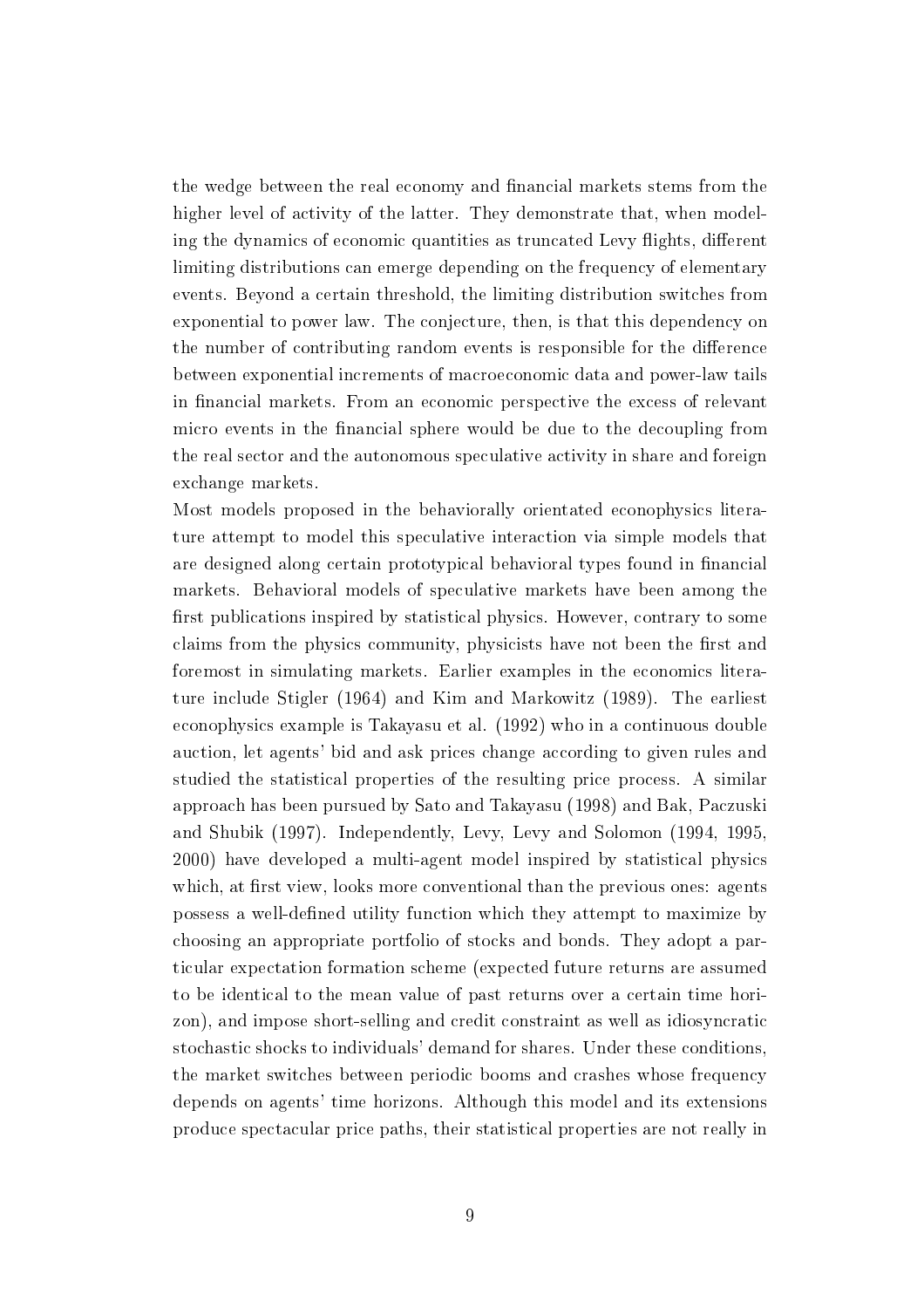the wedge between the real economy and financial markets stems from the higher level of activity of the latter. They demonstrate that, when modeling the dynamics of economic quantities as truncated Levy flights, different limiting distributions can emerge depending on the frequency of elementary events. Beyond a certain threshold, the limiting distribution switches from exponential to power law. The conjecture, then, is that this dependency on the number of contributing random events is responsible for the difference between exponential increments of macroeconomic data and power-law tails in financial markets. From an economic perspective the excess of relevant micro events in the financial sphere would be due to the decoupling from the real sector and the autonomous speculative activity in share and foreign exchange markets.

Most models proposed in the behaviorally orientated econophysics literature attempt to model this speculative interaction via simple models that are designed along certain prototypical behavioral types found in financial markets. Behavioral models of speculative markets have been among the first publications inspired by statistical physics. However, contrary to some claims from the physics community, physicists have not been the first and foremost in simulating markets. Earlier examples in the economics literature include Stigler (1964) and Kim and Markowitz (1989). The earliest econophysics example is Takayasu et al. (1992) who in a continuous double auction, let agents' bid and ask prices change according to given rules and studied the statistical properties of the resulting price process. A similar approach has been pursued by Sato and Takayasu (1998) and Bak, Paczuski and Shubik (1997). Independently, Levy, Levy and Solomon (1994, 1995, 2000) have developed a multi-agent model inspired by statistical physics which, at first view, looks more conventional than the previous ones: agents possess a well-defined utility function which they attempt to maximize by choosing an appropriate portfolio of stocks and bonds. They adopt a particular expectation formation scheme (expected future returns are assumed to be identical to the mean value of past returns over a certain time horizon), and impose short-selling and credit constraint as well as idiosyncratic stochastic shocks to individuals' demand for shares. Under these conditions, the market switches between periodic booms and crashes whose frequency depends on agents' time horizons. Although this model and its extensions produce spectacular price paths, their statistical properties are not really in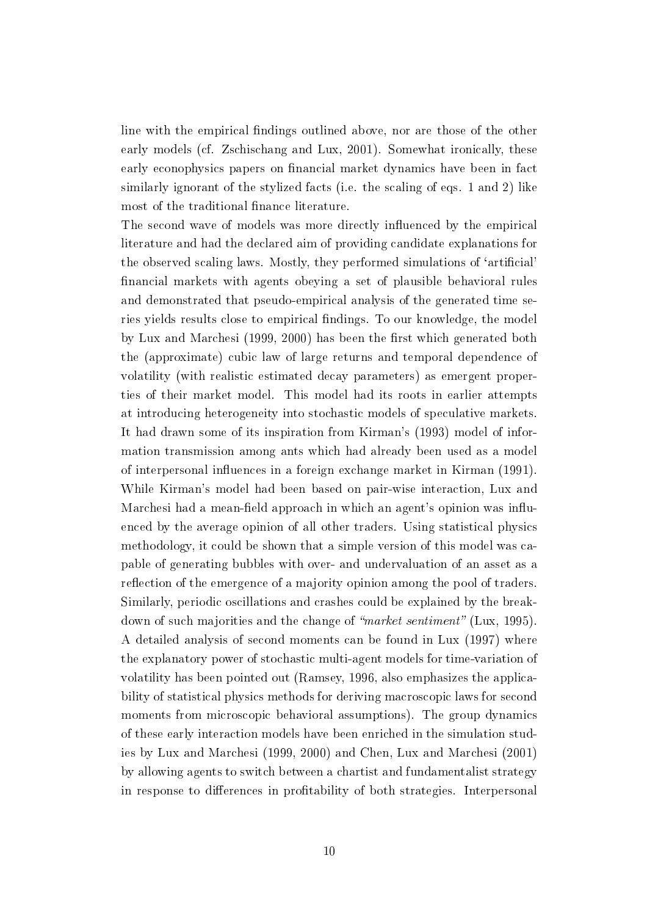line with the empirical findings outlined above, nor are those of the other early models (cf. Zschischang and Lux, 2001). Somewhat ironically, these early econophysics papers on financial market dynamics have been in fact similarly ignorant of the stylized facts (i.e. the scaling of eqs. 1 and 2) like most of the traditional finance literature.

The second wave of models was more directly influenced by the empirical literature and had the declared aim of providing candidate explanations for the observed scaling laws. Mostly, they performed simulations of 'artificial' financial markets with agents obeying a set of plausible behavioral rules and demonstrated that pseudo-empirical analysis of the generated time series yields results close to empirical findings. To our knowledge, the model by Lux and Marchesi (1999, 2000) has been the first which generated both the (approximate) cubic law of large returns and temporal dependence of volatility (with realistic estimated decay parameters) as emergent properties of their market model. This model had its roots in earlier attempts at introducing heterogeneity into stochastic models of speculative markets. It had drawn some of its inspiration from Kirman's (1993) model of information transmission among ants which had already been used as a model of interpersonal influences in a foreign exchange market in Kirman (1991). While Kirman's model had been based on pair-wise interaction, Lux and Marchesi had a mean-field approach in which an agent's opinion was influenced by the average opinion of all other traders. Using statistical physics methodology, it could be shown that a simple version of this model was capable of generating bubbles with over- and undervaluation of an asset as a reflection of the emergence of a majority opinion among the pool of traders. Similarly, periodic oscillations and crashes could be explained by the breakdown of such majorities and the change of *"market sentiment"* (Lux, 1995). A detailed analysis of second moments can be found in Lux (1997) where the explanatory power of stochastic multi-agent models for time-variation of volatility has been pointed out (Ramsey, 1996, also emphasizes the applicability of statistical physics methods for deriving macroscopic laws for second moments from microscopic behavioral assumptions). The group dynamics of these early interaction models have been enriched in the simulation studies by Lux and Marchesi (1999, 2000) and Chen, Lux and Marchesi (2001) by allowing agents to switch between a chartist and fundamentalist strategy in response to differences in profitability of both strategies. Interpersonal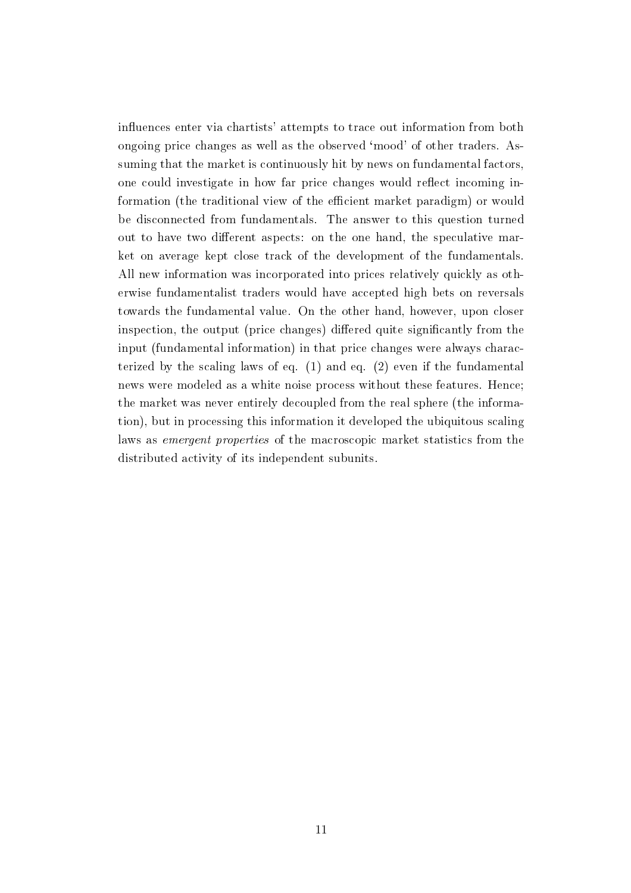influences enter via chartists' attempts to trace out information from both ongoing price changes as well as the observed 'mood' of other traders. Assuming that the market is continuously hit by news on fundamental factors, one could investigate in how far price changes would reflect incoming information (the traditional view of the efficient market paradigm) or would be disconnected from fundamentals. The answer to this question turned out to have two different aspects: on the one hand, the speculative market on average kept close track of the development of the fundamentals. All new information was incorporated into prices relatively quickly as otherwise fundamentalist traders would have accepted high bets on reversals towards the fundamental value. On the other hand, however, upon closer inspection, the output (price changes) differed quite significantly from the input (fundamental information) in that price changes were always characterized by the scaling laws of eq. (1) and eq. (2) even if the fundamental news were modeled as a white noise process without these features. Hence; the market was never entirely decoupled from the real sphere (the information), but in processing this information it developed the ubiquitous scaling laws as *emergent properties* of the macroscopic market statistics from the distributed activity of its independent subunits.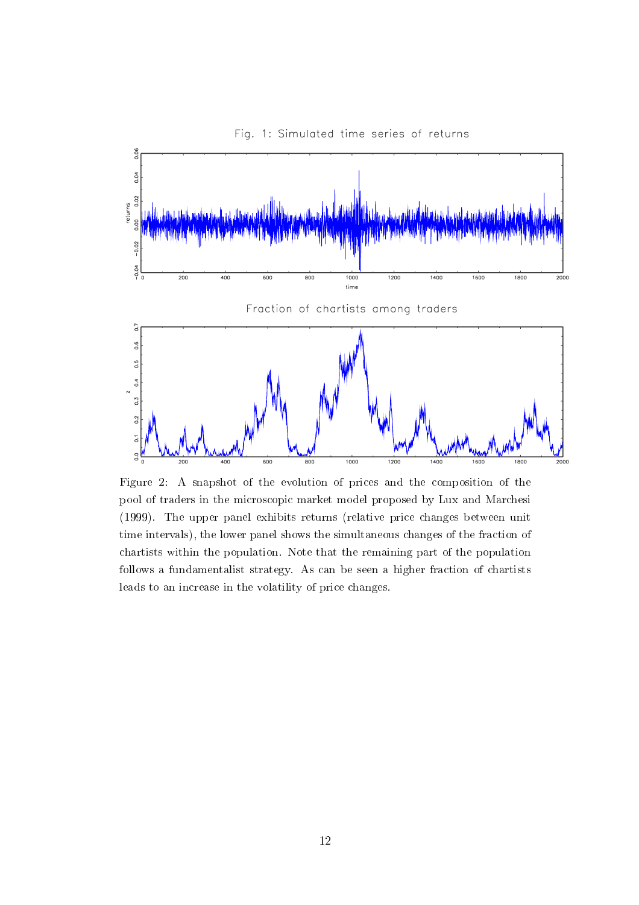Fig. 1: Simulated time series of returns

returns

0.06
0.04
0.02
0.00
−0.02
−0.04

0 200 400 600 800 1000 1200 1400 1600 1800 2000

time

Fraction of chartists among traders

z

0.7
0.6
0.5
0.4
0.3
0.2
0.1
0.0

0 200 400 600 800 1000 1200 1400 1600 1800 2000

Figure 2: A snapshot of the evolution of prices and the composition of the pool of traders in the microscopic market model proposed by Lux and Marchesi (1999). The upper panel exhibits returns (relative price changes between unit time intervals), the lower panel shows the simultaneous changes of the fraction of chartists within the population. Note that the remaining part of the population follows a fundamentalist strategy. As can be seen a higher fraction of chartists leads to an increase in the volatility of price changes.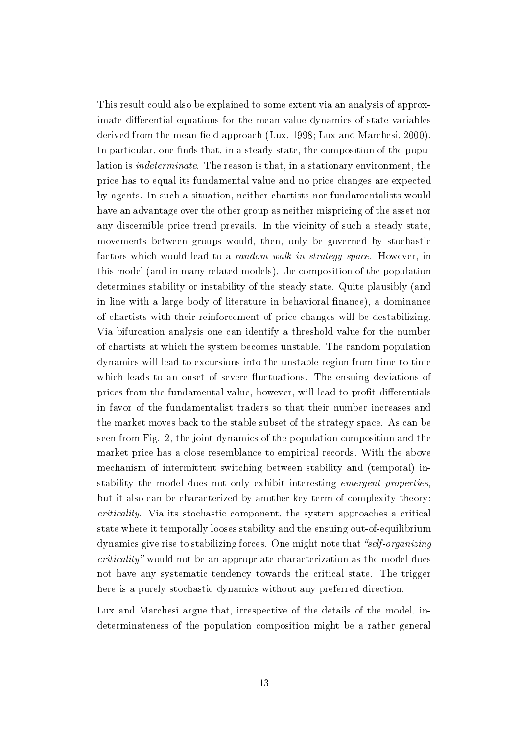This result could also be explained to some extent via an analysis of approximate differential equations for the mean value dynamics of state variables derived from the mean-field approach (Lux, 1998; Lux and Marchesi, 2000). In particular, one finds that, in a steady state, the composition of the population is *indeterminate*. The reason is that, in a stationary environment, the price has to equal its fundamental value and no price changes are expected by agents. In such a situation, neither chartists nor fundamentalists would have an advantage over the other group as neither mispricing of the asset nor any discernible price trend prevails. In the vicinity of such a steady state, movements between groups would, then, only be governed by stochastic factors which would lead to a *random walk in strategy space*. However, in this model (and in many related models), the composition of the population determines stability or instability of the steady state. Quite plausibly (and in line with a large body of literature in behavioral finance), a dominance of chartists with their reinforcement of price changes will be destabilizing. Via bifurcation analysis one can identify a threshold value for the number of chartists at which the system becomes unstable. The random population dynamics will lead to excursions into the unstable region from time to time which leads to an onset of severe fluctuations. The ensuing deviations of prices from the fundamental value, however, will lead to profit differentials in favor of the fundamentalist traders so that their number increases and the market moves back to the stable subset of the strategy space. As can be seen from Fig. 2, the joint dynamics of the population composition and the market price has a close resemblance to empirical records. With the above mechanism of intermittent switching between stability and (temporal) instability the model does not only exhibit interesting *emergent properties*, but it also can be characterized by another key term of complexity theory: *criticality*. Via its stochastic component, the system approaches a critical state where it temporally looses stability and the ensuing out-of-equilibrium dynamics give rise to stabilizing forces. One might note that *"self-organizing criticality"* would not be an appropriate characterization as the model does not have any systematic tendency towards the critical state. The trigger here is a purely stochastic dynamics without any preferred direction.

Lux and Marchesi argue that, irrespective of the details of the model, indeterminateness of the population composition might be a rather general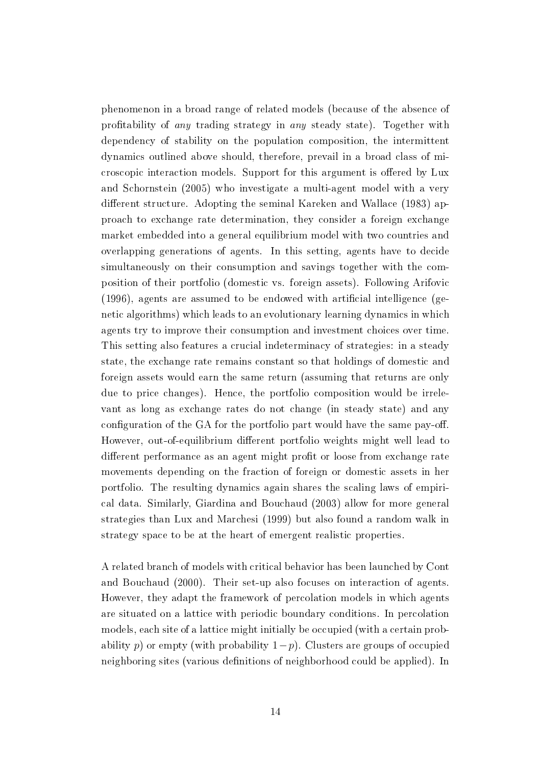phenomenon in a broad range of related models (because of the absence of profitability of *any* trading strategy in *any* steady state). Together with dependency of stability on the population composition, the intermittent dynamics outlined above should, therefore, prevail in a broad class of microscopic interaction models. Support for this argument is offered by Lux and Schornstein (2005) who investigate a multi-agent model with a very different structure. Adopting the seminal Kareken and Wallace (1983) approach to exchange rate determination, they consider a foreign exchange market embedded into a general equilibrium model with two countries and overlapping generations of agents. In this setting, agents have to decide simultaneously on their consumption and savings together with the composition of their portfolio (domestic vs. foreign assets). Following Arifovic (1996), agents are assumed to be endowed with artificial intelligence (genetic algorithms) which leads to an evolutionary learning dynamics in which agents try to improve their consumption and investment choices over time. This setting also features a crucial indeterminacy of strategies: in a steady state, the exchange rate remains constant so that holdings of domestic and foreign assets would earn the same return (assuming that returns are only due to price changes). Hence, the portfolio composition would be irrelevant as long as exchange rates do not change (in steady state) and any configuration of the GA for the portfolio part would have the same pay-off. However, out-of-equilibrium different portfolio weights might well lead to different performance as an agent might profit or loose from exchange rate movements depending on the fraction of foreign or domestic assets in her portfolio. The resulting dynamics again shares the scaling laws of empirical data. Similarly, Giardina and Bouchaud (2003) allow for more general strategies than Lux and Marchesi (1999) but also found a random walk in strategy space to be at the heart of emergent realistic properties.

A related branch of models with critical behavior has been launched by Cont and Bouchaud (2000). Their set-up also focuses on interaction of agents. However, they adapt the framework of percolation models in which agents are situated on a lattice with periodic boundary conditions. In percolation models, each site of a lattice might initially be occupied (with a certain probability $p$) or empty (with probability $1-p$). Clusters are groups of occupied neighboring sites (various definitions of neighborhood could be applied). In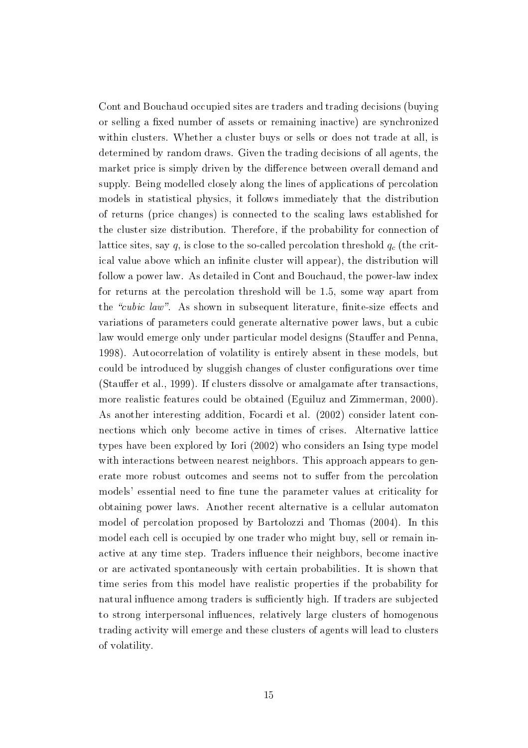Cont and Bouchaud occupied sites are traders and trading decisions (buying or selling a fixed number of assets or remaining inactive) are synchronized within clusters. Whether a cluster buys or sells or does not trade at all, is determined by random draws. Given the trading decisions of all agents, the market price is simply driven by the difference between overall demand and supply. Being modelled closely along the lines of applications of percolation models in statistical physics, it follows immediately that the distribution of returns (price changes) is connected to the scaling laws established for the cluster size distribution. Therefore, if the probability for connection of lattice sites, say $q$, is close to the so-called percolation threshold $q_c$ (the critical value above which an infinite cluster will appear), the distribution will follow a power law. As detailed in Cont and Bouchaud, the power-law index for returns at the percolation threshold will be 1.5, some way apart from the *"cubic law"*. As shown in subsequent literature, finite-size effects and variations of parameters could generate alternative power laws, but a cubic law would emerge only under particular model designs (Stauffer and Penna, 1998). Autocorrelation of volatility is entirely absent in these models, but could be introduced by sluggish changes of cluster configurations over time (Stauffer et al., 1999). If clusters dissolve or amalgamate after transactions, more realistic features could be obtained (Eguiluz and Zimmerman, 2000). As another interesting addition, Focardi et al. (2002) consider latent connections which only become active in times of crises. Alternative lattice types have been explored by Iori (2002) who considers an Ising type model with interactions between nearest neighbors. This approach appears to generate more robust outcomes and seems not to suffer from the percolation models' essential need to fine tune the parameter values at criticality for obtaining power laws. Another recent alternative is a cellular automaton model of percolation proposed by Bartolozzi and Thomas (2004). In this model each cell is occupied by one trader who might buy, sell or remain inactive at any time step. Traders influence their neighbors, become inactive or are activated spontaneously with certain probabilities. It is shown that time series from this model have realistic properties if the probability for natural influence among traders is sufficiently high. If traders are subjected to strong interpersonal influences, relatively large clusters of homogenous trading activity will emerge and these clusters of agents will lead to clusters of volatility.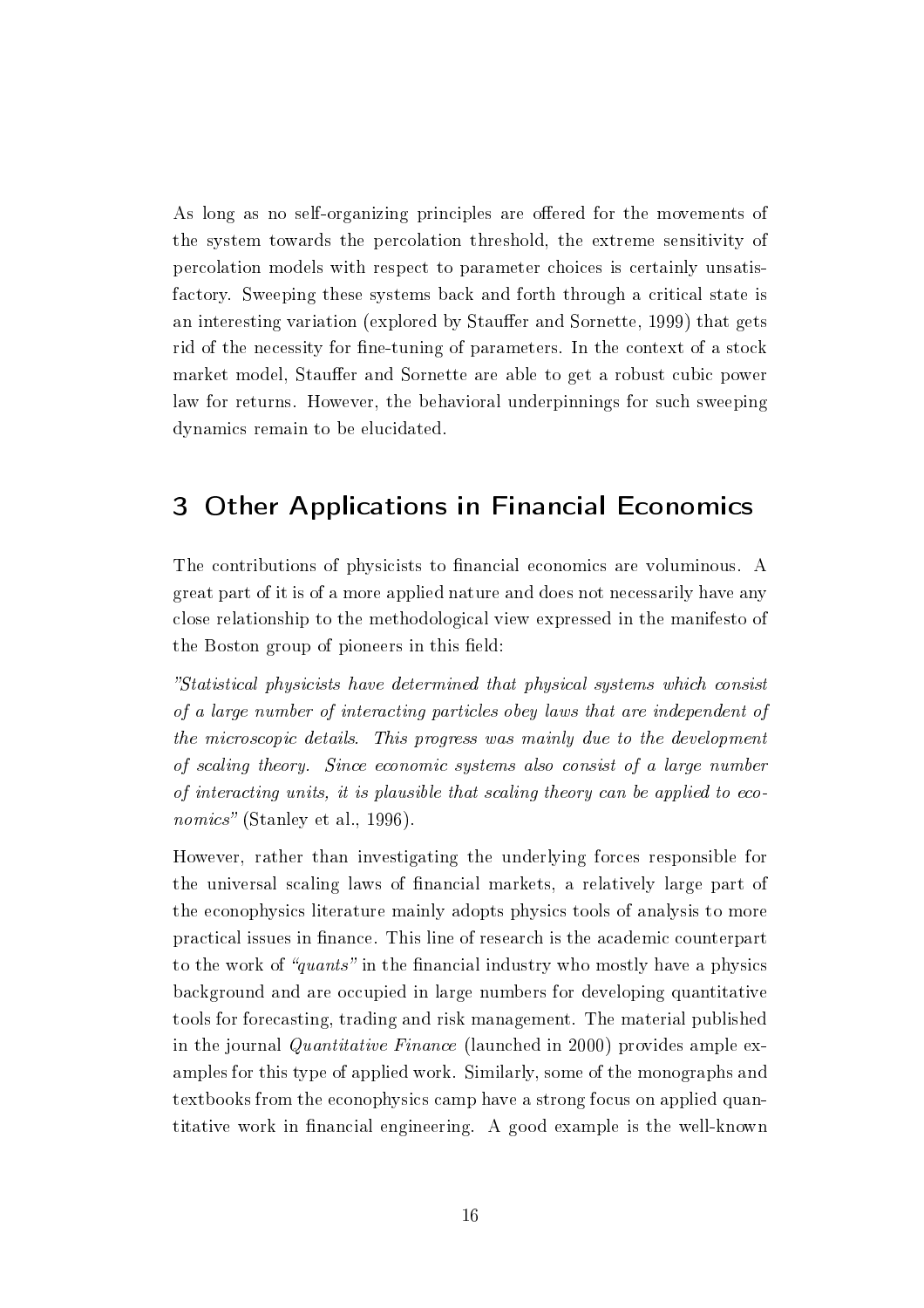As long as no self-organizing principles are offered for the movements of the system towards the percolation threshold, the extreme sensitivity of percolation models with respect to parameter choices is certainly unsatisfactory. Sweeping these systems back and forth through a critical state is an interesting variation (explored by Stauffer and Sornette, 1999) that gets rid of the necessity for fine-tuning of parameters. In the context of a stock market model, Stauffer and Sornette are able to get a robust cubic power law for returns. However, the behavioral underpinnings for such sweeping dynamics remain to be elucidated.

# 3 Other Applications in Financial Economics

The contributions of physicists to financial economics are voluminous. A great part of it is of a more applied nature and does not necessarily have any close relationship to the methodological view expressed in the manifesto of the Boston group of pioneers in this field:

*"Statistical physicists have determined that physical systems which consist of a large number of interacting particles obey laws that are independent of the microscopic details. This progress was mainly due to the development of scaling theory. Since economic systems also consist of a large number of interacting units, it is plausible that scaling theory can be applied to economics"* (Stanley et al., 1996).

However, rather than investigating the underlying forces responsible for the universal scaling laws of financial markets, a relatively large part of the econophysics literature mainly adopts physics tools of analysis to more practical issues in finance. This line of research is the academic counterpart to the work of *"quants"* in the financial industry who mostly have a physics background and are occupied in large numbers for developing quantitative tools for forecasting, trading and risk management. The material published in the journal *Quantitative Finance* (launched in 2000) provides ample examples for this type of applied work. Similarly, some of the monographs and textbooks from the econophysics camp have a strong focus on applied quantitative work in financial engineering. A good example is the well-known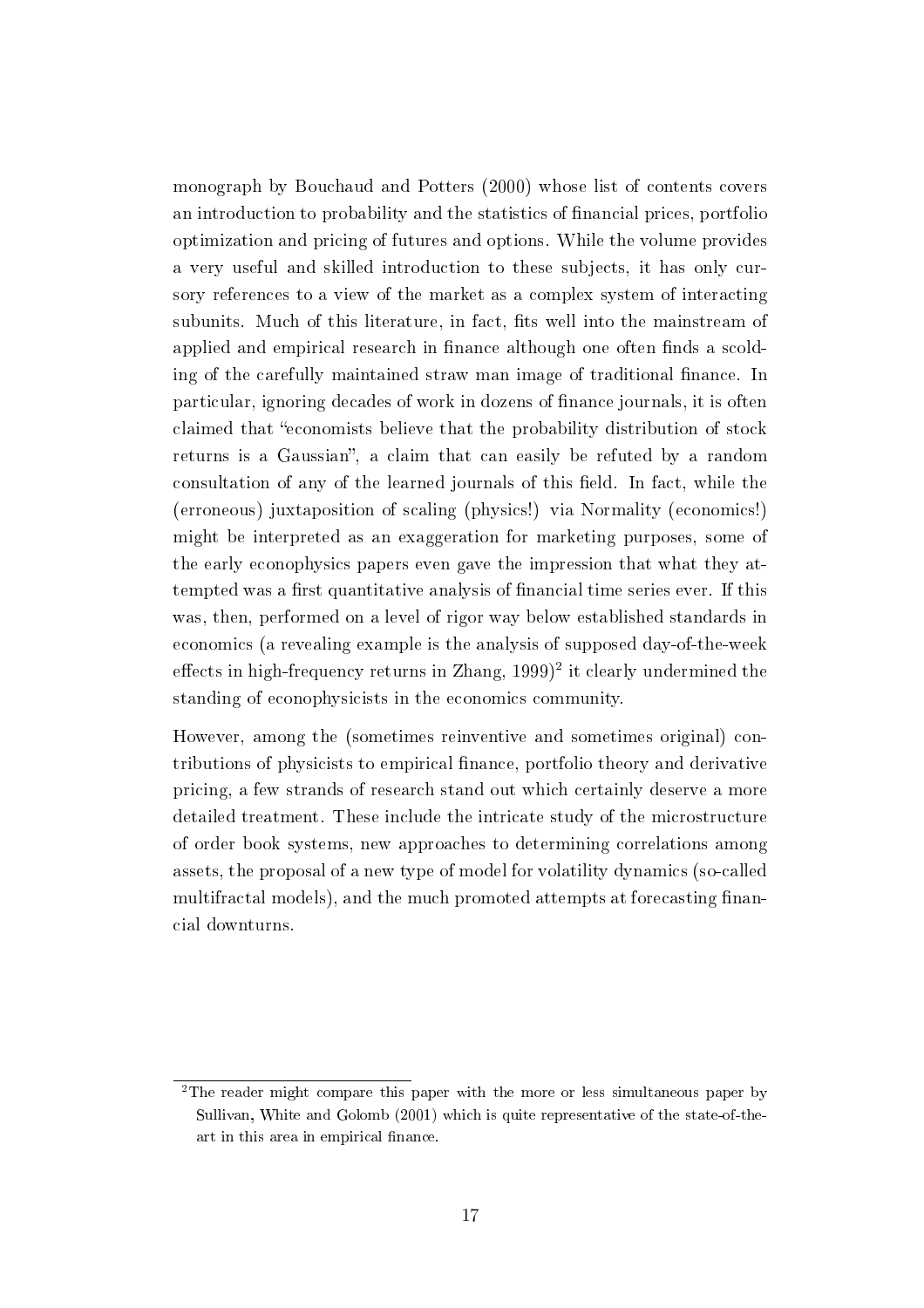monograph by Bouchaud and Potters (2000) whose list of contents covers an introduction to probability and the statistics of financial prices, portfolio optimization and pricing of futures and options. While the volume provides a very useful and skilled introduction to these subjects, it has only cursory references to a view of the market as a complex system of interacting subunits. Much of this literature, in fact, fits well into the mainstream of applied and empirical research in finance although one often finds a scolding of the carefully maintained straw man image of traditional finance. In particular, ignoring decades of work in dozens of finance journals, it is often claimed that "economists believe that the probability distribution of stock returns is a Gaussian", a claim that can easily be refuted by a random consultation of any of the learned journals of this field. In fact, while the (erroneous) juxtaposition of scaling (physics!) via Normality (economics!) might be interpreted as an exaggeration for marketing purposes, some of the early econophysics papers even gave the impression that what they attempted was a first quantitative analysis of financial time series ever. If this was, then, performed on a level of rigor way below established standards in economics (a revealing example is the analysis of supposed day-of-the-week effects in high-frequency returns in Zhang, 1999)[2] it clearly undermined the standing of econophysicists in the economics community.

However, among the (sometimes reinventive and sometimes original) contributions of physicists to empirical finance, portfolio theory and derivative pricing, a few strands of research stand out which certainly deserve a more detailed treatment. These include the intricate study of the microstructure of order book systems, new approaches to determining correlations among assets, the proposal of a new type of model for volatility dynamics (so-called multifractal models), and the much promoted attempts at forecasting financial downturns.

[2] The reader might compare this paper with the more or less simultaneous paper by Sullivan, White and Golomb (2001) which is quite representative of the state-of-the-art in this area in empirical finance.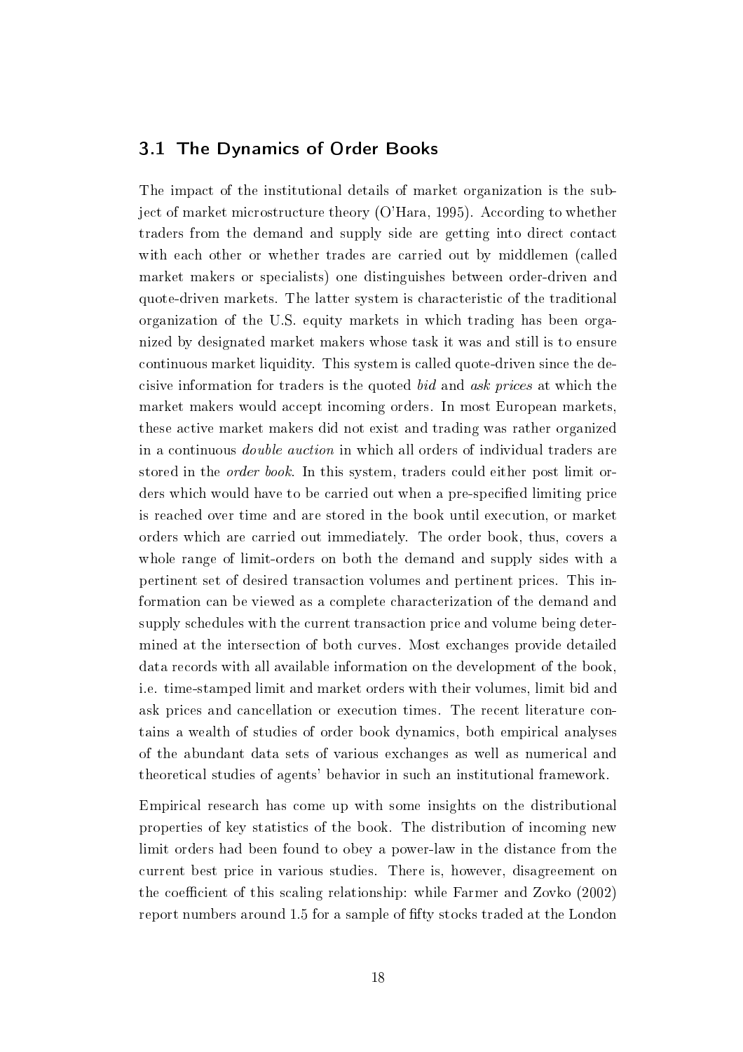## 3.1 The Dynamics of Order Books

The impact of the institutional details of market organization is the subject of market microstructure theory (O'Hara, 1995). According to whether traders from the demand and supply side are getting into direct contact with each other or whether trades are carried out by middlemen (called market makers or specialists) one distinguishes between order-driven and quote-driven markets. The latter system is characteristic of the traditional organization of the U.S. equity markets in which trading has been organized by designated market makers whose task it was and still is to ensure continuous market liquidity. This system is called quote-driven since the decisive information for traders is the quoted *bid* and *ask prices* at which the market makers would accept incoming orders. In most European markets, these active market makers did not exist and trading was rather organized in a continuous *double auction* in which all orders of individual traders are stored in the *order book*. In this system, traders could either post limit orders which would have to be carried out when a pre-specified limiting price is reached over time and are stored in the book until execution, or market orders which are carried out immediately. The order book, thus, covers a whole range of limit-orders on both the demand and supply sides with a pertinent set of desired transaction volumes and pertinent prices. This information can be viewed as a complete characterization of the demand and supply schedules with the current transaction price and volume being determined at the intersection of both curves. Most exchanges provide detailed data records with all available information on the development of the book, i.e. time-stamped limit and market orders with their volumes, limit bid and ask prices and cancellation or execution times. The recent literature contains a wealth of studies of order book dynamics, both empirical analyses of the abundant data sets of various exchanges as well as numerical and theoretical studies of agents' behavior in such an institutional framework.

Empirical research has come up with some insights on the distributional properties of key statistics of the book. The distribution of incoming new limit orders had been found to obey a power-law in the distance from the current best price in various studies. There is, however, disagreement on the coefficient of this scaling relationship: while Farmer and Zovko (2002) report numbers around 1.5 for a sample of fifty stocks traded at the London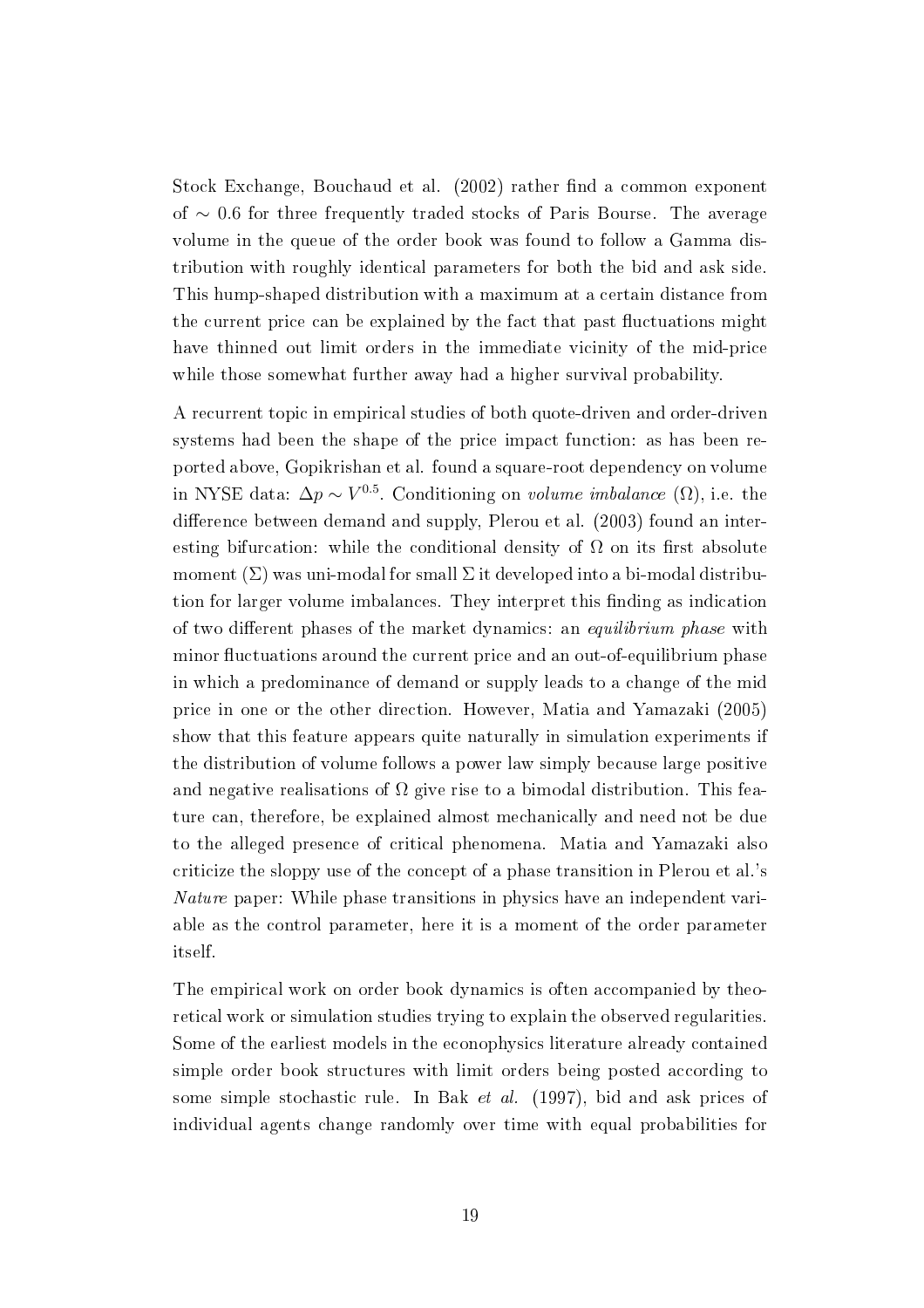Stock Exchange, Bouchaud et al. (2002) rather find a common exponent of $\sim 0.6$ for three frequently traded stocks of Paris Bourse. The average volume in the queue of the order book was found to follow a Gamma distribution with roughly identical parameters for both the bid and ask side. This hump-shaped distribution with a maximum at a certain distance from the current price can be explained by the fact that past fluctuations might have thinned out limit orders in the immediate vicinity of the mid-price while those somewhat further away had a higher survival probability.

A recurrent topic in empirical studies of both quote-driven and order-driven systems had been the shape of the price impact function: as has been reported above, Gopikrishan et al. found a square-root dependency on volume in NYSE data: $\Delta p \sim V^{0.5}$. Conditioning on *volume imbalance* ($\Omega$), i.e. the difference between demand and supply, Plerou et al. (2003) found an interesting bifurcation: while the conditional density of $\Omega$ on its first absolute moment ($\Sigma$) was uni-modal for small $\Sigma$ it developed into a bi-modal distribution for larger volume imbalances. They interpret this finding as indication of two different phases of the market dynamics: an *equilibrium phase* with minor fluctuations around the current price and an out-of-equilibrium phase in which a predominance of demand or supply leads to a change of the mid price in one or the other direction. However, Matia and Yamazaki (2005) show that this feature appears quite naturally in simulation experiments if the distribution of volume follows a power law simply because large positive and negative realisations of $\Omega$ give rise to a bimodal distribution. This feature can, therefore, be explained almost mechanically and need not be due to the alleged presence of critical phenomena. Matia and Yamazaki also criticize the sloppy use of the concept of a phase transition in Plerou et al.'s *Nature* paper: While phase transitions in physics have an independent variable as the control parameter, here it is a moment of the order parameter itself.

The empirical work on order book dynamics is often accompanied by theoretical work or simulation studies trying to explain the observed regularities. Some of the earliest models in the econophysics literature already contained simple order book structures with limit orders being posted according to some simple stochastic rule. In Bak *et al.* (1997), bid and ask prices of individual agents change randomly over time with equal probabilities for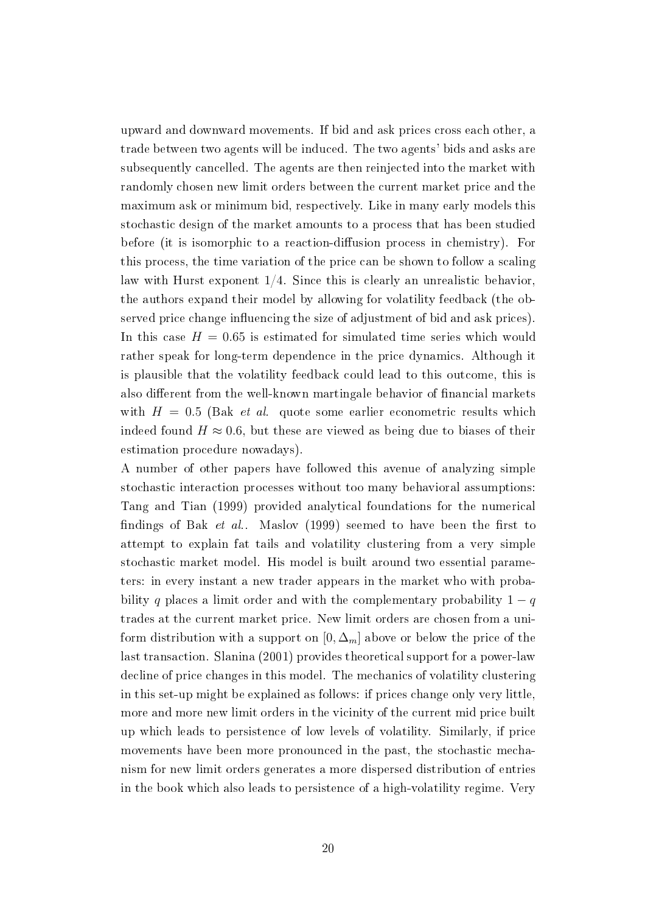upward and downward movements. If bid and ask prices cross each other, a trade between two agents will be induced. The two agents' bids and asks are subsequently cancelled. The agents are then reinjected into the market with randomly chosen new limit orders between the current market price and the maximum ask or minimum bid, respectively. Like in many early models this stochastic design of the market amounts to a process that has been studied before (it is isomorphic to a reaction-diffusion process in chemistry). For this process, the time variation of the price can be shown to follow a scaling law with Hurst exponent $1/4$. Since this is clearly an unrealistic behavior, the authors expand their model by allowing for volatility feedback (the observed price change influencing the size of adjustment of bid and ask prices). In this case $H = 0.65$ is estimated for simulated time series which would rather speak for long-term dependence in the price dynamics. Although it is plausible that the volatility feedback could lead to this outcome, this is also different from the well-known martingale behavior of financial markets with $H = 0.5$ (Bak *et al.* quote some earlier econometric results which indeed found $H \approx 0.6$, but these are viewed as being due to biases of their estimation procedure nowadays).

A number of other papers have followed this avenue of analyzing simple stochastic interaction processes without too many behavioral assumptions: Tang and Tian (1999) provided analytical foundations for the numerical findings of Bak *et al.*. Maslov (1999) seemed to have been the first to attempt to explain fat tails and volatility clustering from a very simple stochastic market model. His model is built around two essential parameters: in every instant a new trader appears in the market who with probability $q$ places a limit order and with the complementary probability $1 - q$ trades at the current market price. New limit orders are chosen from a uniform distribution with a support on $[0, \Delta_m]$ above or below the price of the last transaction. Slanina (2001) provides theoretical support for a power-law decline of price changes in this model. The mechanics of volatility clustering in this set-up might be explained as follows: if prices change only very little, more and more new limit orders in the vicinity of the current mid price built up which leads to persistence of low levels of volatility. Similarly, if price movements have been more pronounced in the past, the stochastic mechanism for new limit orders generates a more dispersed distribution of entries in the book which also leads to persistence of a high-volatility regime. Very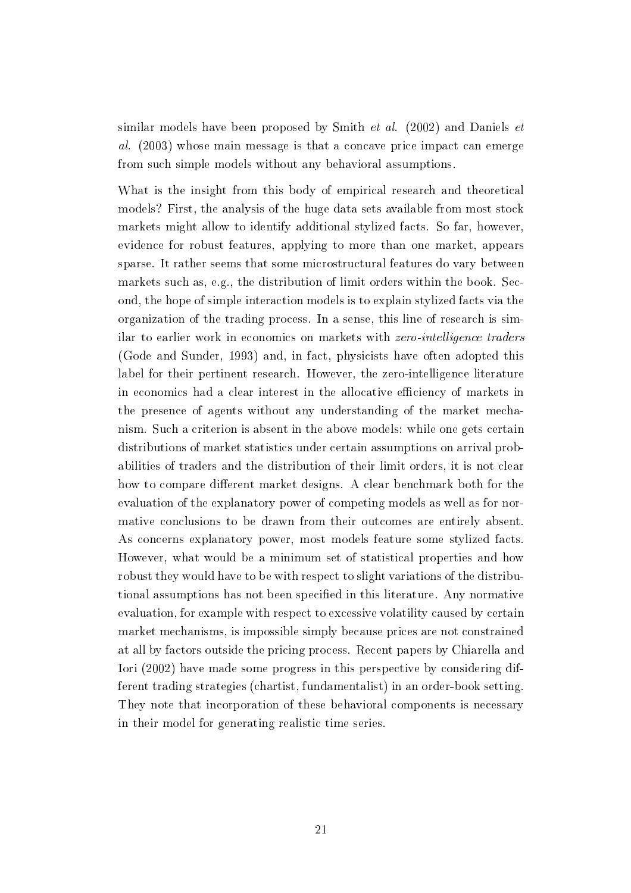similar models have been proposed by Smith *et al*. (2002) and Daniels *et al*. (2003) whose main message is that a concave price impact can emerge from such simple models without any behavioral assumptions.

What is the insight from this body of empirical research and theoretical models? First, the analysis of the huge data sets available from most stock markets might allow to identify additional stylized facts. So far, however, evidence for robust features, applying to more than one market, appears sparse. It rather seems that some microstructural features do vary between markets such as, e.g., the distribution of limit orders within the book. Second, the hope of simple interaction models is to explain stylized facts via the organization of the trading process. In a sense, this line of research is similar to earlier work in economics on markets with *zero-intelligence traders* (Gode and Sunder, 1993) and, in fact, physicists have often adopted this label for their pertinent research. However, the zero-intelligence literature in economics had a clear interest in the allocative efficiency of markets in the presence of agents without any understanding of the market mechanism. Such a criterion is absent in the above models: while one gets certain distributions of market statistics under certain assumptions on arrival probabilities of traders and the distribution of their limit orders, it is not clear how to compare different market designs. A clear benchmark both for the evaluation of the explanatory power of competing models as well as for normative conclusions to be drawn from their outcomes are entirely absent. As concerns explanatory power, most models feature some stylized facts. However, what would be a minimum set of statistical properties and how robust they would have to be with respect to slight variations of the distributional assumptions has not been specified in this literature. Any normative evaluation, for example with respect to excessive volatility caused by certain market mechanisms, is impossible simply because prices are not constrained at all by factors outside the pricing process. Recent papers by Chiarella and Iori (2002) have made some progress in this perspective by considering different trading strategies (chartist, fundamentalist) in an order-book setting. They note that incorporation of these behavioral components is necessary in their model for generating realistic time series.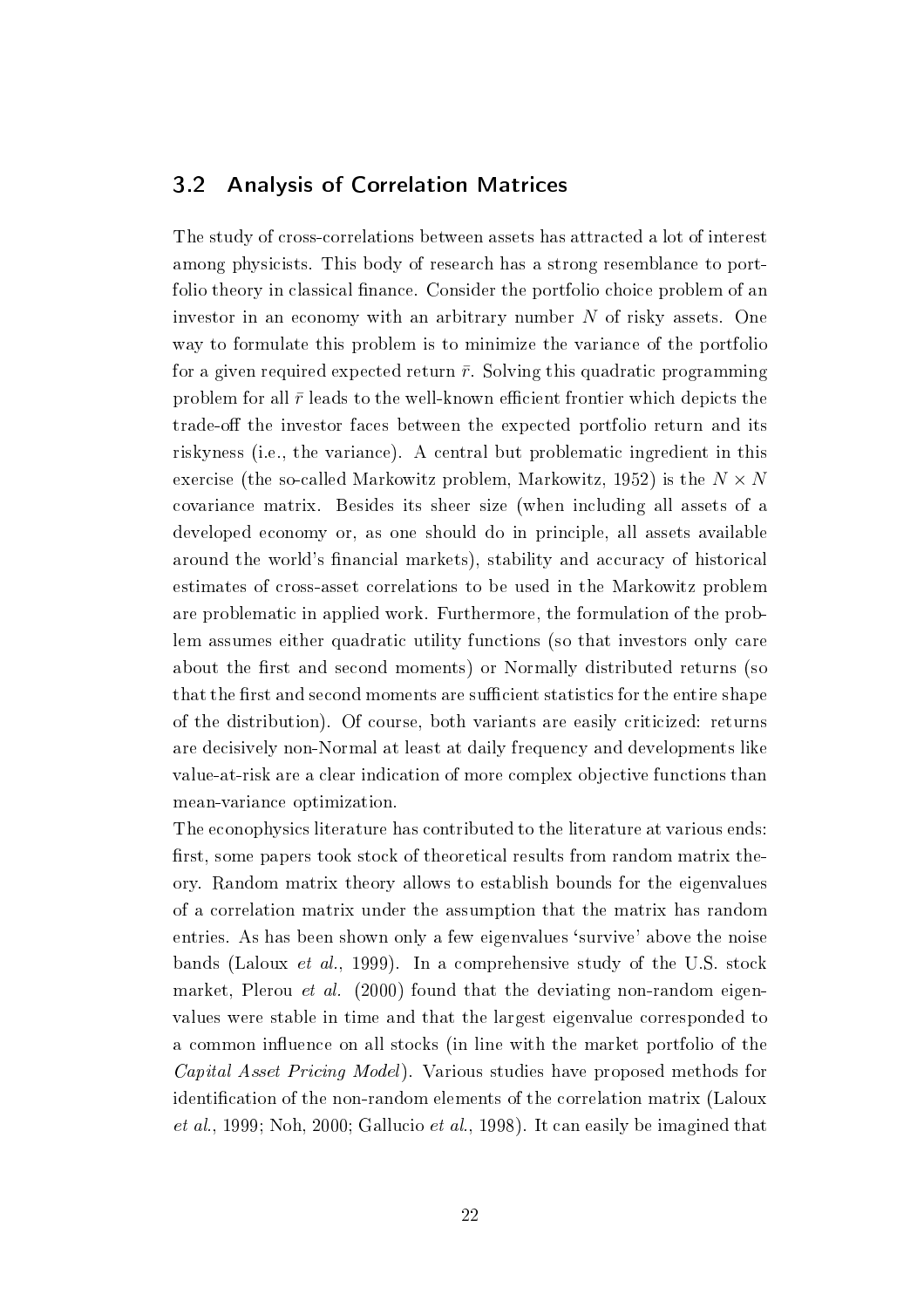## 3.2 Analysis of Correlation Matrices

The study of cross-correlations between assets has attracted a lot of interest among physicists. This body of research has a strong resemblance to portfolio theory in classical finance. Consider the portfolio choice problem of an investor in an economy with an arbitrary number $N$ of risky assets. One way to formulate this problem is to minimize the variance of the portfolio for a given required expected return $\bar{r}$. Solving this quadratic programming problem for all $\bar{r}$ leads to the well-known efficient frontier which depicts the trade-off the investor faces between the expected portfolio return and its riskyness (i.e., the variance). A central but problematic ingredient in this exercise (the so-called Markowitz problem, Markowitz, 1952) is the $N \times N$ covariance matrix. Besides its sheer size (when including all assets of a developed economy or, as one should do in principle, all assets available around the world's financial markets), stability and accuracy of historical estimates of cross-asset correlations to be used in the Markowitz problem are problematic in applied work. Furthermore, the formulation of the problem assumes either quadratic utility functions (so that investors only care about the first and second moments) or Normally distributed returns (so that the first and second moments are sufficient statistics for the entire shape of the distribution). Of course, both variants are easily criticized: returns are decisively non-Normal at least at daily frequency and developments like value-at-risk are a clear indication of more complex objective functions than mean-variance optimization.

The econophysics literature has contributed to the literature at various ends: first, some papers took stock of theoretical results from random matrix theory. Random matrix theory allows to establish bounds for the eigenvalues of a correlation matrix under the assumption that the matrix has random entries. As has been shown only a few eigenvalues 'survive' above the noise bands (Laloux *et al.*, 1999). In a comprehensive study of the U.S. stock market, Plerou *et al.* (2000) found that the deviating non-random eigenvalues were stable in time and that the largest eigenvalue corresponded to a common influence on all stocks (in line with the market portfolio of the *Capital Asset Pricing Model*). Various studies have proposed methods for identification of the non-random elements of the correlation matrix (Laloux *et al.*, 1999; Noh, 2000; Gallucio *et al.*, 1998). It can easily be imagined that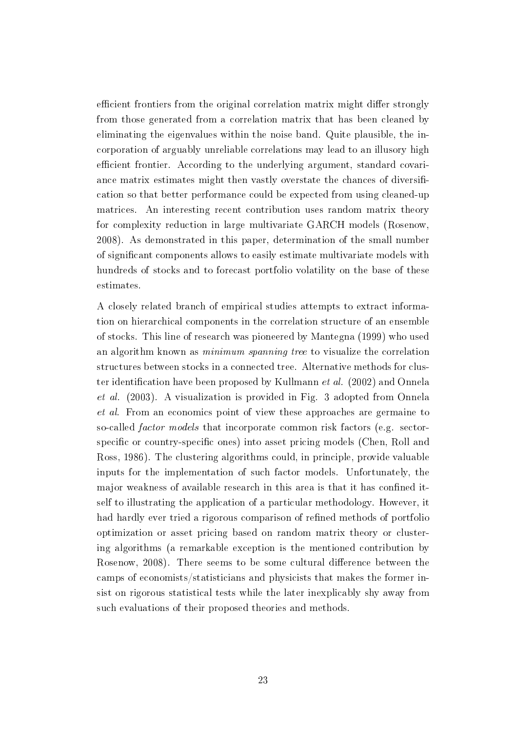efficient frontiers from the original correlation matrix might differ strongly from those generated from a correlation matrix that has been cleaned by eliminating the eigenvalues within the noise band. Quite plausible, the incorporation of arguably unreliable correlations may lead to an illusory high efficient frontier. According to the underlying argument, standard covariance matrix estimates might then vastly overstate the chances of diversification so that better performance could be expected from using cleaned-up matrices. An interesting recent contribution uses random matrix theory for complexity reduction in large multivariate GARCH models (Rosenow, 2008). As demonstrated in this paper, determination of the small number of significant components allows to easily estimate multivariate models with hundreds of stocks and to forecast portfolio volatility on the base of these estimates.

A closely related branch of empirical studies attempts to extract information on hierarchical components in the correlation structure of an ensemble of stocks. This line of research was pioneered by Mantegna (1999) who used an algorithm known as *minimum spanning tree* to visualize the correlation structures between stocks in a connected tree. Alternative methods for cluster identification have been proposed by Kullmann *et al.* (2002) and Onnela *et al.* (2003). A visualization is provided in Fig. 3 adopted from Onnela *et al*. From an economics point of view these approaches are germaine to so-called *factor models* that incorporate common risk factors (e.g. sector-specific or country-specific ones) into asset pricing models (Chen, Roll and Ross, 1986). The clustering algorithms could, in principle, provide valuable inputs for the implementation of such factor models. Unfortunately, the major weakness of available research in this area is that it has confined itself to illustrating the application of a particular methodology. However, it had hardly ever tried a rigorous comparison of refined methods of portfolio optimization or asset pricing based on random matrix theory or clustering algorithms (a remarkable exception is the mentioned contribution by Rosenow, 2008). There seems to be some cultural difference between the camps of economists/statisticians and physicists that makes the former insist on rigorous statistical tests while the later inexplicably shy away from such evaluations of their proposed theories and methods.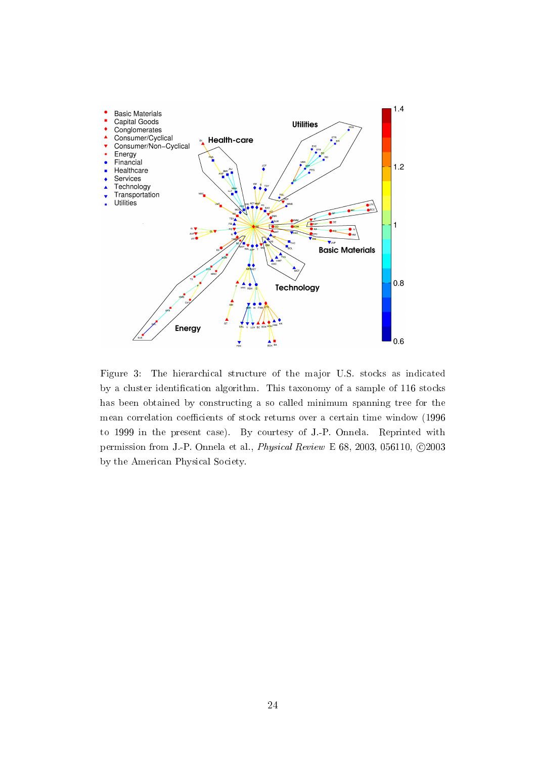Figure 3: The hierarchical structure of the major U.S. stocks as indicated by a cluster identification algorithm. This taxonomy of a sample of 116 stocks has been obtained by constructing a so called minimum spanning tree for the mean correlation coefficients of stock returns over a certain time window (1996 to 1999 in the present case). By courtesy of J.-P. Onnela. Reprinted with permission from J.-P. Onnela et al., *Physical Review* E 68, 2003, 056110, ©2003 by the American Physical Society.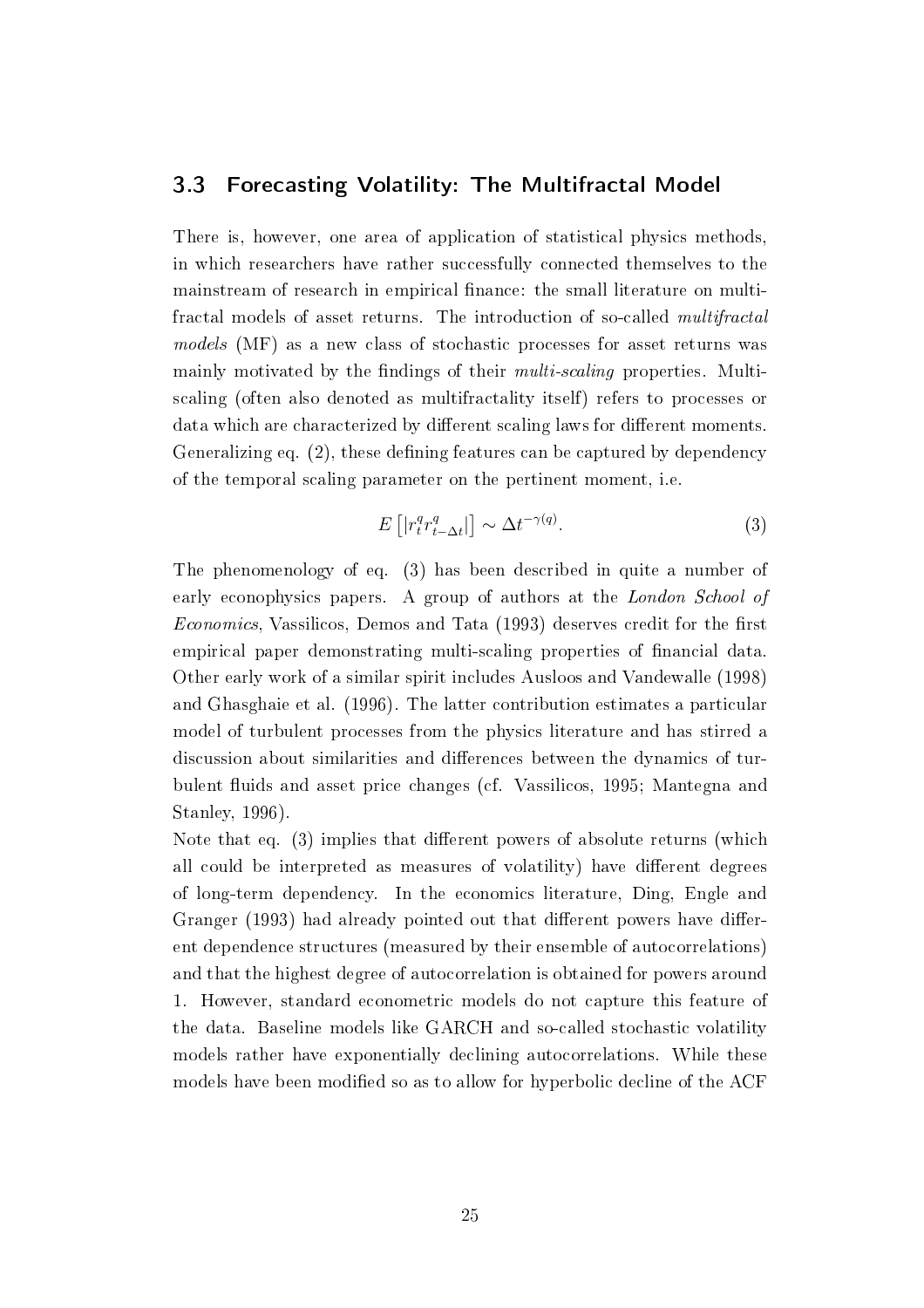### 3.3 Forecasting Volatility: The Multifractal Model

There is, however, one area of application of statistical physics methods, in which researchers have rather successfully connected themselves to the mainstream of research in empirical finance: the small literature on multifractal models of asset returns. The introduction of so-called *multifractal models* (MF) as a new class of stochastic processes for asset returns was mainly motivated by the findings of their *multi-scaling* properties. Multiscaling (often also denoted as multifractality itself) refers to processes or data which are characterized by different scaling laws for different moments. Generalizing eq. (2), these defining features can be captured by dependency of the temporal scaling parameter on the pertinent moment, i.e.

$$E\left[|r_t^q r_{t-\Delta t}^q|\right] \sim \Delta t^{-\gamma(q)}. \tag{3}$$

The phenomenology of eq. (3) has been described in quite a number of early econophysics papers. A group of authors at the *London School of Economics*, Vassilicos, Demos and Tata (1993) deserves credit for the first empirical paper demonstrating multi-scaling properties of financial data. Other early work of a similar spirit includes Ausloos and Vandewalle (1998) and Ghasghaie et al. (1996). The latter contribution estimates a particular model of turbulent processes from the physics literature and has stirred a discussion about similarities and differences between the dynamics of turbulent fluids and asset price changes (cf. Vassilicos, 1995; Mantegna and Stanley, 1996).

Note that eq. (3) implies that different powers of absolute returns (which all could be interpreted as measures of volatility) have different degrees of long-term dependency. In the economics literature, Ding, Engle and Granger (1993) had already pointed out that different powers have different dependence structures (measured by their ensemble of autocorrelations) and that the highest degree of autocorrelation is obtained for powers around 1. However, standard econometric models do not capture this feature of the data. Baseline models like GARCH and so-called stochastic volatility models rather have exponentially declining autocorrelations. While these models have been modified so as to allow for hyperbolic decline of the ACF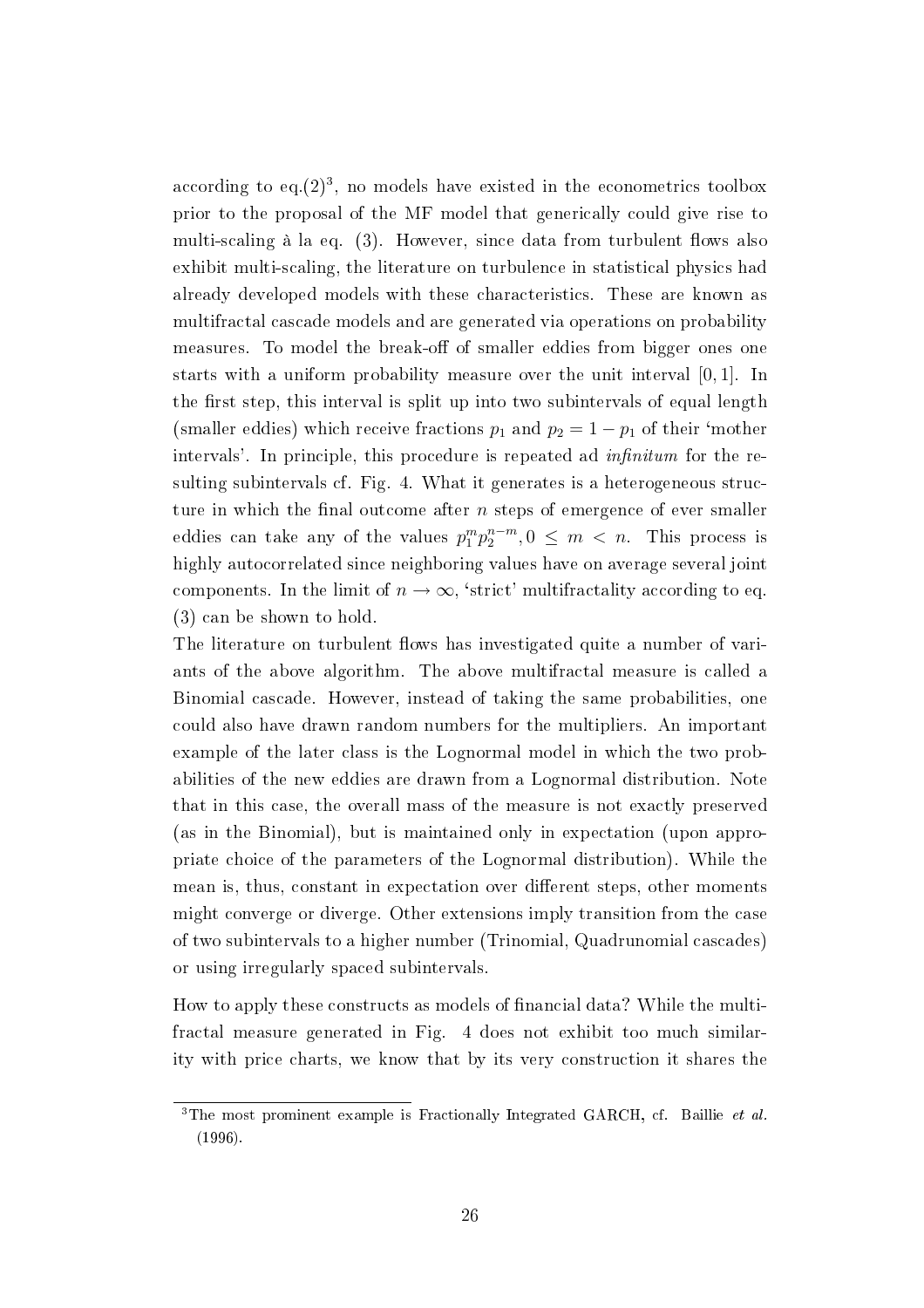according to eq.(2)[3], no models have existed in the econometrics toolbox prior to the proposal of the MF model that generically could give rise to multi-scaling à la eq. (3). However, since data from turbulent flows also exhibit multi-scaling, the literature on turbulence in statistical physics had already developed models with these characteristics. These are known as multifractal cascade models and are generated via operations on probability measures. To model the break-off of smaller eddies from bigger ones one starts with a uniform probability measure over the unit interval $[0, 1]$. In the first step, this interval is split up into two subintervals of equal length (smaller eddies) which receive fractions $p_1$ and $p_2 = 1 - p_1$ of their 'mother intervals'. In principle, this procedure is repeated ad *infinitum* for the resulting subintervals cf. Fig. 4. What it generates is a heterogeneous structure in which the final outcome after $n$ steps of emergence of ever smaller eddies can take any of the values $p_1^m p_2^{n-m}, 0 \leq m < n$. This process is highly autocorrelated since neighboring values have on average several joint components. In the limit of $n \to \infty$, 'strict' multifractality according to eq. (3) can be shown to hold.

The literature on turbulent flows has investigated quite a number of variants of the above algorithm. The above multifractal measure is called a Binomial cascade. However, instead of taking the same probabilities, one could also have drawn random numbers for the multipliers. An important example of the later class is the Lognormal model in which the two probabilities of the new eddies are drawn from a Lognormal distribution. Note that in this case, the overall mass of the measure is not exactly preserved (as in the Binomial), but is maintained only in expectation (upon appropriate choice of the parameters of the Lognormal distribution). While the mean is, thus, constant in expectation over different steps, other moments might converge or diverge. Other extensions imply transition from the case of two subintervals to a higher number (Trinomial, Quadrunomial cascades) or using irregularly spaced subintervals.

How to apply these constructs as models of financial data? While the multifractal measure generated in Fig. 4 does not exhibit too much similarity with price charts, we know that by its very construction it shares the

[3] The most prominent example is Fractionally Integrated GARCH, cf. Baillie *et al.* (1996).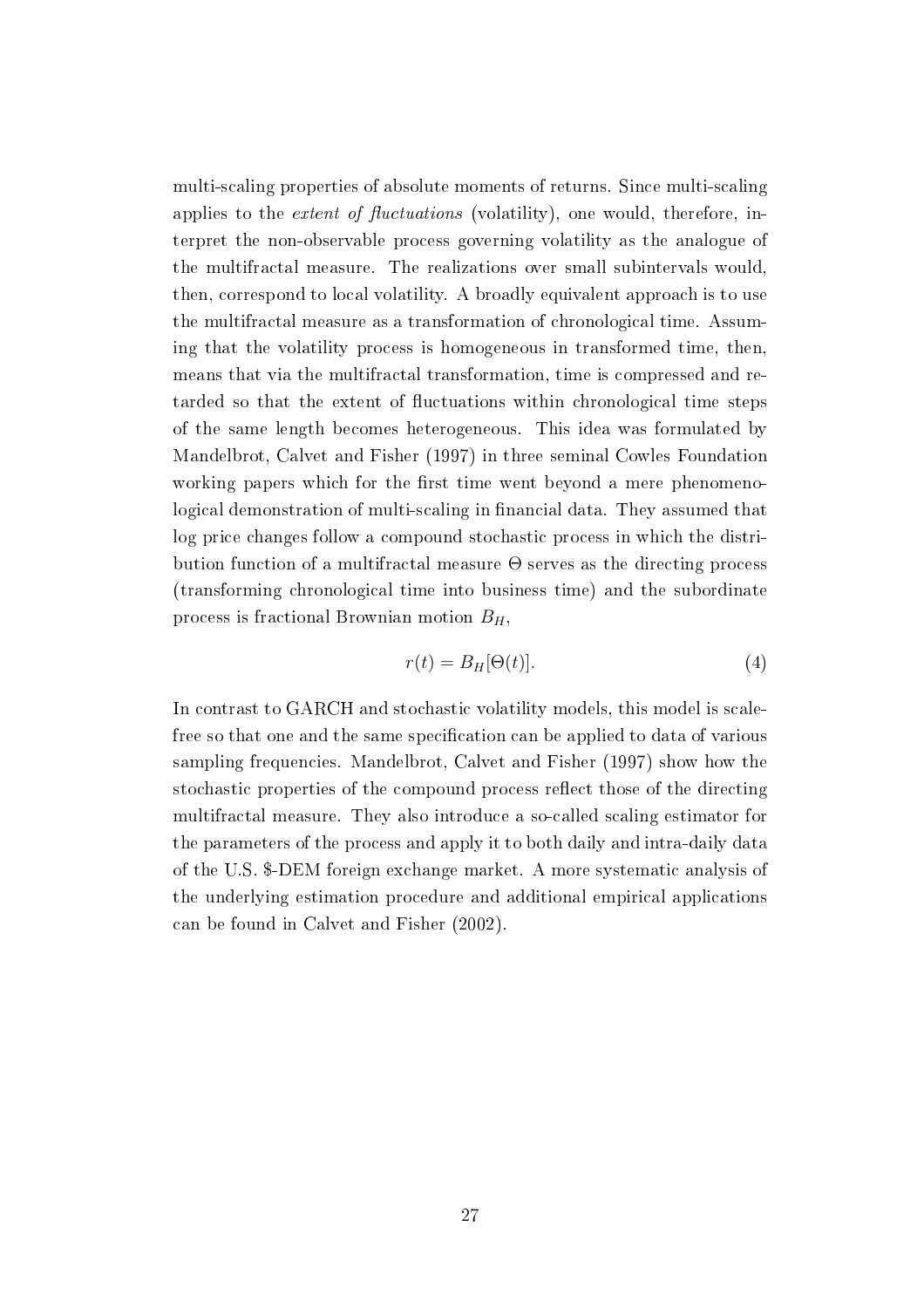multi-scaling properties of absolute moments of returns. Since multi-scaling applies to the *extent of fluctuations* (volatility), one would, therefore, interpret the non-observable process governing volatility as the analogue of the multifractal measure. The realizations over small subintervals would, then, correspond to local volatility. A broadly equivalent approach is to use the multifractal measure as a transformation of chronological time. Assuming that the volatility process is homogeneous in transformed time, then, means that via the multifractal transformation, time is compressed and retarded so that the extent of fluctuations within chronological time steps of the same length becomes heterogeneous. This idea was formulated by Mandelbrot, Calvet and Fisher (1997) in three seminal Cowles Foundation working papers which for the first time went beyond a mere phenomenological demonstration of multi-scaling in financial data. They assumed that log price changes follow a compound stochastic process in which the distribution function of a multifractal measure $\Theta$ serves as the directing process (transforming chronological time into business time) and the subordinate process is fractional Brownian motion $B_H$,

$$r(t) = B_H[\Theta(t)]. \tag{4}$$

In contrast to GARCH and stochastic volatility models, this model is scale-free so that one and the same specification can be applied to data of various sampling frequencies. Mandelbrot, Calvet and Fisher (1997) show how the stochastic properties of the compound process reflect those of the directing multifractal measure. They also introduce a so-called scaling estimator for the parameters of the process and apply it to both daily and intra-daily data of the U.S. $-DEM foreign exchange market. A more systematic analysis of the underlying estimation procedure and additional empirical applications can be found in Calvet and Fisher (2002).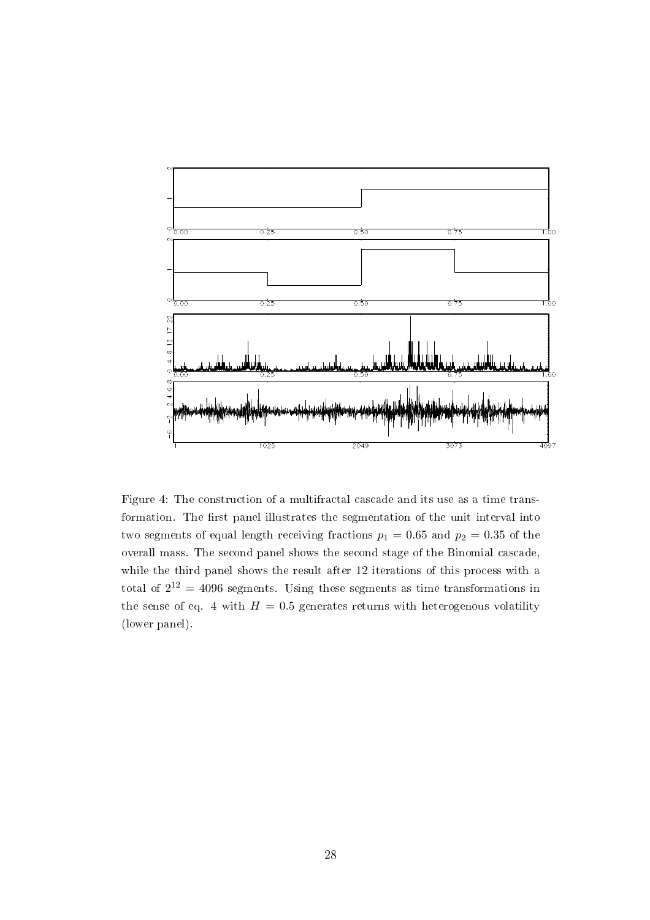0
1
2
0.00
0.25
0.50
0.75
1.00

0
1
2
0.00
0.25
0.50
0.75
1.00

0
4
8
12
17
22
0.00
0.25
0.50
0.75
1.00

-6
-2
2
4
6
8
1
1025
2049
3073
4097

Figure 4: The construction of a multifractal cascade and its use as a time transformation. The first panel illustrates the segmentation of the unit interval into two segments of equal length receiving fractions $p_1 = 0.65$ and $p_2 = 0.35$ of the overall mass. The second panel shows the second stage of the Binomial cascade, while the third panel shows the result after 12 iterations of this process with a total of $2^{12} = 4096$ segments. Using these segments as time transformations in the sense of eq. 4 with $H = 0.5$ generates returns with heterogenous volatility (lower panel).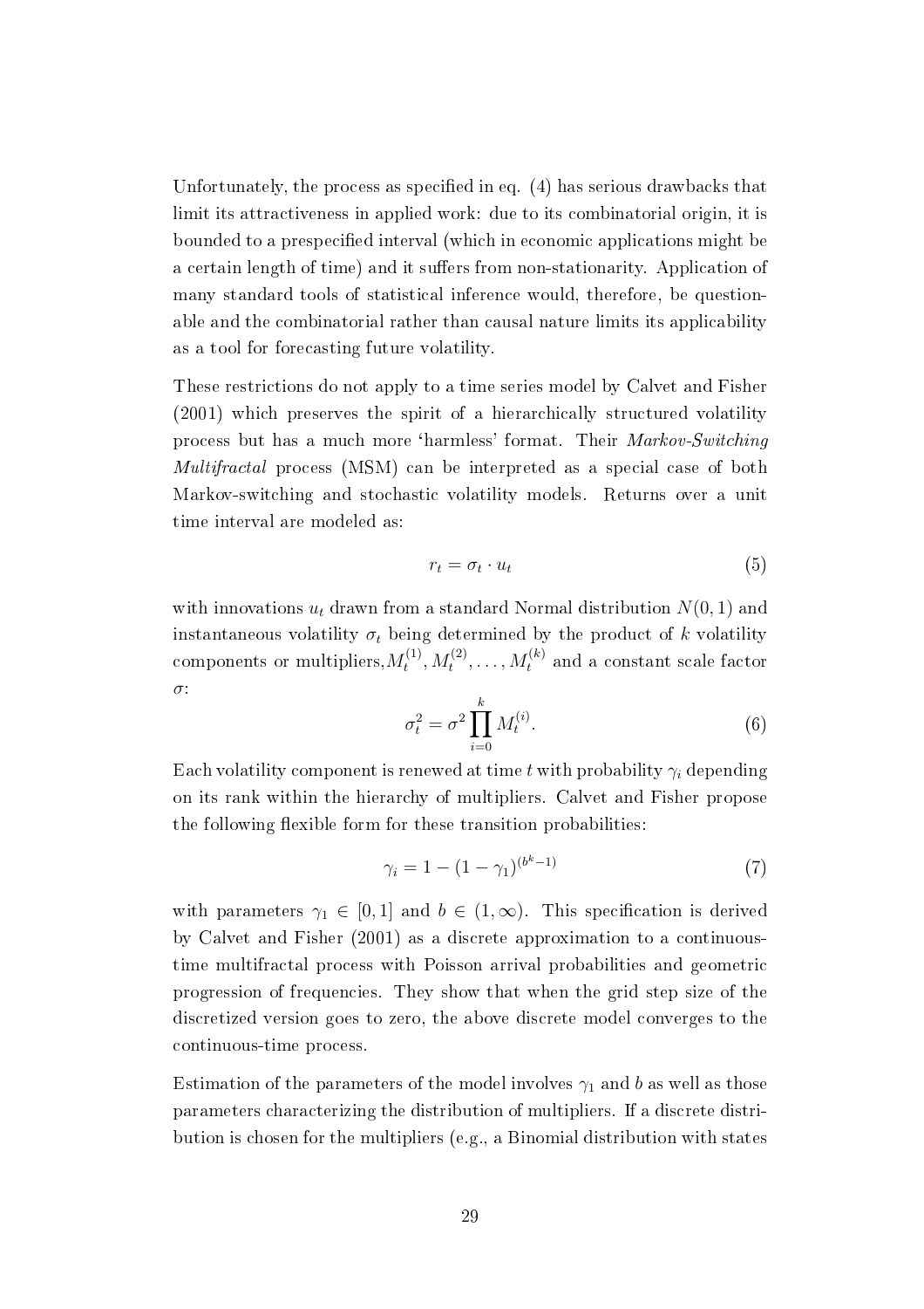Unfortunately, the process as specified in eq. (4) has serious drawbacks that limit its attractiveness in applied work: due to its combinatorial origin, it is bounded to a prespecified interval (which in economic applications might be a certain length of time) and it suffers from non-stationarity. Application of many standard tools of statistical inference would, therefore, be questionable and the combinatorial rather than causal nature limits its applicability as a tool for forecasting future volatility.

These restrictions do not apply to a time series model by Calvet and Fisher (2001) which preserves the spirit of a hierarchically structured volatility process but has a much more 'harmless' format. Their *Markov-Switching Multifractal* process (MSM) can be interpreted as a special case of both Markov-switching and stochastic volatility models. Returns over a unit time interval are modeled as:

$$r_t = \sigma_t \cdot u_t \tag{5}$$

with innovations $u_t$ drawn from a standard Normal distribution $N(0,1)$ and instantaneous volatility $\sigma_t$ being determined by the product of $k$ volatility components or multipliers, $M_t^{(1)}, M_t^{(2)}, \ldots, M_t^{(k)}$ and a constant scale factor $\sigma$:

$$\sigma_t^2 = \sigma^2 \prod_{i=0}^{k} M_t^{(i)}. \tag{6}$$

Each volatility component is renewed at time $t$ with probability $\gamma_i$ depending on its rank within the hierarchy of multipliers. Calvet and Fisher propose the following flexible form for these transition probabilities:

$$\gamma_i = 1 - (1 - \gamma_1)^{(b^k - 1)} \tag{7}$$

with parameters $\gamma_1 \in [0,1]$ and $b \in (1, \infty)$. This specification is derived by Calvet and Fisher (2001) as a discrete approximation to a continuous-time multifractal process with Poisson arrival probabilities and geometric progression of frequencies. They show that when the grid step size of the discretized version goes to zero, the above discrete model converges to the continuous-time process.

Estimation of the parameters of the model involves $\gamma_1$ and $b$ as well as those parameters characterizing the distribution of multipliers. If a discrete distribution is chosen for the multipliers (e.g., a Binomial distribution with states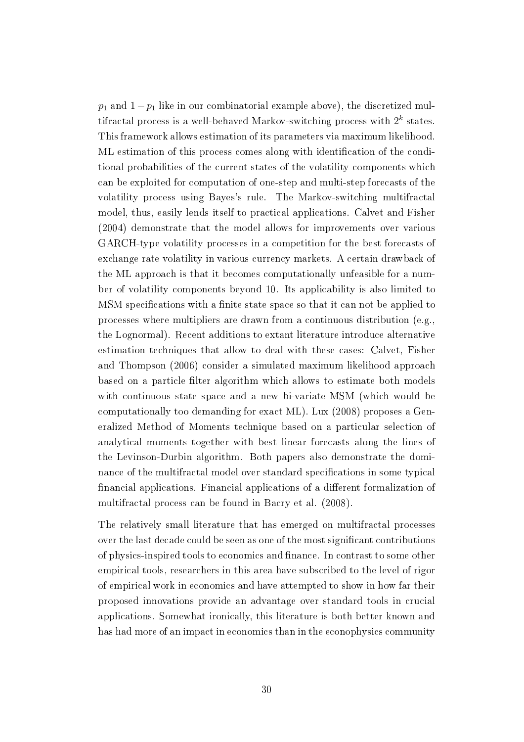$p_1$ and $1-p_1$ like in our combinatorial example above), the discretized multifractal process is a well-behaved Markov-switching process with $2^k$ states. This framework allows estimation of its parameters via maximum likelihood. ML estimation of this process comes along with identification of the conditional probabilities of the current states of the volatility components which can be exploited for computation of one-step and multi-step forecasts of the volatility process using Bayes's rule. The Markov-switching multifractal model, thus, easily lends itself to practical applications. Calvet and Fisher (2004) demonstrate that the model allows for improvements over various GARCH-type volatility processes in a competition for the best forecasts of exchange rate volatility in various currency markets. A certain drawback of the ML approach is that it becomes computationally unfeasible for a number of volatility components beyond 10. Its applicability is also limited to MSM specifications with a finite state space so that it can not be applied to processes where multipliers are drawn from a continuous distribution (e.g., the Lognormal). Recent additions to extant literature introduce alternative estimation techniques that allow to deal with these cases: Calvet, Fisher and Thompson (2006) consider a simulated maximum likelihood approach based on a particle filter algorithm which allows to estimate both models with continuous state space and a new bi-variate MSM (which would be computationally too demanding for exact ML). Lux (2008) proposes a Generalized Method of Moments technique based on a particular selection of analytical moments together with best linear forecasts along the lines of the Levinson-Durbin algorithm. Both papers also demonstrate the dominance of the multifractal model over standard specifications in some typical financial applications. Financial applications of a different formalization of multifractal process can be found in Bacry et al. (2008).

The relatively small literature that has emerged on multifractal processes over the last decade could be seen as one of the most significant contributions of physics-inspired tools to economics and finance. In contrast to some other empirical tools, researchers in this area have subscribed to the level of rigor of empirical work in economics and have attempted to show in how far their proposed innovations provide an advantage over standard tools in crucial applications. Somewhat ironically, this literature is both better known and has had more of an impact in economics than in the econophysics community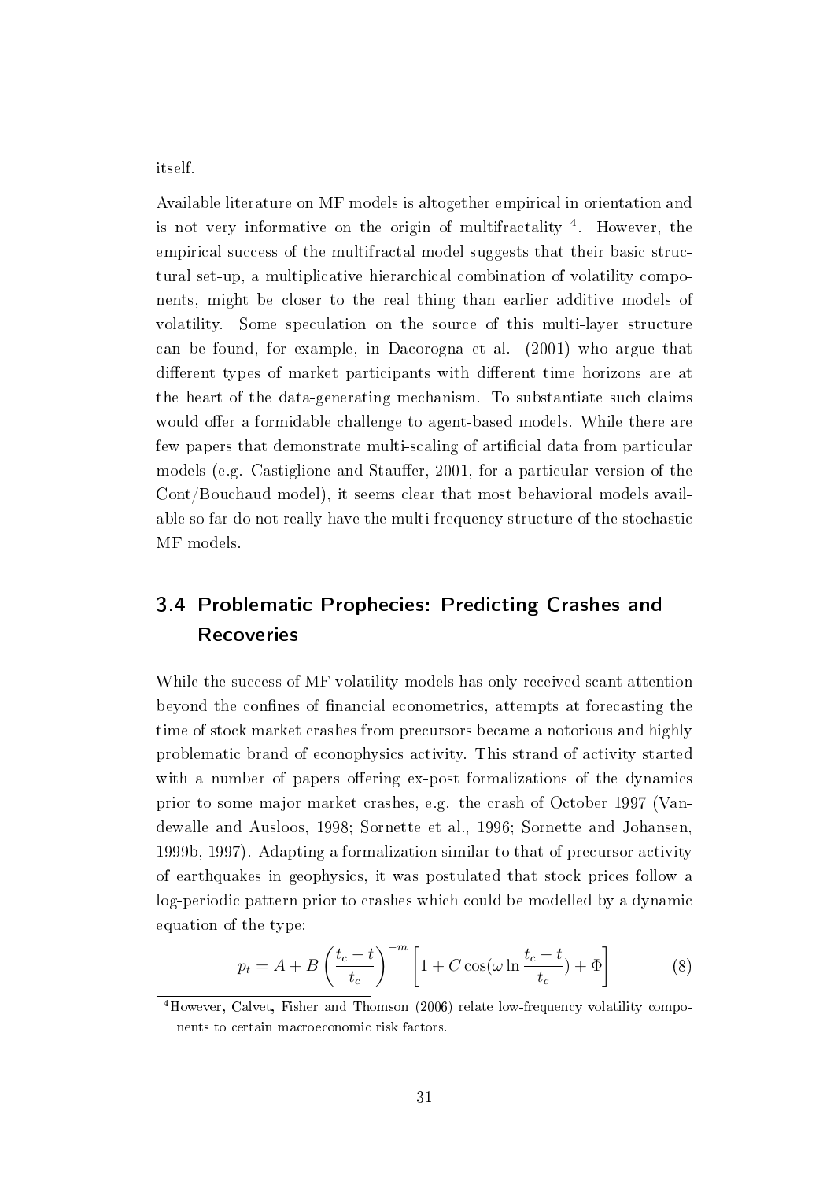itself.

Available literature on MF models is altogether empirical in orientation and is not very informative on the origin of multifractality [4]. However, the empirical success of the multifractal model suggests that their basic structural set-up, a multiplicative hierarchical combination of volatility components, might be closer to the real thing than earlier additive models of volatility. Some speculation on the source of this multi-layer structure can be found, for example, in Dacorogna et al. (2001) who argue that different types of market participants with different time horizons are at the heart of the data-generating mechanism. To substantiate such claims would offer a formidable challenge to agent-based models. While there are few papers that demonstrate multi-scaling of artificial data from particular models (e.g. Castiglione and Stauffer, 2001, for a particular version of the Cont/Bouchaud model), it seems clear that most behavioral models available so far do not really have the multi-frequency structure of the stochastic MF models.

## 3.4 Problematic Prophecies: Predicting Crashes and Recoveries

While the success of MF volatility models has only received scant attention beyond the confines of financial econometrics, attempts at forecasting the time of stock market crashes from precursors became a notorious and highly problematic brand of econophysics activity. This strand of activity started with a number of papers offering ex-post formalizations of the dynamics prior to some major market crashes, e.g. the crash of October 1997 (Vandewalle and Ausloos, 1998; Sornette et al., 1996; Sornette and Johansen, 1999b, 1997). Adapting a formalization similar to that of precursor activity of earthquakes in geophysics, it was postulated that stock prices follow a log-periodic pattern prior to crashes which could be modelled by a dynamic equation of the type:

$$p_t = A + B\left(\frac{t_c - t}{t_c}\right)^{-m}\left[1 + C\cos(\omega \ln \frac{t_c - t}{t_c}) + \Phi\right] \tag{8}$$

[4] However, Calvet, Fisher and Thomson (2006) relate low-frequency volatility components to certain macroeconomic risk factors.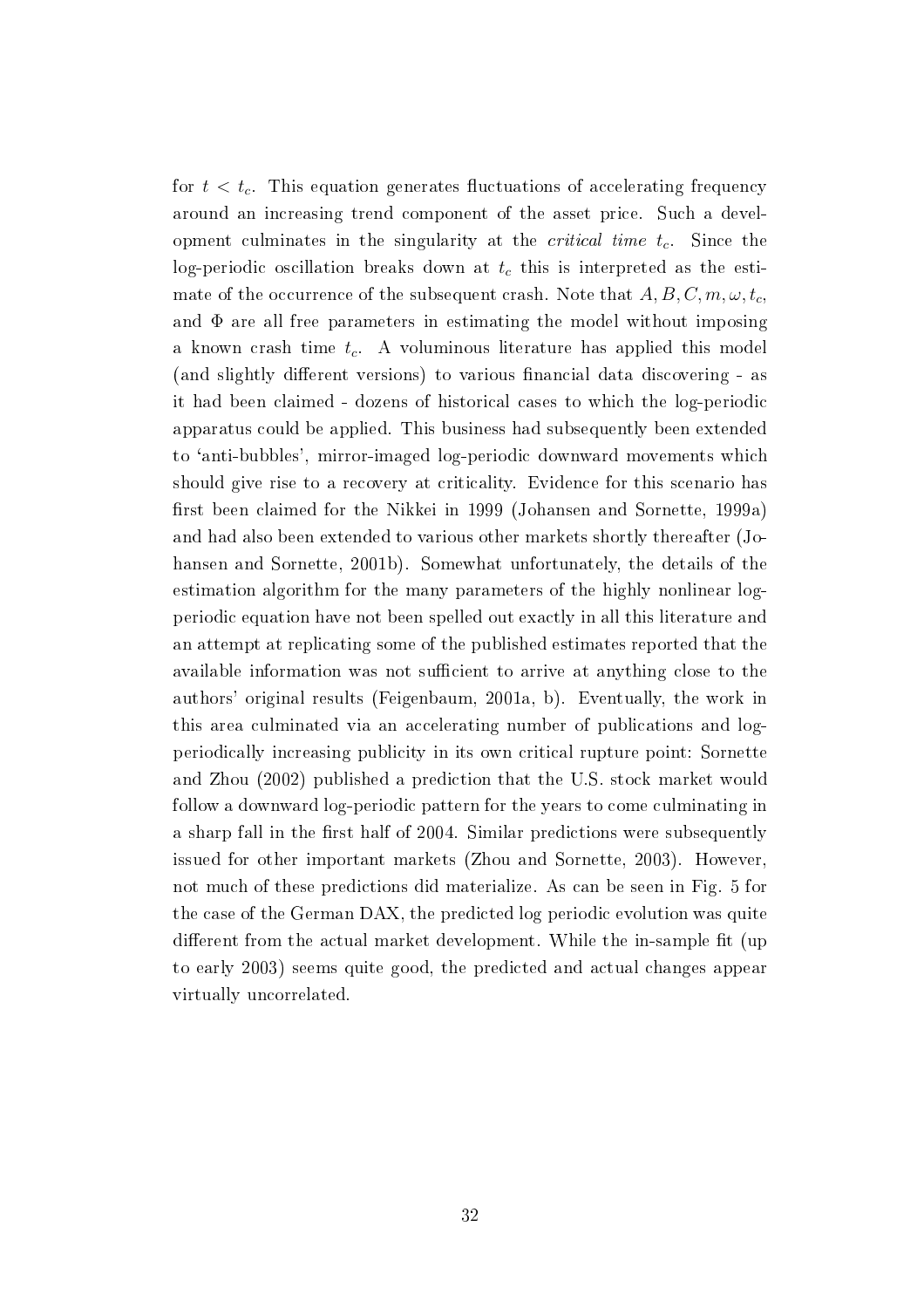for $t < t_c$. This equation generates fluctuations of accelerating frequency around an increasing trend component of the asset price. Such a development culminates in the singularity at the *critical time* $t_c$. Since the log-periodic oscillation breaks down at $t_c$ this is interpreted as the estimate of the occurrence of the subsequent crash. Note that $A, B, C, m, \omega, t_c$, and $\Phi$ are all free parameters in estimating the model without imposing a known crash time $t_c$. A voluminous literature has applied this model (and slightly different versions) to various financial data discovering - as it had been claimed - dozens of historical cases to which the log-periodic apparatus could be applied. This business had subsequently been extended to 'anti-bubbles', mirror-imaged log-periodic downward movements which should give rise to a recovery at criticality. Evidence for this scenario has first been claimed for the Nikkei in 1999 (Johansen and Sornette, 1999a) and had also been extended to various other markets shortly thereafter (Johansen and Sornette, 2001b). Somewhat unfortunately, the details of the estimation algorithm for the many parameters of the highly nonlinear log-periodic equation have not been spelled out exactly in all this literature and an attempt at replicating some of the published estimates reported that the available information was not sufficient to arrive at anything close to the authors' original results (Feigenbaum, 2001a, b). Eventually, the work in this area culminated via an accelerating number of publications and log-periodically increasing publicity in its own critical rupture point: Sornette and Zhou (2002) published a prediction that the U.S. stock market would follow a downward log-periodic pattern for the years to come culminating in a sharp fall in the first half of 2004. Similar predictions were subsequently issued for other important markets (Zhou and Sornette, 2003). However, not much of these predictions did materialize. As can be seen in Fig. 5 for the case of the German DAX, the predicted log periodic evolution was quite different from the actual market development. While the in-sample fit (up to early 2003) seems quite good, the predicted and actual changes appear virtually uncorrelated.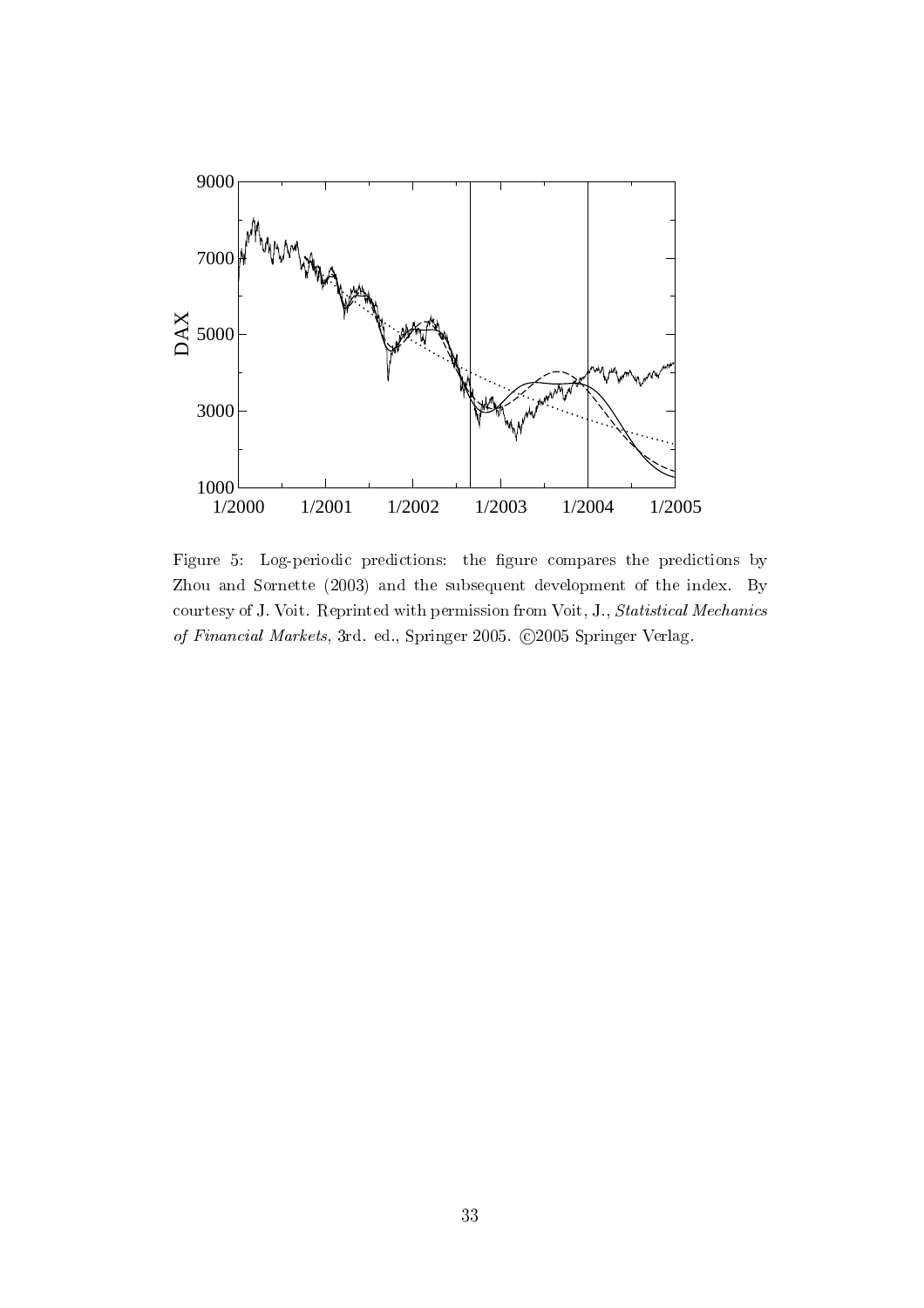DAX

9000

7000

5000

3000

1000

1/2000

1/2001

1/2002

1/2003

1/2004

1/2005

Figure 5: Log-periodic predictions: the figure compares the predictions by Zhou and Sornette (2003) and the subsequent development of the index. By courtesy of J. Voit. Reprinted with permission from Voit, J., *Statistical Mechanics of Financial Markets*, 3rd. ed., Springer 2005. ©2005 Springer Verlag.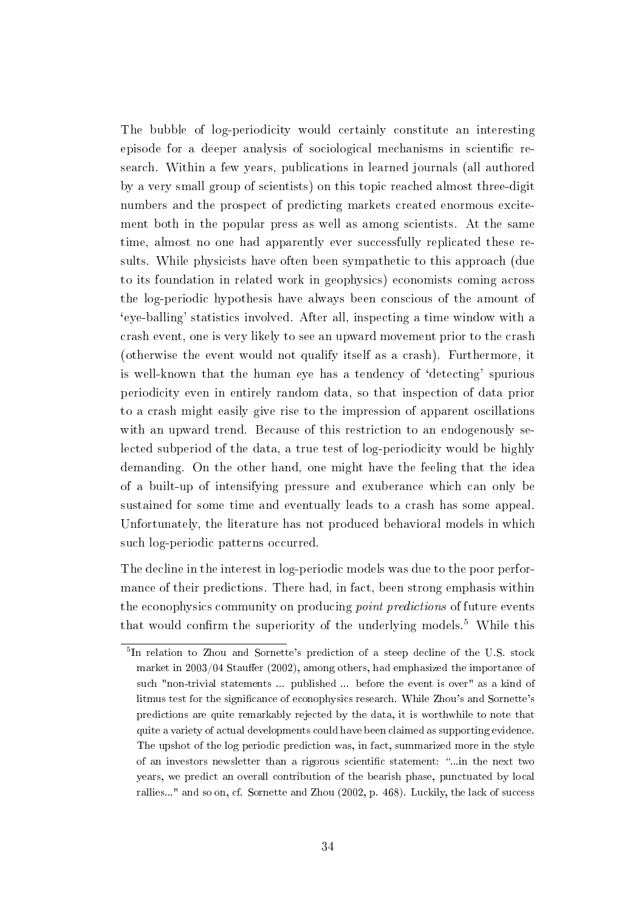The bubble of log-periodicity would certainly constitute an interesting episode for a deeper analysis of sociological mechanisms in scientific research. Within a few years, publications in learned journals (all authored by a very small group of scientists) on this topic reached almost three-digit numbers and the prospect of predicting markets created enormous excitement both in the popular press as well as among scientists. At the same time, almost no one had apparently ever successfully replicated these results. While physicists have often been sympathetic to this approach (due to its foundation in related work in geophysics) economists coming across the log-periodic hypothesis have always been conscious of the amount of 'eye-balling' statistics involved. After all, inspecting a time window with a crash event, one is very likely to see an upward movement prior to the crash (otherwise the event would not qualify itself as a crash). Furthermore, it is well-known that the human eye has a tendency of 'detecting' spurious periodicity even in entirely random data, so that inspection of data prior to a crash might easily give rise to the impression of apparent oscillations with an upward trend. Because of this restriction to an endogenously selected subperiod of the data, a true test of log-periodicity would be highly demanding. On the other hand, one might have the feeling that the idea of a built-up of intensifying pressure and exuberance which can only be sustained for some time and eventually leads to a crash has some appeal. Unfortunately, the literature has not produced behavioral models in which such log-periodic patterns occurred.

The decline in the interest in log-periodic models was due to the poor performance of their predictions. There had, in fact, been strong emphasis within the econophysics community on producing *point predictions* of future events that would confirm the superiority of the underlying models.[5] While this

[5]In relation to Zhou and Sornette's prediction of a steep decline of the U.S. stock market in 2003/04 Stauffer (2002), among others, had emphasized the importance of such "non-trivial statements ... published ... before the event is over" as a kind of litmus test for the significance of econophysics research. While Zhou's and Sornette's predictions are quite remarkably rejected by the data, it is worthwhile to note that quite a variety of actual developments could have been claimed as supporting evidence. The upshot of the log periodic prediction was, in fact, summarized more in the style of an investors newsletter than a rigorous scientific statement: "...in the next two years, we predict an overall contribution of the bearish phase, punctuated by local rallies..." and so on, cf. Sornette and Zhou (2002, p. 468). Luckily, the lack of success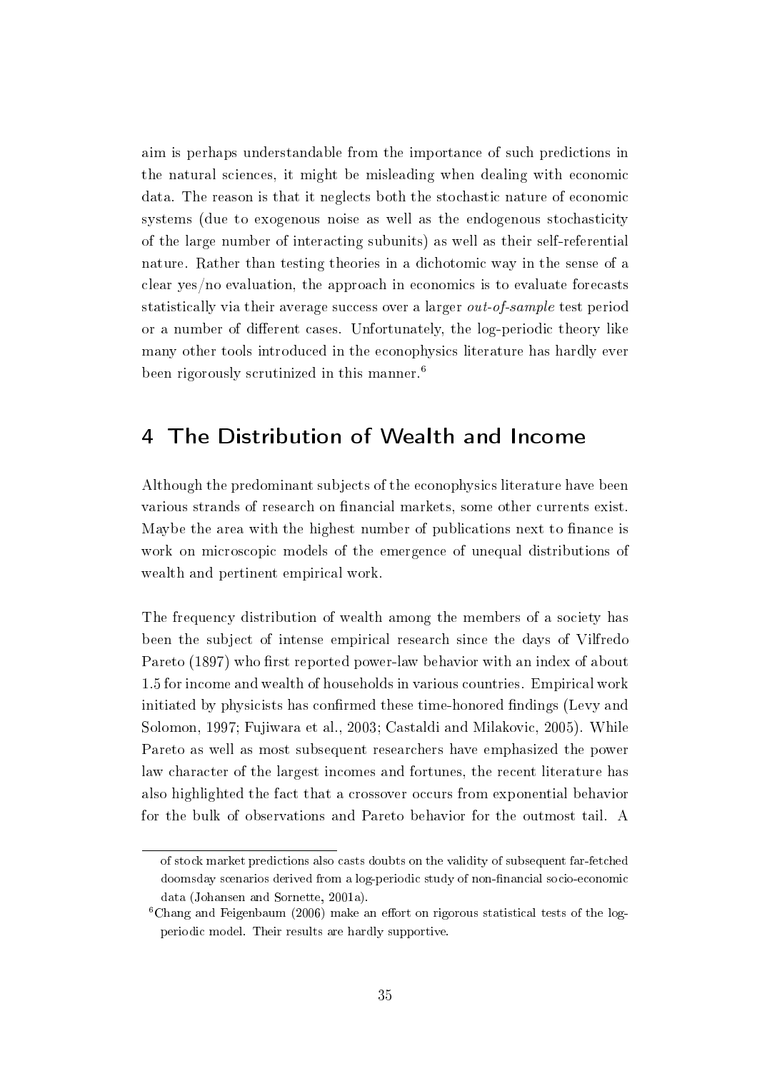aim is perhaps understandable from the importance of such predictions in the natural sciences, it might be misleading when dealing with economic data. The reason is that it neglects both the stochastic nature of economic systems (due to exogenous noise as well as the endogenous stochasticity of the large number of interacting subunits) as well as their self-referential nature. Rather than testing theories in a dichotomic way in the sense of a clear yes/no evaluation, the approach in economics is to evaluate forecasts statistically via their average success over a larger *out-of-sample* test period or a number of different cases. Unfortunately, the log-periodic theory like many other tools introduced in the econophysics literature has hardly ever been rigorously scrutinized in this manner.[6]

## 4 The Distribution of Wealth and Income

Although the predominant subjects of the econophysics literature have been various strands of research on financial markets, some other currents exist. Maybe the area with the highest number of publications next to finance is work on microscopic models of the emergence of unequal distributions of wealth and pertinent empirical work.

The frequency distribution of wealth among the members of a society has been the subject of intense empirical research since the days of Vilfredo Pareto (1897) who first reported power-law behavior with an index of about 1.5 for income and wealth of households in various countries. Empirical work initiated by physicists has confirmed these time-honored findings (Levy and Solomon, 1997; Fujiwara et al., 2003; Castaldi and Milakovic, 2005). While Pareto as well as most subsequent researchers have emphasized the power law character of the largest incomes and fortunes, the recent literature has also highlighted the fact that a crossover occurs from exponential behavior for the bulk of observations and Pareto behavior for the outmost tail. A

of stock market predictions also casts doubts on the validity of subsequent far-fetched doomsday scenarios derived from a log-periodic study of non-financial socio-economic data (Johansen and Sornette, 2001a).

[6] Chang and Feigenbaum (2006) make an effort on rigorous statistical tests of the log-periodic model. Their results are hardly supportive.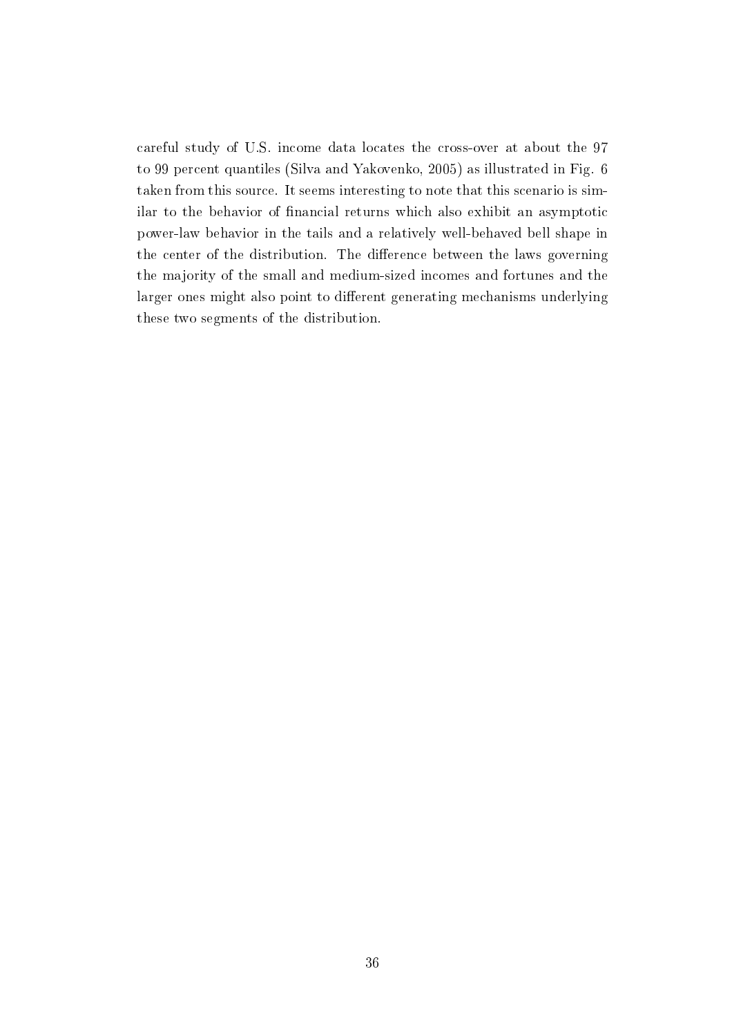careful study of U.S. income data locates the cross-over at about the 97 to 99 percent quantiles (Silva and Yakovenko, 2005) as illustrated in Fig. 6 taken from this source. It seems interesting to note that this scenario is similar to the behavior of financial returns which also exhibit an asymptotic power-law behavior in the tails and a relatively well-behaved bell shape in the center of the distribution. The difference between the laws governing the majority of the small and medium-sized incomes and fortunes and the larger ones might also point to different generating mechanisms underlying these two segments of the distribution.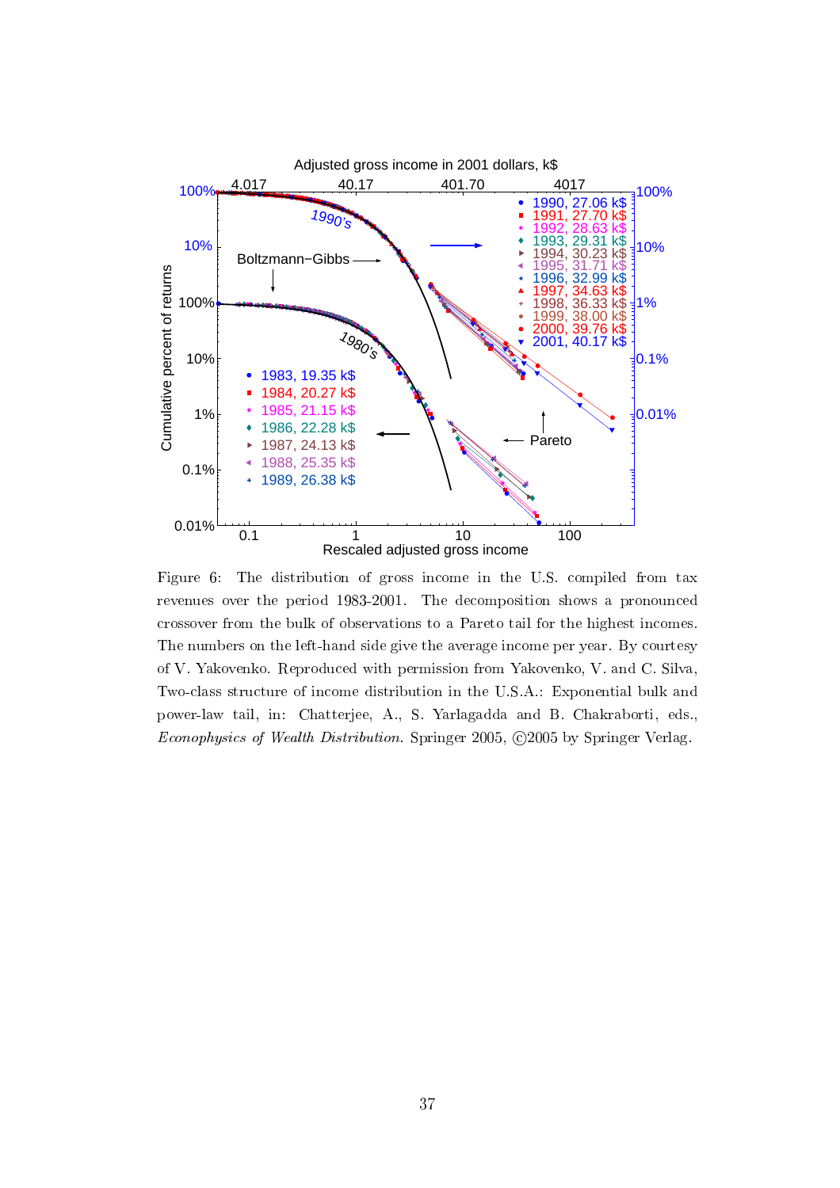Adjusted gross income in 2001 dollars, k$

4.017 40.17 401.70 4017

100% 10% 1% 0.1% 0.01%

1990's

Boltzmann−Gibbs

1990, 27.06 k$
1991, 27.70 k$
1992, 28.63 k$
1993, 29.31 k$
1994, 30.23 k$
1995, 31.71 k$
1996, 32.99 k$
1997, 34.63 k$
1998, 36.33 k$
1999, 38.00 k$
2000, 39.76 k$
2001, 40.17 k$

Cumulative percent of returns

100% 10% 1% 0.1% 0.01%

1980's

1983, 19.35 k$
1984, 20.27 k$
1985, 21.15 k$
1986, 22.28 k$
1987, 24.13 k$
1988, 25.35 k$
1989, 26.38 k$

Pareto

0.1 1 10 100

Rescaled adjusted gross income

Figure 6: The distribution of gross income in the U.S. compiled from tax revenues over the period 1983-2001. The decomposition shows a pronounced crossover from the bulk of observations to a Pareto tail for the highest incomes. The numbers on the left-hand side give the average income per year. By courtesy of V. Yakovenko. Reproduced with permission from Yakovenko, V. and C. Silva, Two-class structure of income distribution in the U.S.A.: Exponential bulk and power-law tail, in: Chatterjee, A., S. Yarlagadda and B. Chakraborti, eds., *Econophysics of Wealth Distribution*. Springer 2005, ©2005 by Springer Verlag.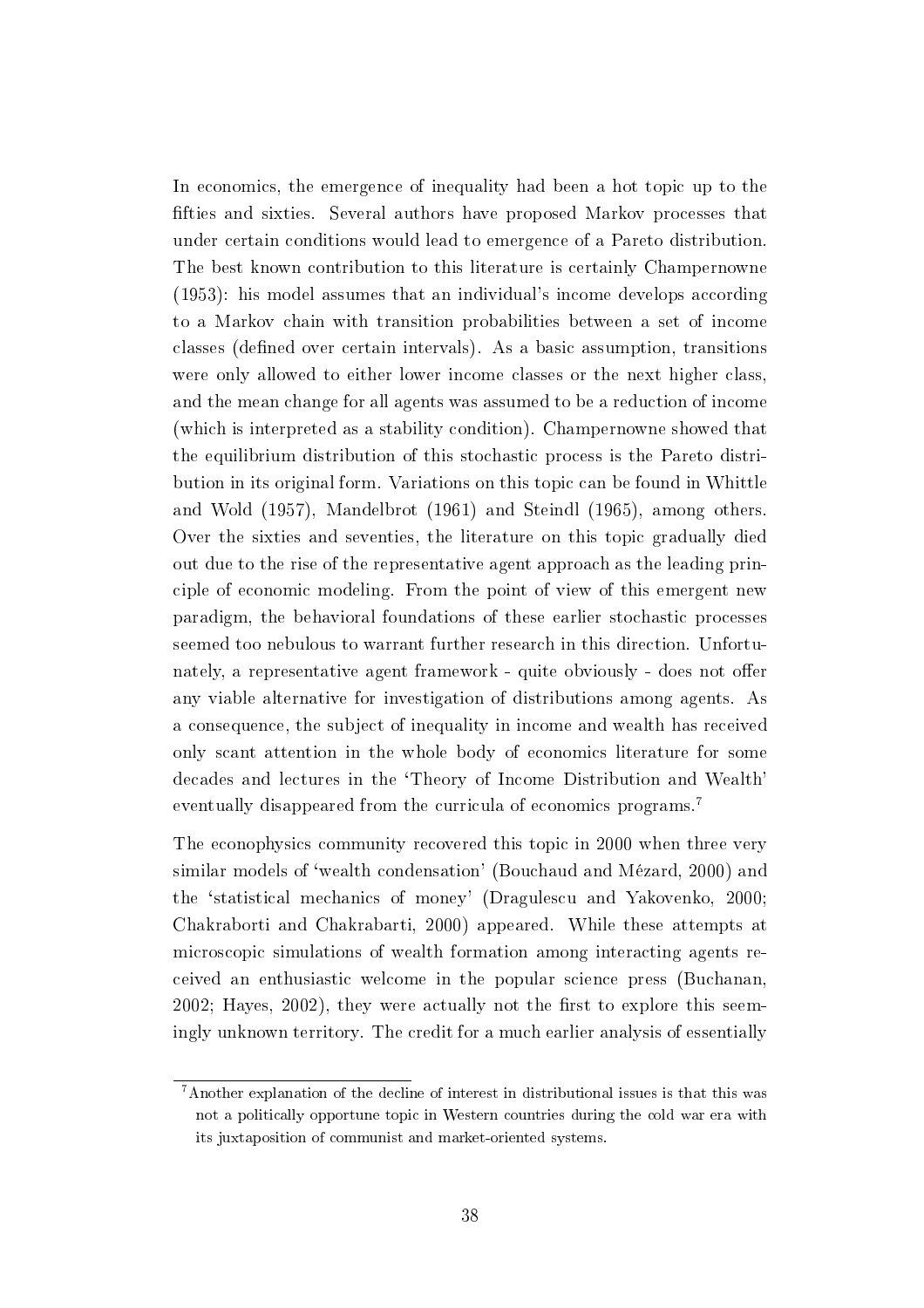In economics, the emergence of inequality had been a hot topic up to the fifties and sixties. Several authors have proposed Markov processes that under certain conditions would lead to emergence of a Pareto distribution. The best known contribution to this literature is certainly Champernowne (1953): his model assumes that an individual's income develops according to a Markov chain with transition probabilities between a set of income classes (defined over certain intervals). As a basic assumption, transitions were only allowed to either lower income classes or the next higher class, and the mean change for all agents was assumed to be a reduction of income (which is interpreted as a stability condition). Champernowne showed that the equilibrium distribution of this stochastic process is the Pareto distribution in its original form. Variations on this topic can be found in Whittle and Wold (1957), Mandelbrot (1961) and Steindl (1965), among others. Over the sixties and seventies, the literature on this topic gradually died out due to the rise of the representative agent approach as the leading principle of economic modeling. From the point of view of this emergent new paradigm, the behavioral foundations of these earlier stochastic processes seemed too nebulous to warrant further research in this direction. Unfortunately, a representative agent framework - quite obviously - does not offer any viable alternative for investigation of distributions among agents. As a consequence, the subject of inequality in income and wealth has received only scant attention in the whole body of economics literature for some decades and lectures in the 'Theory of Income Distribution and Wealth' eventually disappeared from the curricula of economics programs.[7]

The econophysics community recovered this topic in 2000 when three very similar models of 'wealth condensation' (Bouchaud and Mézard, 2000) and the 'statistical mechanics of money' (Dragulescu and Yakovenko, 2000; Chakraborti and Chakrabarti, 2000) appeared. While these attempts at microscopic simulations of wealth formation among interacting agents received an enthusiastic welcome in the popular science press (Buchanan, 2002; Hayes, 2002), they were actually not the first to explore this seemingly unknown territory. The credit for a much earlier analysis of essentially

[7] Another explanation of the decline of interest in distributional issues is that this was not a politically opportune topic in Western countries during the cold war era with its juxtaposition of communist and market-oriented systems.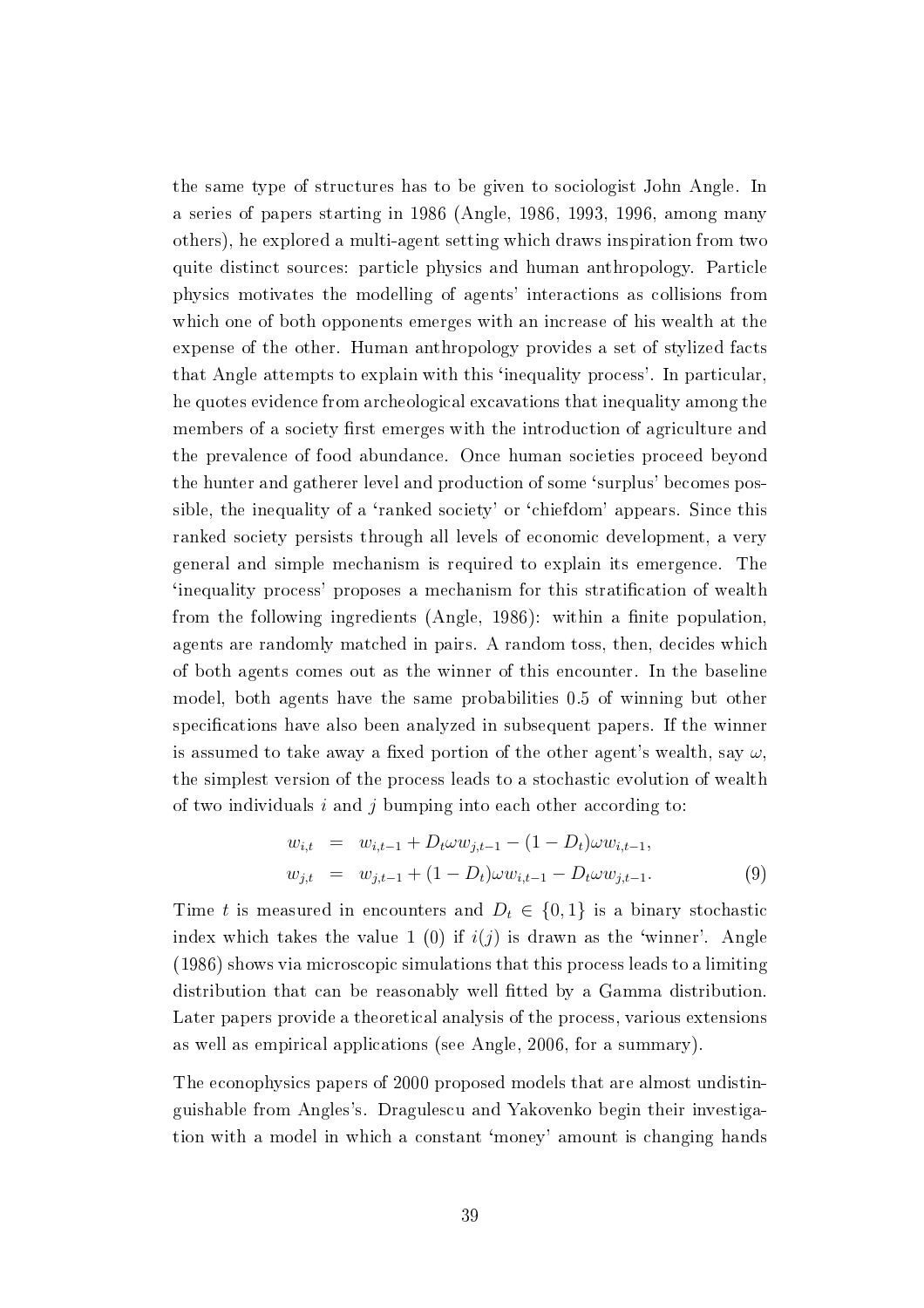the same type of structures has to be given to sociologist John Angle. In a series of papers starting in 1986 (Angle, 1986, 1993, 1996, among many others), he explored a multi-agent setting which draws inspiration from two quite distinct sources: particle physics and human anthropology. Particle physics motivates the modelling of agents' interactions as collisions from which one of both opponents emerges with an increase of his wealth at the expense of the other. Human anthropology provides a set of stylized facts that Angle attempts to explain with this 'inequality process'. In particular, he quotes evidence from archeological excavations that inequality among the members of a society first emerges with the introduction of agriculture and the prevalence of food abundance. Once human societies proceed beyond the hunter and gatherer level and production of some 'surplus' becomes possible, the inequality of a 'ranked society' or 'chiefdom' appears. Since this ranked society persists through all levels of economic development, a very general and simple mechanism is required to explain its emergence. The 'inequality process' proposes a mechanism for this stratification of wealth from the following ingredients (Angle, 1986): within a finite population, agents are randomly matched in pairs. A random toss, then, decides which of both agents comes out as the winner of this encounter. In the baseline model, both agents have the same probabilities 0.5 of winning but other specifications have also been analyzed in subsequent papers. If the winner is assumed to take away a fixed portion of the other agent's wealth, say $\omega$, the simplest version of the process leads to a stochastic evolution of wealth of two individuals $i$ and $j$ bumping into each other according to:

$$
\begin{aligned}
w_{i,t} &= w_{i,t-1} + D_t \omega w_{j,t-1} - (1 - D_t) \omega w_{i,t-1}, \\
w_{j,t} &= w_{j,t-1} + (1 - D_t) \omega w_{i,t-1} - D_t \omega w_{j,t-1}.
\end{aligned}
\tag{9}
$$

Time $t$ is measured in encounters and $D_t \in \{0, 1\}$ is a binary stochastic index which takes the value 1 (0) if $i(j)$ is drawn as the 'winner'. Angle (1986) shows via microscopic simulations that this process leads to a limiting distribution that can be reasonably well fitted by a Gamma distribution. Later papers provide a theoretical analysis of the process, various extensions as well as empirical applications (see Angle, 2006, for a summary).

The econophysics papers of 2000 proposed models that are almost undistinguishable from Angles's. Dragulescu and Yakovenko begin their investigation with a model in which a constant 'money' amount is changing hands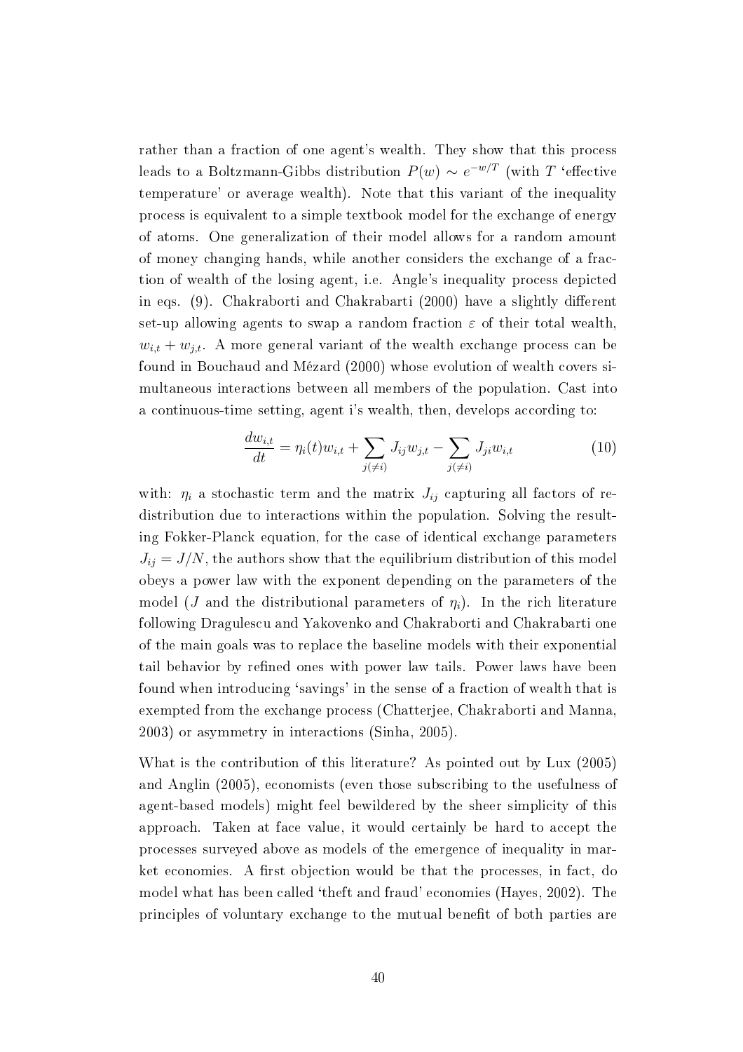rather than a fraction of one agent's wealth. They show that this process leads to a Boltzmann-Gibbs distribution $P(w) \sim e^{-w/T}$ (with $T$ 'effective temperature' or average wealth). Note that this variant of the inequality process is equivalent to a simple textbook model for the exchange of energy of atoms. One generalization of their model allows for a random amount of money changing hands, while another considers the exchange of a fraction of wealth of the losing agent, i.e. Angle's inequality process depicted in eqs. (9). Chakraborti and Chakrabarti (2000) have a slightly different set-up allowing agents to swap a random fraction $\varepsilon$ of their total wealth, $w_{i,t} + w_{j,t}$. A more general variant of the wealth exchange process can be found in Bouchaud and Mézard (2000) whose evolution of wealth covers simultaneous interactions between all members of the population. Cast into a continuous-time setting, agent i's wealth, then, develops according to:

$$\frac{dw_{i,t}}{dt} = \eta_i(t) w_{i,t} + \sum_{j(\neq i)} J_{ij} w_{j,t} - \sum_{j(\neq i)} J_{ji} w_{i,t} \tag{10}$$

with: $\eta_i$ a stochastic term and the matrix $J_{ij}$ capturing all factors of redistribution due to interactions within the population. Solving the resulting Fokker-Planck equation, for the case of identical exchange parameters $J_{ij} = J/N$, the authors show that the equilibrium distribution of this model obeys a power law with the exponent depending on the parameters of the model ($J$ and the distributional parameters of $\eta_i$). In the rich literature following Dragulescu and Yakovenko and Chakraborti and Chakrabarti one of the main goals was to replace the baseline models with their exponential tail behavior by refined ones with power law tails. Power laws have been found when introducing 'savings' in the sense of a fraction of wealth that is exempted from the exchange process (Chatterjee, Chakraborti and Manna, 2003) or asymmetry in interactions (Sinha, 2005).

What is the contribution of this literature? As pointed out by Lux (2005) and Anglin (2005), economists (even those subscribing to the usefulness of agent-based models) might feel bewildered by the sheer simplicity of this approach. Taken at face value, it would certainly be hard to accept the processes surveyed above as models of the emergence of inequality in market economies. A first objection would be that the processes, in fact, do model what has been called 'theft and fraud' economies (Hayes, 2002). The principles of voluntary exchange to the mutual benefit of both parties are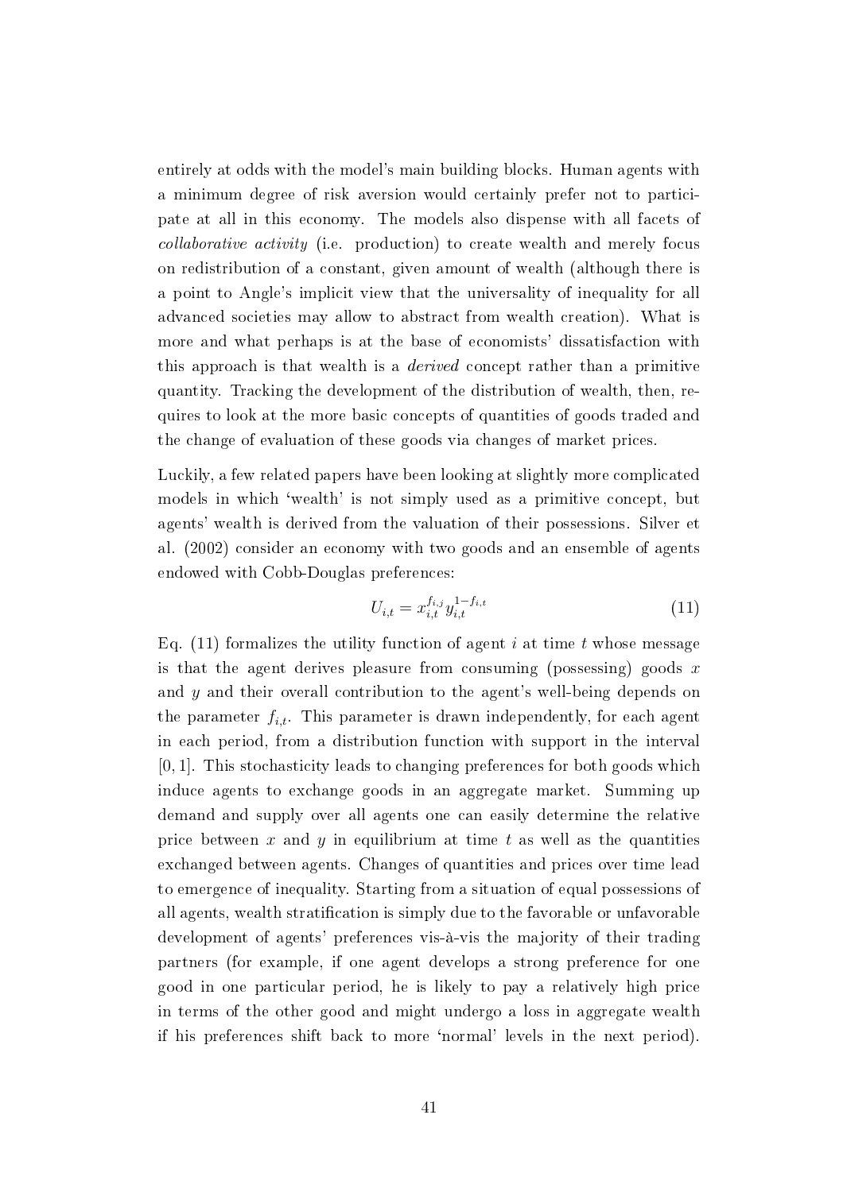entirely at odds with the model's main building blocks. Human agents with a minimum degree of risk aversion would certainly prefer not to participate at all in this economy. The models also dispense with all facets of *collaborative activity* (i.e. production) to create wealth and merely focus on redistribution of a constant, given amount of wealth (although there is a point to Angle's implicit view that the universality of inequality for all advanced societies may allow to abstract from wealth creation). What is more and what perhaps is at the base of economists' dissatisfaction with this approach is that wealth is a *derived* concept rather than a primitive quantity. Tracking the development of the distribution of wealth, then, requires to look at the more basic concepts of quantities of goods traded and the change of evaluation of these goods via changes of market prices.

Luckily, a few related papers have been looking at slightly more complicated models in which 'wealth' is not simply used as a primitive concept, but agents' wealth is derived from the valuation of their possessions. Silver et al. (2002) consider an economy with two goods and an ensemble of agents endowed with Cobb-Douglas preferences:

$$U_{i,t} = x_{i,t}^{f_{i,j}} y_{i,t}^{1-f_{i,t}} \tag{11}$$

Eq. (11) formalizes the utility function of agent $i$ at time $t$ whose message is that the agent derives pleasure from consuming (possessing) goods $x$ and $y$ and their overall contribution to the agent's well-being depends on the parameter $f_{i,t}$. This parameter is drawn independently, for each agent in each period, from a distribution function with support in the interval $[0, 1]$. This stochasticity leads to changing preferences for both goods which induce agents to exchange goods in an aggregate market. Summing up demand and supply over all agents one can easily determine the relative price between $x$ and $y$ in equilibrium at time $t$ as well as the quantities exchanged between agents. Changes of quantities and prices over time lead to emergence of inequality. Starting from a situation of equal possessions of all agents, wealth stratification is simply due to the favorable or unfavorable development of agents' preferences vis-à-vis the majority of their trading partners (for example, if one agent develops a strong preference for one good in one particular period, he is likely to pay a relatively high price in terms of the other good and might undergo a loss in aggregate wealth if his preferences shift back to more 'normal' levels in the next period).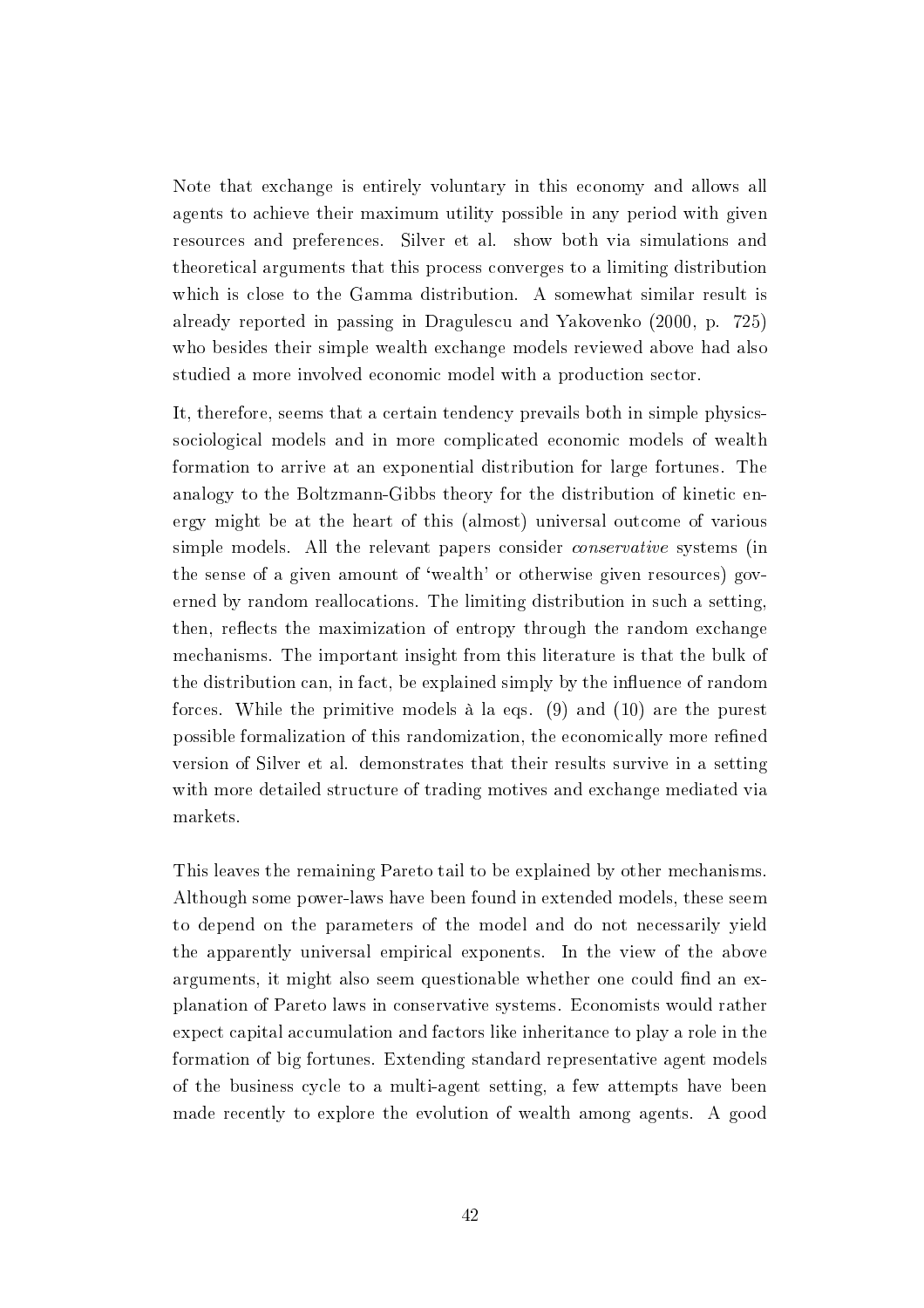Note that exchange is entirely voluntary in this economy and allows all agents to achieve their maximum utility possible in any period with given resources and preferences. Silver et al. show both via simulations and theoretical arguments that this process converges to a limiting distribution which is close to the Gamma distribution. A somewhat similar result is already reported in passing in Dragulescu and Yakovenko (2000, p. 725) who besides their simple wealth exchange models reviewed above had also studied a more involved economic model with a production sector.

It, therefore, seems that a certain tendency prevails both in simple physics-sociological models and in more complicated economic models of wealth formation to arrive at an exponential distribution for large fortunes. The analogy to the Boltzmann-Gibbs theory for the distribution of kinetic energy might be at the heart of this (almost) universal outcome of various simple models. All the relevant papers consider *conservative* systems (in the sense of a given amount of 'wealth' or otherwise given resources) governed by random reallocations. The limiting distribution in such a setting, then, reflects the maximization of entropy through the random exchange mechanisms. The important insight from this literature is that the bulk of the distribution can, in fact, be explained simply by the influence of random forces. While the primitive models à la eqs. (9) and (10) are the purest possible formalization of this randomization, the economically more refined version of Silver et al. demonstrates that their results survive in a setting with more detailed structure of trading motives and exchange mediated via markets.

This leaves the remaining Pareto tail to be explained by other mechanisms. Although some power-laws have been found in extended models, these seem to depend on the parameters of the model and do not necessarily yield the apparently universal empirical exponents. In the view of the above arguments, it might also seem questionable whether one could find an explanation of Pareto laws in conservative systems. Economists would rather expect capital accumulation and factors like inheritance to play a role in the formation of big fortunes. Extending standard representative agent models of the business cycle to a multi-agent setting, a few attempts have been made recently to explore the evolution of wealth among agents. A good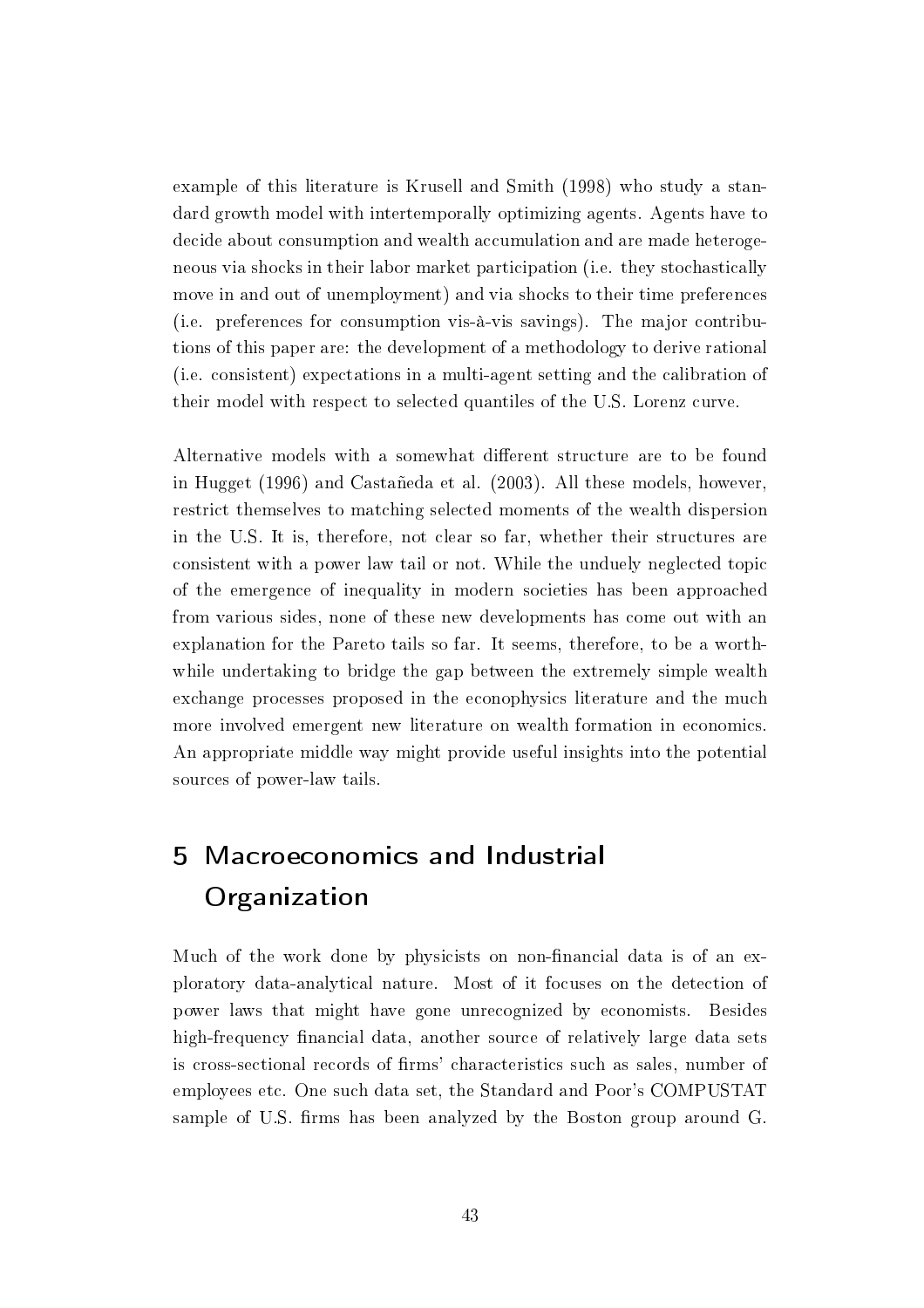example of this literature is Krusell and Smith (1998) who study a standard growth model with intertemporally optimizing agents. Agents have to decide about consumption and wealth accumulation and are made heterogeneous via shocks in their labor market participation (i.e. they stochastically move in and out of unemployment) and via shocks to their time preferences (i.e. preferences for consumption vis-à-vis savings). The major contributions of this paper are: the development of a methodology to derive rational (i.e. consistent) expectations in a multi-agent setting and the calibration of their model with respect to selected quantiles of the U.S. Lorenz curve.

Alternative models with a somewhat different structure are to be found in Hugget (1996) and Castañeda et al. (2003). All these models, however, restrict themselves to matching selected moments of the wealth dispersion in the U.S. It is, therefore, not clear so far, whether their structures are consistent with a power law tail or not. While the unduely neglected topic of the emergence of inequality in modern societies has been approached from various sides, none of these new developments has come out with an explanation for the Pareto tails so far. It seems, therefore, to be a worthwhile undertaking to bridge the gap between the extremely simple wealth exchange processes proposed in the econophysics literature and the much more involved emergent new literature on wealth formation in economics. An appropriate middle way might provide useful insights into the potential sources of power-law tails.

# 5 Macroeconomics and Industrial Organization

Much of the work done by physicists on non-financial data is of an exploratory data-analytical nature. Most of it focuses on the detection of power laws that might have gone unrecognized by economists. Besides high-frequency financial data, another source of relatively large data sets is cross-sectional records of firms' characteristics such as sales, number of employees etc. One such data set, the Standard and Poor's COMPUSTAT sample of U.S. firms has been analyzed by the Boston group around G.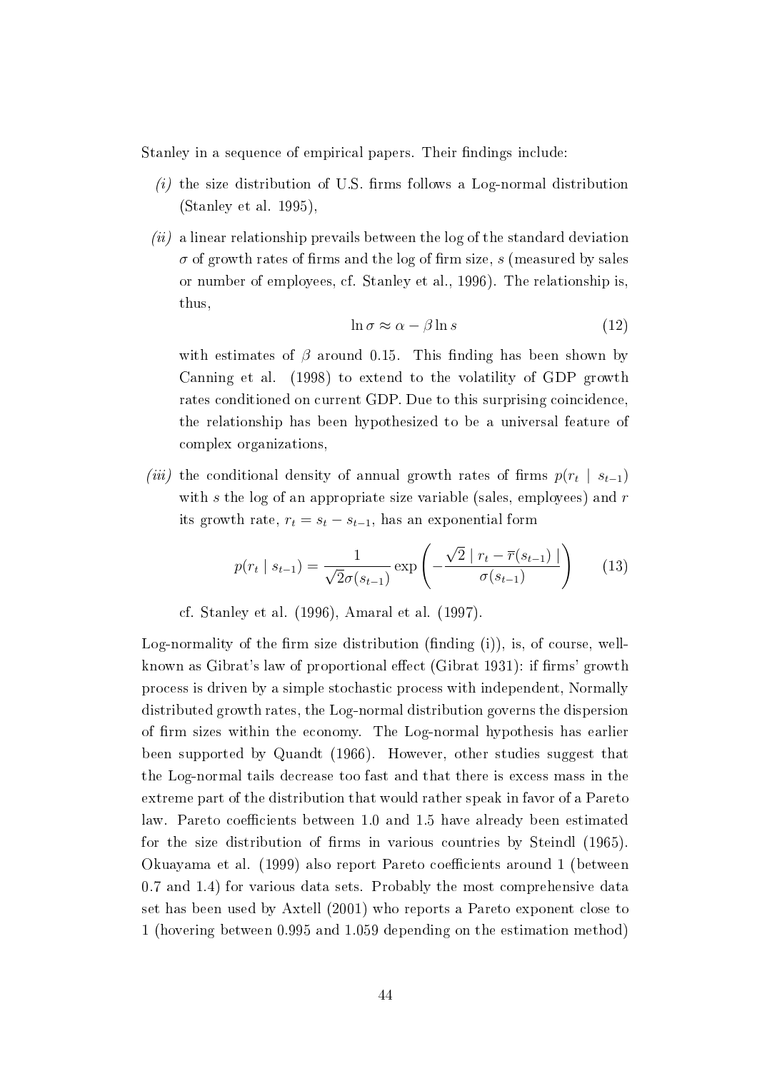Stanley in a sequence of empirical papers. Their findings include:

*(i)* the size distribution of U.S. firms follows a Log-normal distribution (Stanley et al. 1995),

*(ii)* a linear relationship prevails between the log of the standard deviation $\sigma$ of growth rates of firms and the log of firm size, $s$ (measured by sales or number of employees, cf. Stanley et al., 1996). The relationship is, thus,

$$\ln \sigma \approx \alpha - \beta \ln s \tag{12}$$

with estimates of $\beta$ around 0.15. This finding has been shown by Canning et al. (1998) to extend to the volatility of GDP growth rates conditioned on current GDP. Due to this surprising coincidence, the relationship has been hypothesized to be a universal feature of complex organizations,

*(iii)* the conditional density of annual growth rates of firms $p(r_t \mid s_{t-1})$ with $s$ the log of an appropriate size variable (sales, employees) and $r$ its growth rate, $r_t = s_t - s_{t-1}$, has an exponential form

$$p(r_t \mid s_{t-1}) = \frac{1}{\sqrt{2}\sigma(s_{t-1})} \exp\left( -\frac{\sqrt{2} \mid r_t - \overline{r}(s_{t-1}) \mid}{\sigma(s_{t-1})} \right) \tag{13}$$

cf. Stanley et al. (1996), Amaral et al. (1997).

Log-normality of the firm size distribution (finding (i)), is, of course, well-known as Gibrat's law of proportional effect (Gibrat 1931): if firms' growth process is driven by a simple stochastic process with independent, Normally distributed growth rates, the Log-normal distribution governs the dispersion of firm sizes within the economy. The Log-normal hypothesis has earlier been supported by Quandt (1966). However, other studies suggest that the Log-normal tails decrease too fast and that there is excess mass in the extreme part of the distribution that would rather speak in favor of a Pareto law. Pareto coefficients between 1.0 and 1.5 have already been estimated for the size distribution of firms in various countries by Steindl (1965). Okuayama et al. (1999) also report Pareto coefficients around 1 (between 0.7 and 1.4) for various data sets. Probably the most comprehensive data set has been used by Axtell (2001) who reports a Pareto exponent close to 1 (hovering between 0.995 and 1.059 depending on the estimation method)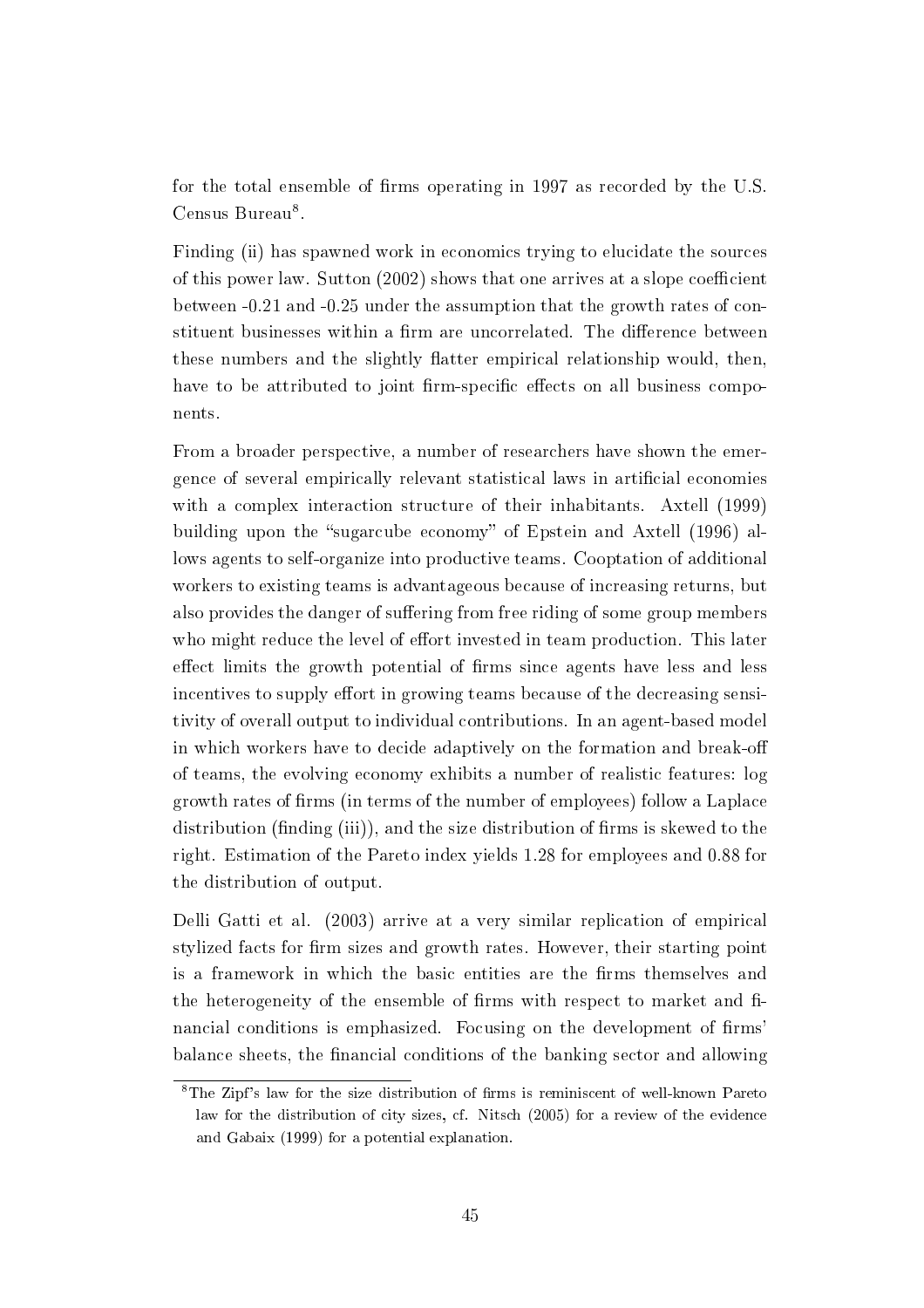for the total ensemble of firms operating in 1997 as recorded by the U.S. Census Bureau[8].

Finding (ii) has spawned work in economics trying to elucidate the sources of this power law. Sutton (2002) shows that one arrives at a slope coefficient between -0.21 and -0.25 under the assumption that the growth rates of constituent businesses within a firm are uncorrelated. The difference between these numbers and the slightly flatter empirical relationship would, then, have to be attributed to joint firm-specific effects on all business components.

From a broader perspective, a number of researchers have shown the emergence of several empirically relevant statistical laws in artificial economies with a complex interaction structure of their inhabitants. Axtell (1999) building upon the "sugarcube economy" of Epstein and Axtell (1996) allows agents to self-organize into productive teams. Cooptation of additional workers to existing teams is advantageous because of increasing returns, but also provides the danger of suffering from free riding of some group members who might reduce the level of effort invested in team production. This later effect limits the growth potential of firms since agents have less and less incentives to supply effort in growing teams because of the decreasing sensitivity of overall output to individual contributions. In an agent-based model in which workers have to decide adaptively on the formation and break-off of teams, the evolving economy exhibits a number of realistic features: log growth rates of firms (in terms of the number of employees) follow a Laplace distribution (finding (iii)), and the size distribution of firms is skewed to the right. Estimation of the Pareto index yields 1.28 for employees and 0.88 for the distribution of output.

Delli Gatti et al. (2003) arrive at a very similar replication of empirical stylized facts for firm sizes and growth rates. However, their starting point is a framework in which the basic entities are the firms themselves and the heterogeneity of the ensemble of firms with respect to market and financial conditions is emphasized. Focusing on the development of firms' balance sheets, the financial conditions of the banking sector and allowing

[8] The Zipf's law for the size distribution of firms is reminiscent of well-known Pareto law for the distribution of city sizes, cf. Nitsch (2005) for a review of the evidence and Gabaix (1999) for a potential explanation.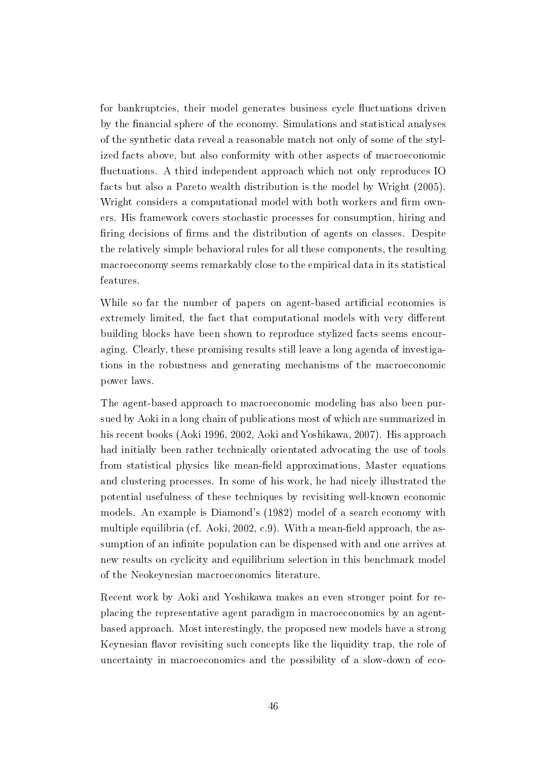for bankruptcies, their model generates business cycle fluctuations driven by the financial sphere of the economy. Simulations and statistical analyses of the synthetic data reveal a reasonable match not only of some of the stylized facts above, but also conformity with other aspects of macroeconomic fluctuations. A third independent approach which not only reproduces IO facts but also a Pareto wealth distribution is the model by Wright (2005). Wright considers a computational model with both workers and firm owners. His framework covers stochastic processes for consumption, hiring and firing decisions of firms and the distribution of agents on classes. Despite the relatively simple behavioral rules for all these components, the resulting macroeconomy seems remarkably close to the empirical data in its statistical features.

While so far the number of papers on agent-based artificial economies is extremely limited, the fact that computational models with very different building blocks have been shown to reproduce stylized facts seems encouraging. Clearly, these promising results still leave a long agenda of investigations in the robustness and generating mechanisms of the macroeconomic power laws.

The agent-based approach to macroeconomic modeling has also been pursued by Aoki in a long chain of publications most of which are summarized in his recent books (Aoki 1996, 2002, Aoki and Yoshikawa, 2007). His approach had initially been rather technically orientated advocating the use of tools from statistical physics like mean-field approximations, Master equations and clustering processes. In some of his work, he had nicely illustrated the potential usefulness of these techniques by revisiting well-known economic models. An example is Diamond's (1982) model of a search economy with multiple equilibria (cf. Aoki, 2002, c.9). With a mean-field approach, the assumption of an infinite population can be dispensed with and one arrives at new results on cyclicity and equilibrium selection in this benchmark model of the Neokeynesian macroeconomics literature.

Recent work by Aoki and Yoshikawa makes an even stronger point for replacing the representative agent paradigm in macroeconomics by an agent-based approach. Most interestingly, the proposed new models have a strong Keynesian flavor revisiting such concepts like the liquidity trap, the role of uncertainty in macroeconomics and the possibility of a slow-down of eco-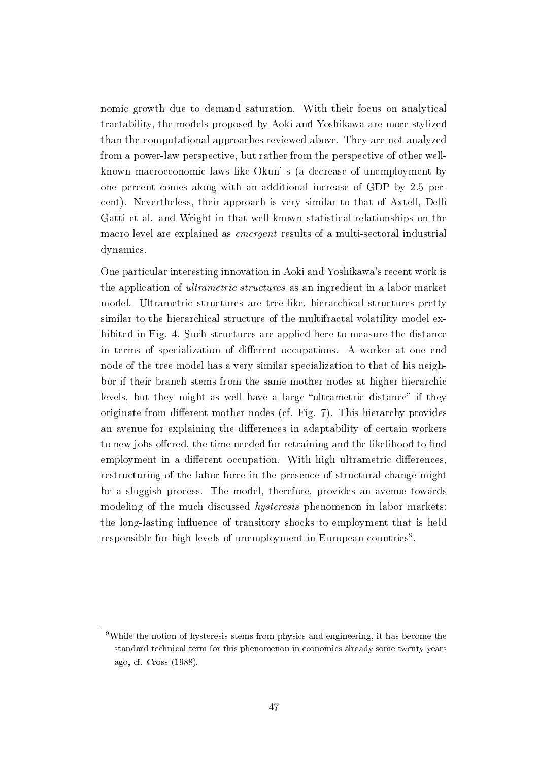nomic growth due to demand saturation. With their focus on analytical tractability, the models proposed by Aoki and Yoshikawa are more stylized than the computational approaches reviewed above. They are not analyzed from a power-law perspective, but rather from the perspective of other well-known macroeconomic laws like Okun' s (a decrease of unemployment by one percent comes along with an additional increase of GDP by 2.5 percent). Nevertheless, their approach is very similar to that of Axtell, Delli Gatti et al. and Wright in that well-known statistical relationships on the macro level are explained as *emergent* results of a multi-sectoral industrial dynamics.

One particular interesting innovation in Aoki and Yoshikawa's recent work is the application of *ultrametric structures* as an ingredient in a labor market model. Ultrametric structures are tree-like, hierarchical structures pretty similar to the hierarchical structure of the multifractal volatility model exhibited in Fig. 4. Such structures are applied here to measure the distance in terms of specialization of different occupations. A worker at one end node of the tree model has a very similar specialization to that of his neighbor if their branch stems from the same mother nodes at higher hierarchic levels, but they might as well have a large "ultrametric distance" if they originate from different mother nodes (cf. Fig. 7). This hierarchy provides an avenue for explaining the differences in adaptability of certain workers to new jobs offered, the time needed for retraining and the likelihood to find employment in a different occupation. With high ultrametric differences, restructuring of the labor force in the presence of structural change might be a sluggish process. The model, therefore, provides an avenue towards modeling of the much discussed *hysteresis* phenomenon in labor markets: the long-lasting influence of transitory shocks to employment that is held responsible for high levels of unemployment in European countries[9].

[9] While the notion of hysteresis stems from physics and engineering, it has become the standard technical term for this phenomenon in economics already some twenty years ago, cf. Cross (1988).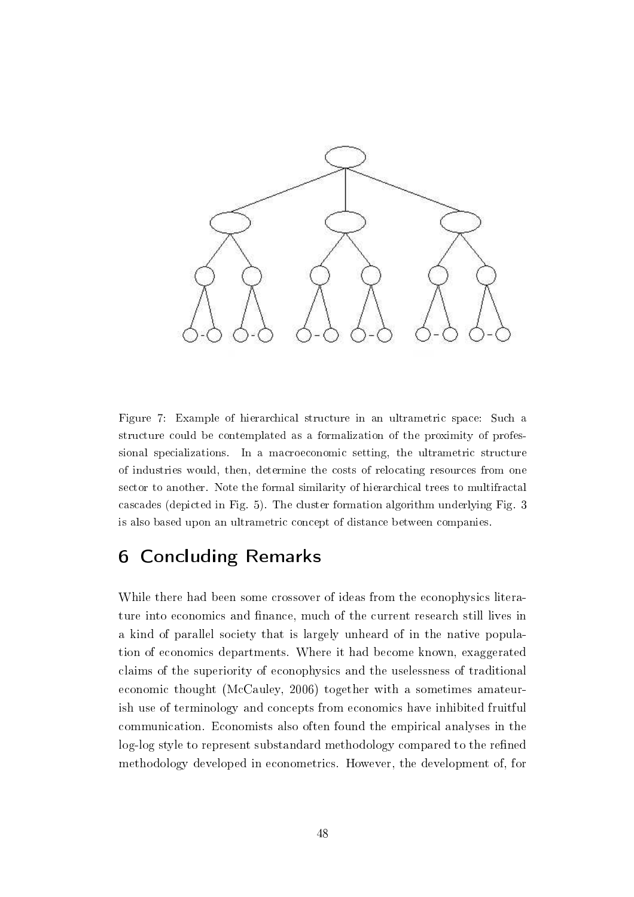Figure 7: Example of hierarchical structure in an ultrametric space: Such a structure could be contemplated as a formalization of the proximity of professional specializations. In a macroeconomic setting, the ultrametric structure of industries would, then, determine the costs of relocating resources from one sector to another. Note the formal similarity of hierarchical trees to multifractal cascades (depicted in Fig. 5). The cluster formation algorithm underlying Fig. 3 is also based upon an ultrametric concept of distance between companies.

## 6 Concluding Remarks

While there had been some crossover of ideas from the econophysics literature into economics and finance, much of the current research still lives in a kind of parallel society that is largely unheard of in the native population of economics departments. Where it had become known, exaggerated claims of the superiority of econophysics and the uselessness of traditional economic thought (McCauley, 2006) together with a sometimes amateurish use of terminology and concepts from economics have inhibited fruitful communication. Economists also often found the empirical analyses in the log-log style to represent substandard methodology compared to the refined methodology developed in econometrics. However, the development of, for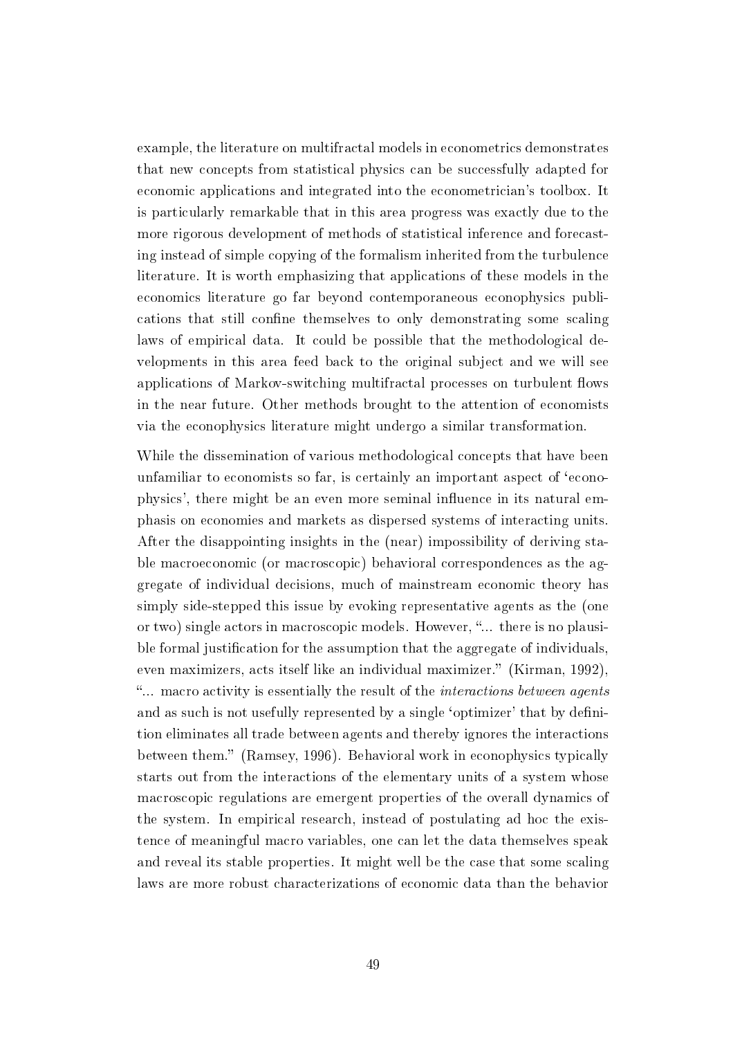example, the literature on multifractal models in econometrics demonstrates that new concepts from statistical physics can be successfully adapted for economic applications and integrated into the econometrician's toolbox. It is particularly remarkable that in this area progress was exactly due to the more rigorous development of methods of statistical inference and forecasting instead of simple copying of the formalism inherited from the turbulence literature. It is worth emphasizing that applications of these models in the economics literature go far beyond contemporaneous econophysics publications that still confine themselves to only demonstrating some scaling laws of empirical data. It could be possible that the methodological developments in this area feed back to the original subject and we will see applications of Markov-switching multifractal processes on turbulent flows in the near future. Other methods brought to the attention of economists via the econophysics literature might undergo a similar transformation.

While the dissemination of various methodological concepts that have been unfamiliar to economists so far, is certainly an important aspect of 'econophysics', there might be an even more seminal influence in its natural emphasis on economies and markets as dispersed systems of interacting units. After the disappointing insights in the (near) impossibility of deriving stable macroeconomic (or macroscopic) behavioral correspondences as the aggregate of individual decisions, much of mainstream economic theory has simply side-stepped this issue by evoking representative agents as the (one or two) single actors in macroscopic models. However, "... there is no plausible formal justification for the assumption that the aggregate of individuals, even maximizers, acts itself like an individual maximizer." (Kirman, 1992), "... macro activity is essentially the result of the *interactions between agents* and as such is not usefully represented by a single 'optimizer' that by definition eliminates all trade between agents and thereby ignores the interactions between them." (Ramsey, 1996). Behavioral work in econophysics typically starts out from the interactions of the elementary units of a system whose macroscopic regulations are emergent properties of the overall dynamics of the system. In empirical research, instead of postulating ad hoc the existence of meaningful macro variables, one can let the data themselves speak and reveal its stable properties. It might well be the case that some scaling laws are more robust characterizations of economic data than the behavior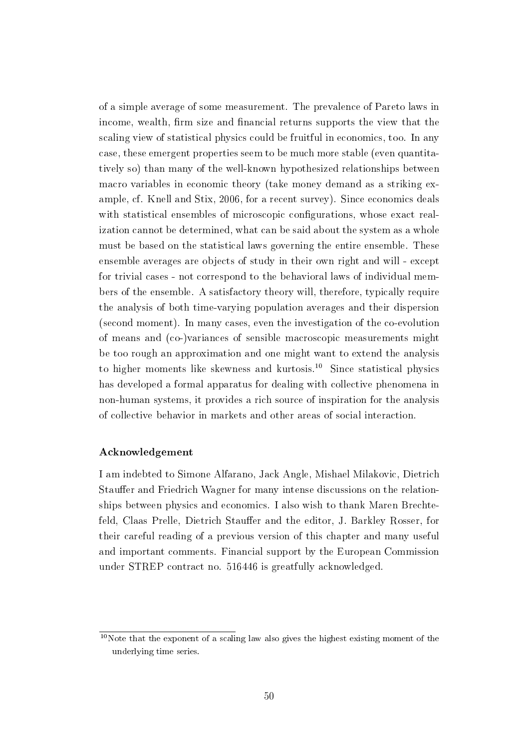of a simple average of some measurement. The prevalence of Pareto laws in income, wealth, firm size and financial returns supports the view that the scaling view of statistical physics could be fruitful in economics, too. In any case, these emergent properties seem to be much more stable (even quantitatively so) than many of the well-known hypothesized relationships between macro variables in economic theory (take money demand as a striking example, cf. Knell and Stix, 2006, for a recent survey). Since economics deals with statistical ensembles of microscopic configurations, whose exact realization cannot be determined, what can be said about the system as a whole must be based on the statistical laws governing the entire ensemble. These ensemble averages are objects of study in their own right and will - except for trivial cases - not correspond to the behavioral laws of individual members of the ensemble. A satisfactory theory will, therefore, typically require the analysis of both time-varying population averages and their dispersion (second moment). In many cases, even the investigation of the co-evolution of means and (co-)variances of sensible macroscopic measurements might be too rough an approximation and one might want to extend the analysis to higher moments like skewness and kurtosis.[10] Since statistical physics has developed a formal apparatus for dealing with collective phenomena in non-human systems, it provides a rich source of inspiration for the analysis of collective behavior in markets and other areas of social interaction.

### Acknowledgement

I am indebted to Simone Alfarano, Jack Angle, Mishael Milakovic, Dietrich Stauffer and Friedrich Wagner for many intense discussions on the relationships between physics and economics. I also wish to thank Maren Brechtefeld, Claas Prelle, Dietrich Stauffer and the editor, J. Barkley Rosser, for their careful reading of a previous version of this chapter and many useful and important comments. Financial support by the European Commission under STREP contract no. 516446 is greatfully acknowledged.

[10] Note that the exponent of a scaling law also gives the highest existing moment of the underlying time series.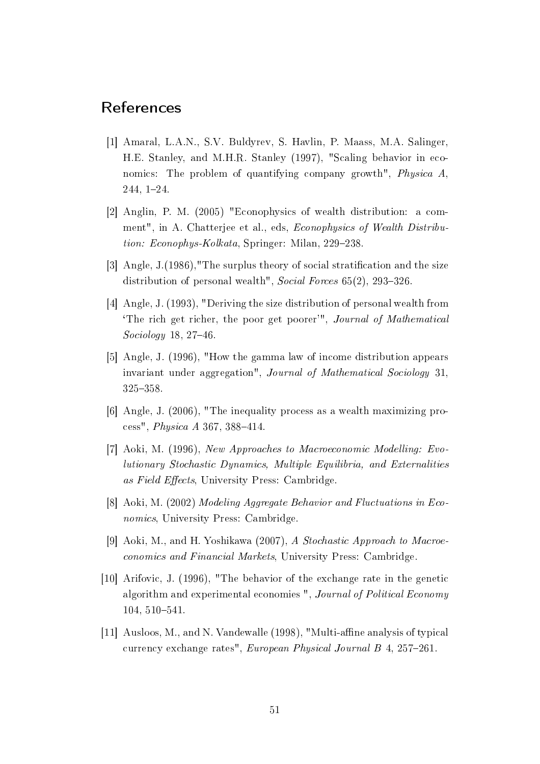## References

[1] Amaral, L.A.N., S.V. Buldyrev, S. Havlin, P. Maass, M.A. Salinger, H.E. Stanley, and M.H.R. Stanley (1997), "Scaling behavior in economics: The problem of quantifying company growth", *Physica A*, 244, 1–24.

[2] Anglin, P. M. (2005) "Econophysics of wealth distribution: a comment", in A. Chatterjee et al., eds, *Econophysics of Wealth Distribution: Econophys-Kolkata*, Springer: Milan, 229–238.

[3] Angle, J.(1986),"The surplus theory of social stratification and the size distribution of personal wealth", *Social Forces* 65(2), 293–326.

[4] Angle, J. (1993), "Deriving the size distribution of personal wealth from 'The rich get richer, the poor get poorer'", *Journal of Mathematical Sociology* 18, 27–46.

[5] Angle, J. (1996), "How the gamma law of income distribution appears invariant under aggregation", *Journal of Mathematical Sociology* 31, 325–358.

[6] Angle, J. (2006), "The inequality process as a wealth maximizing process", *Physica A* 367, 388–414.

[7] Aoki, M. (1996), *New Approaches to Macroeconomic Modelling: Evolutionary Stochastic Dynamics, Multiple Equilibria, and Externalities as Field Effects*, University Press: Cambridge.

[8] Aoki, M. (2002) *Modeling Aggregate Behavior and Fluctuations in Economics*, University Press: Cambridge.

[9] Aoki, M., and H. Yoshikawa (2007), *A Stochastic Approach to Macroeconomics and Financial Markets*, University Press: Cambridge.

[10] Arifovic, J. (1996), "The behavior of the exchange rate in the genetic algorithm and experimental economies ", *Journal of Political Economy* 104, 510–541.

[11] Ausloos, M., and N. Vandewalle (1998), "Multi-affine analysis of typical currency exchange rates", *European Physical Journal B* 4, 257–261.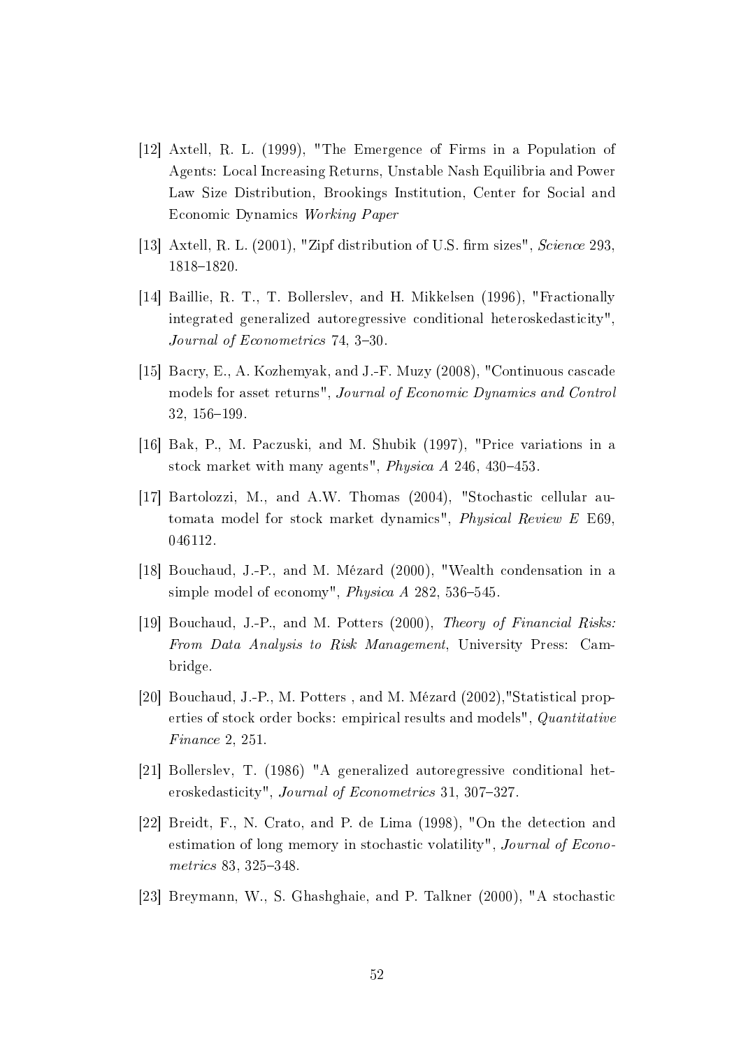[12] Axtell, R. L. (1999), "The Emergence of Firms in a Population of Agents: Local Increasing Returns, Unstable Nash Equilibria and Power Law Size Distribution, Brookings Institution, Center for Social and Economic Dynamics *Working Paper*

[13] Axtell, R. L. (2001), "Zipf distribution of U.S. firm sizes", *Science* 293, 1818–1820.

[14] Baillie, R. T., T. Bollerslev, and H. Mikkelsen (1996), "Fractionally integrated generalized autoregressive conditional heteroskedasticity", *Journal of Econometrics* 74, 3–30.

[15] Bacry, E., A. Kozhemyak, and J.-F. Muzy (2008), "Continuous cascade models for asset returns", *Journal of Economic Dynamics and Control* 32, 156–199.

[16] Bak, P., M. Paczuski, and M. Shubik (1997), "Price variations in a stock market with many agents", *Physica A* 246, 430–453.

[17] Bartolozzi, M., and A.W. Thomas (2004), "Stochastic cellular automata model for stock market dynamics", *Physical Review E* E69, 046112.

[18] Bouchaud, J.-P., and M. Mézard (2000), "Wealth condensation in a simple model of economy", *Physica A* 282, 536–545.

[19] Bouchaud, J.-P., and M. Potters (2000), *Theory of Financial Risks: From Data Analysis to Risk Management*, University Press: Cambridge.

[20] Bouchaud, J.-P., M. Potters , and M. Mézard (2002),"Statistical properties of stock order bocks: empirical results and models", *Quantitative Finance* 2, 251.

[21] Bollerslev, T. (1986) "A generalized autoregressive conditional heteroskedasticity", *Journal of Econometrics* 31, 307–327.

[22] Breidt, F., N. Crato, and P. de Lima (1998), "On the detection and estimation of long memory in stochastic volatility", *Journal of Econometrics* 83, 325–348.

[23] Breymann, W., S. Ghashghaie, and P. Talkner (2000), "A stochastic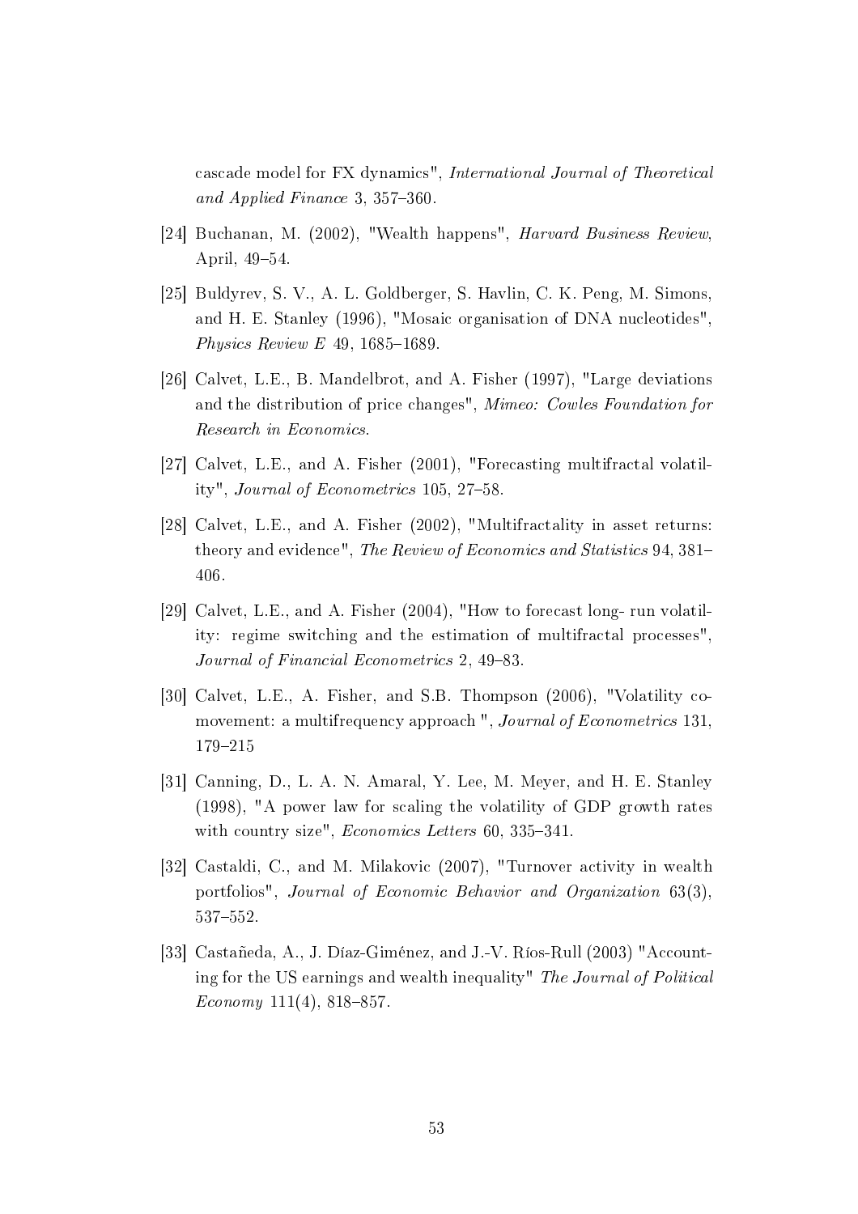cascade model for FX dynamics", *International Journal of Theoretical and Applied Finance* 3, 357–360.

[24] Buchanan, M. (2002), "Wealth happens", *Harvard Business Review*, April, 49–54.

[25] Buldyrev, S. V., A. L. Goldberger, S. Havlin, C. K. Peng, M. Simons, and H. E. Stanley (1996), "Mosaic organisation of DNA nucleotides", *Physics Review E* 49, 1685–1689.

[26] Calvet, L.E., B. Mandelbrot, and A. Fisher (1997), "Large deviations and the distribution of price changes", *Mimeo: Cowles Foundation for Research in Economics*.

[27] Calvet, L.E., and A. Fisher (2001), "Forecasting multifractal volatility", *Journal of Econometrics* 105, 27–58.

[28] Calvet, L.E., and A. Fisher (2002), "Multifractality in asset returns: theory and evidence", *The Review of Economics and Statistics* 94, 381–406.

[29] Calvet, L.E., and A. Fisher (2004), "How to forecast long- run volatility: regime switching and the estimation of multifractal processes", *Journal of Financial Econometrics* 2, 49–83.

[30] Calvet, L.E., A. Fisher, and S.B. Thompson (2006), "Volatility comovement: a multifrequency approach ", *Journal of Econometrics* 131, 179–215

[31] Canning, D., L. A. N. Amaral, Y. Lee, M. Meyer, and H. E. Stanley (1998), "A power law for scaling the volatility of GDP growth rates with country size", *Economics Letters* 60, 335–341.

[32] Castaldi, C., and M. Milakovic (2007), "Turnover activity in wealth portfolios", *Journal of Economic Behavior and Organization* 63(3), 537–552.

[33] Castañeda, A., J. Díaz-Giménez, and J.-V. Ríos-Rull (2003) "Accounting for the US earnings and wealth inequality" *The Journal of Political Economy* 111(4), 818–857.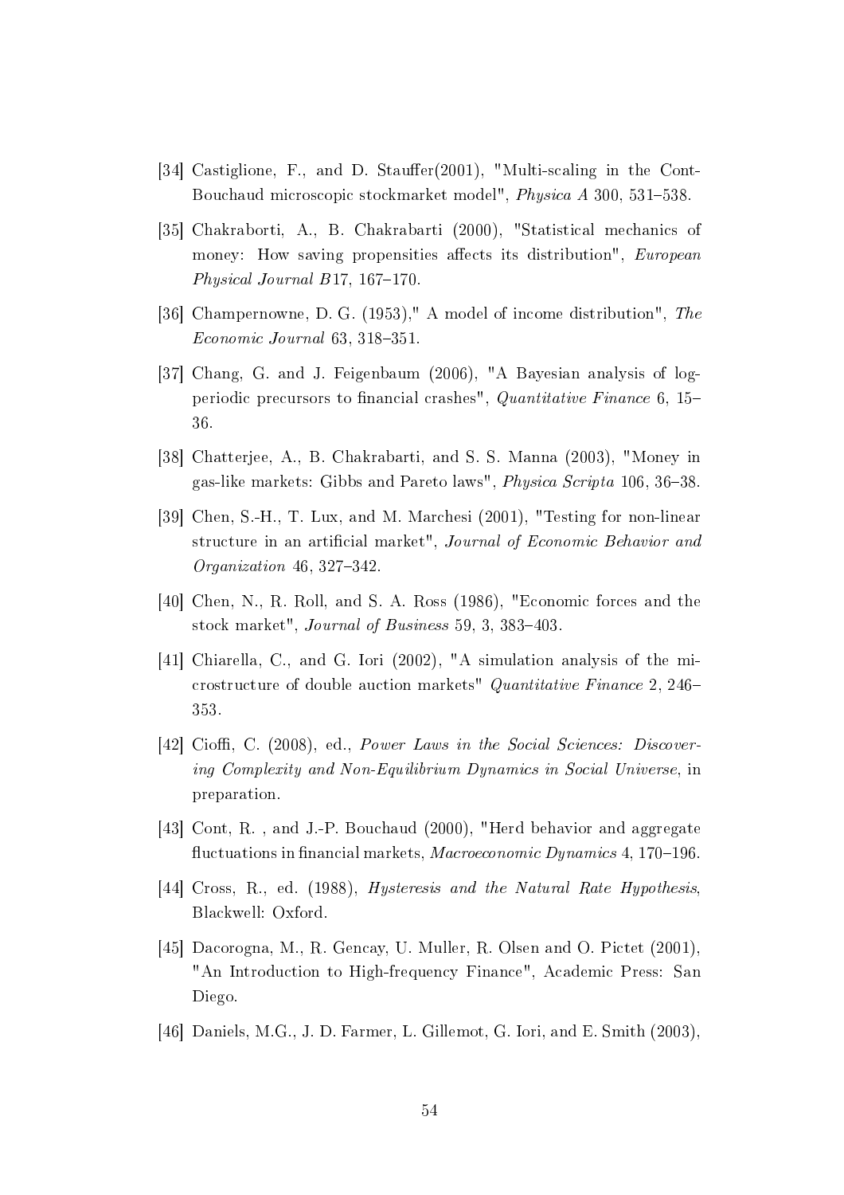[34] Castiglione, F., and D. Stauffer(2001), "Multi-scaling in the Cont-Bouchaud microscopic stockmarket model", *Physica A* 300, 531–538.

[35] Chakraborti, A., B. Chakrabarti (2000), "Statistical mechanics of money: How saving propensities affects its distribution", *European Physical Journal B*17, 167–170.

[36] Champernowne, D. G. (1953)," A model of income distribution", *The Economic Journal* 63, 318–351.

[37] Chang, G. and J. Feigenbaum (2006), "A Bayesian analysis of log-periodic precursors to financial crashes", *Quantitative Finance* 6, 15–36.

[38] Chatterjee, A., B. Chakrabarti, and S. S. Manna (2003), "Money in gas-like markets: Gibbs and Pareto laws", *Physica Scripta* 106, 36–38.

[39] Chen, S.-H., T. Lux, and M. Marchesi (2001), "Testing for non-linear structure in an artificial market", *Journal of Economic Behavior and Organization* 46, 327–342.

[40] Chen, N., R. Roll, and S. A. Ross (1986), "Economic forces and the stock market", *Journal of Business* 59, 3, 383–403.

[41] Chiarella, C., and G. Iori (2002), "A simulation analysis of the microstructure of double auction markets" *Quantitative Finance* 2, 246–353.

[42] Cioffi, C. (2008), ed., *Power Laws in the Social Sciences: Discovering Complexity and Non-Equilibrium Dynamics in Social Universe*, in preparation.

[43] Cont, R. , and J.-P. Bouchaud (2000), "Herd behavior and aggregate fluctuations in financial markets, *Macroeconomic Dynamics* 4, 170–196.

[44] Cross, R., ed. (1988), *Hysteresis and the Natural Rate Hypothesis*, Blackwell: Oxford.

[45] Dacorogna, M., R. Gencay, U. Muller, R. Olsen and O. Pictet (2001), "An Introduction to High-frequency Finance", Academic Press: San Diego.

[46] Daniels, M.G., J. D. Farmer, L. Gillemot, G. Iori, and E. Smith (2003),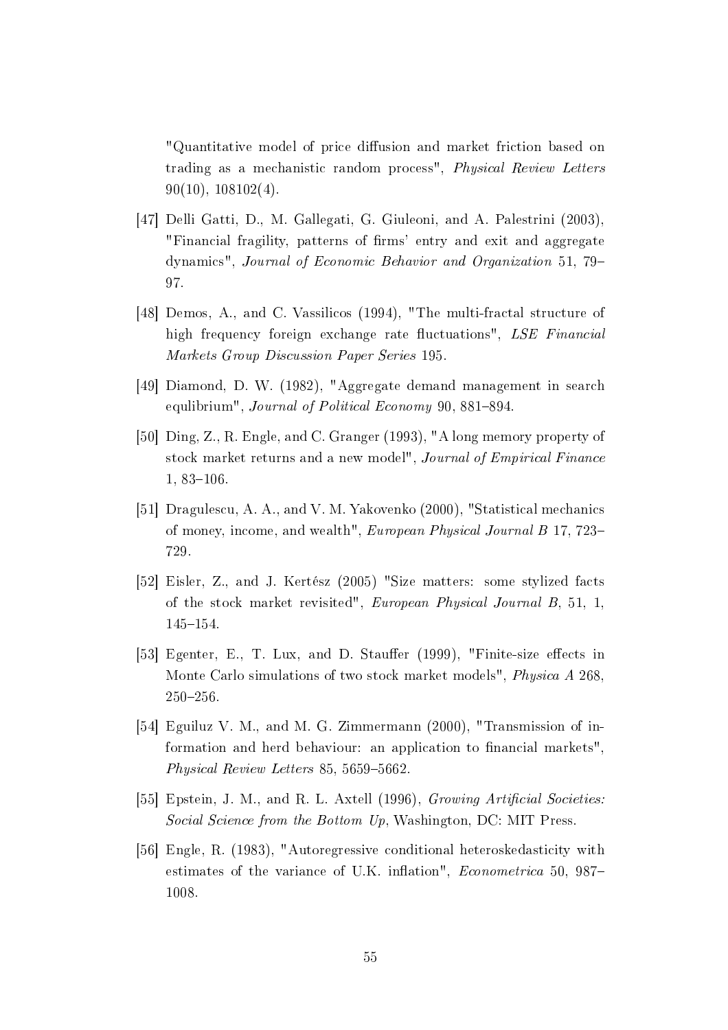"Quantitative model of price diffusion and market friction based on trading as a mechanistic random process", *Physical Review Letters* 90(10), 108102(4).

[47] Delli Gatti, D., M. Gallegati, G. Giuleoni, and A. Palestrini (2003), "Financial fragility, patterns of firms' entry and exit and aggregate dynamics", *Journal of Economic Behavior and Organization* 51, 79–97.

[48] Demos, A., and C. Vassilicos (1994), "The multi-fractal structure of high frequency foreign exchange rate fluctuations", *LSE Financial Markets Group Discussion Paper Series* 195.

[49] Diamond, D. W. (1982), "Aggregate demand management in search equlibrium", *Journal of Political Economy* 90, 881–894.

[50] Ding, Z., R. Engle, and C. Granger (1993), "A long memory property of stock market returns and a new model", *Journal of Empirical Finance* 1, 83–106.

[51] Dragulescu, A. A., and V. M. Yakovenko (2000), "Statistical mechanics of money, income, and wealth", *European Physical Journal B* 17, 723–729.

[52] Eisler, Z., and J. Kertész (2005) "Size matters: some stylized facts of the stock market revisited", *European Physical Journal B*, 51, 1, 145–154.

[53] Egenter, E., T. Lux, and D. Stauffer (1999), "Finite-size effects in Monte Carlo simulations of two stock market models", *Physica A* 268, 250–256.

[54] Eguiluz V. M., and M. G. Zimmermann (2000), "Transmission of information and herd behaviour: an application to financial markets", *Physical Review Letters* 85, 5659–5662.

[55] Epstein, J. M., and R. L. Axtell (1996), *Growing Artificial Societies: Social Science from the Bottom Up*, Washington, DC: MIT Press.

[56] Engle, R. (1983), "Autoregressive conditional heteroskedasticity with estimates of the variance of U.K. inflation", *Econometrica* 50, 987–1008.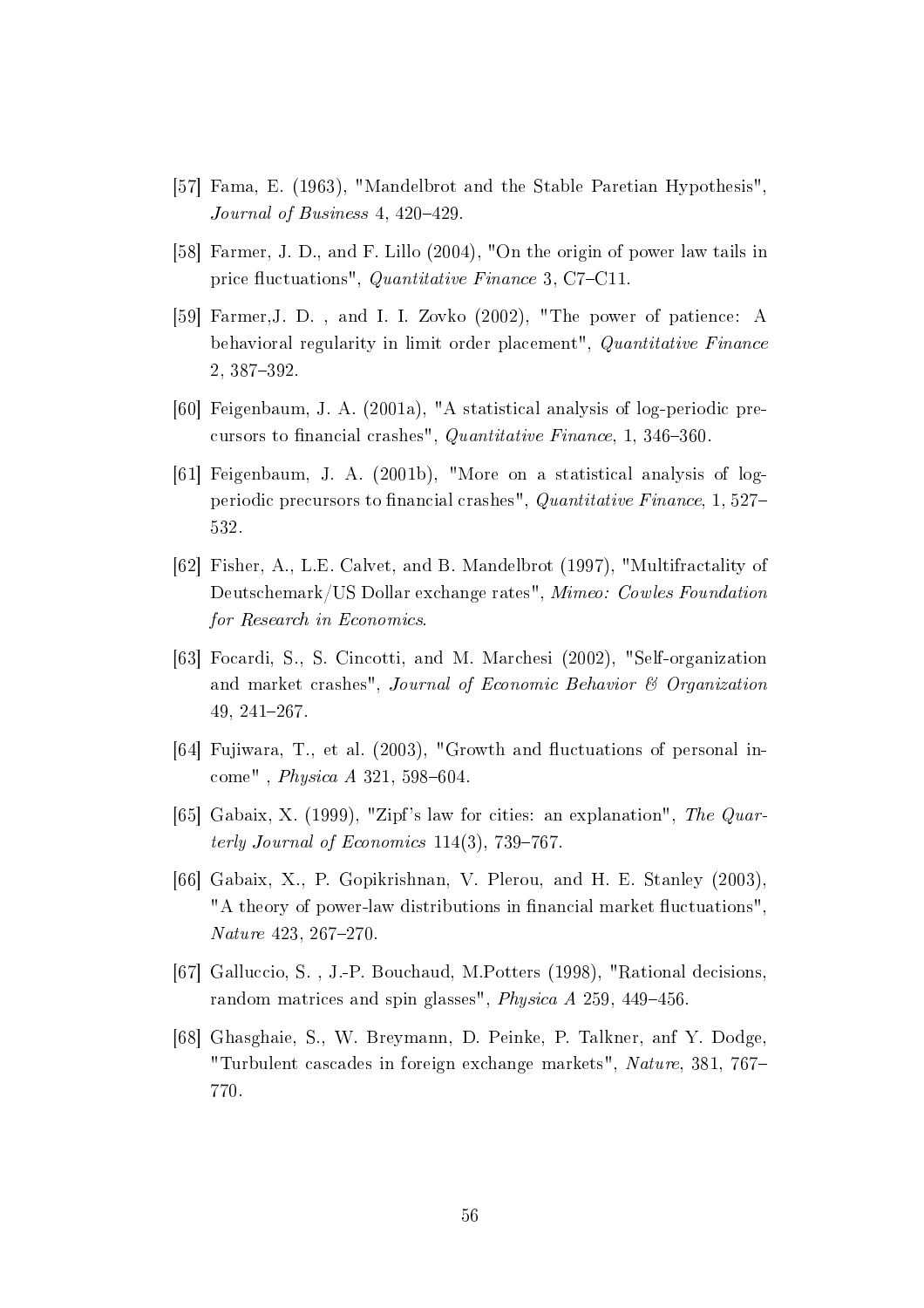[57] Fama, E. (1963), "Mandelbrot and the Stable Paretian Hypothesis", *Journal of Business* 4, 420–429.

[58] Farmer, J. D., and F. Lillo (2004), "On the origin of power law tails in price fluctuations", *Quantitative Finance* 3, C7–C11.

[59] Farmer,J. D. , and I. I. Zovko (2002), "The power of patience: A behavioral regularity in limit order placement", *Quantitative Finance* 2, 387–392.

[60] Feigenbaum, J. A. (2001a), "A statistical analysis of log-periodic precursors to financial crashes", *Quantitative Finance*, 1, 346–360.

[61] Feigenbaum, J. A. (2001b), "More on a statistical analysis of log-periodic precursors to financial crashes", *Quantitative Finance*, 1, 527–532.

[62] Fisher, A., L.E. Calvet, and B. Mandelbrot (1997), "Multifractality of Deutschemark/US Dollar exchange rates", *Mimeo: Cowles Foundation for Research in Economics*.

[63] Focardi, S., S. Cincotti, and M. Marchesi (2002), "Self-organization and market crashes", *Journal of Economic Behavior & Organization* 49, 241–267.

[64] Fujiwara, T., et al. (2003), "Growth and fluctuations of personal income" , *Physica A* 321, 598–604.

[65] Gabaix, X. (1999), "Zipf's law for cities: an explanation", *The Quarterly Journal of Economics* 114(3), 739–767.

[66] Gabaix, X., P. Gopikrishnan, V. Plerou, and H. E. Stanley (2003), "A theory of power-law distributions in financial market fluctuations", *Nature* 423, 267–270.

[67] Galluccio, S. , J.-P. Bouchaud, M.Potters (1998), "Rational decisions, random matrices and spin glasses", *Physica A* 259, 449–456.

[68] Ghasghaie, S., W. Breymann, D. Peinke, P. Talkner, anf Y. Dodge, "Turbulent cascades in foreign exchange markets", *Nature*, 381, 767–770.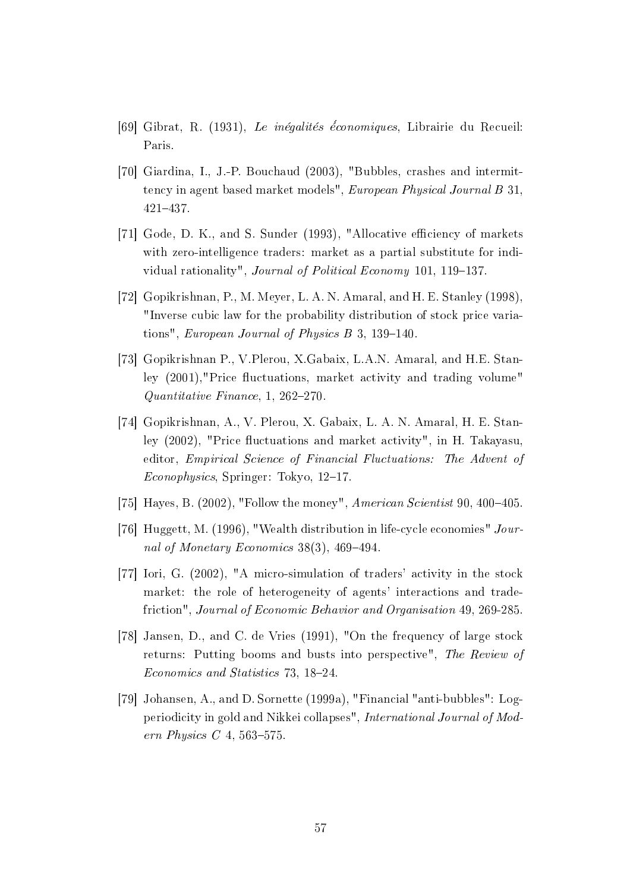[69] Gibrat, R. (1931), *Le inégalités économiques*, Librairie du Recueil: Paris.

[70] Giardina, I., J.-P. Bouchaud (2003), "Bubbles, crashes and intermittency in agent based market models", *European Physical Journal B* 31, 421–437.

[71] Gode, D. K., and S. Sunder (1993), "Allocative efficiency of markets with zero-intelligence traders: market as a partial substitute for individual rationality", *Journal of Political Economy* 101, 119–137.

[72] Gopikrishnan, P., M. Meyer, L. A. N. Amaral, and H. E. Stanley (1998), "Inverse cubic law for the probability distribution of stock price variations", *European Journal of Physics B* 3, 139–140.

[73] Gopikrishnan P., V.Plerou, X.Gabaix, L.A.N. Amaral, and H.E. Stanley (2001),"Price fluctuations, market activity and trading volume" *Quantitative Finance*, 1, 262–270.

[74] Gopikrishnan, A., V. Plerou, X. Gabaix, L. A. N. Amaral, H. E. Stanley (2002), "Price fluctuations and market activity", in H. Takayasu, editor, *Empirical Science of Financial Fluctuations: The Advent of Econophysics*, Springer: Tokyo, 12–17.

[75] Hayes, B. (2002), "Follow the money", *American Scientist* 90, 400–405.

[76] Huggett, M. (1996), "Wealth distribution in life-cycle economies" *Journal of Monetary Economics* 38(3), 469–494.

[77] Iori, G. (2002), "A micro-simulation of traders' activity in the stock market: the role of heterogeneity of agents' interactions and trade-friction", *Journal of Economic Behavior and Organisation* 49, 269-285.

[78] Jansen, D., and C. de Vries (1991), "On the frequency of large stock returns: Putting booms and busts into perspective", *The Review of Economics and Statistics* 73, 18–24.

[79] Johansen, A., and D. Sornette (1999a), "Financial "anti-bubbles": Log-periodicity in gold and Nikkei collapses", *International Journal of Modern Physics C* 4, 563–575.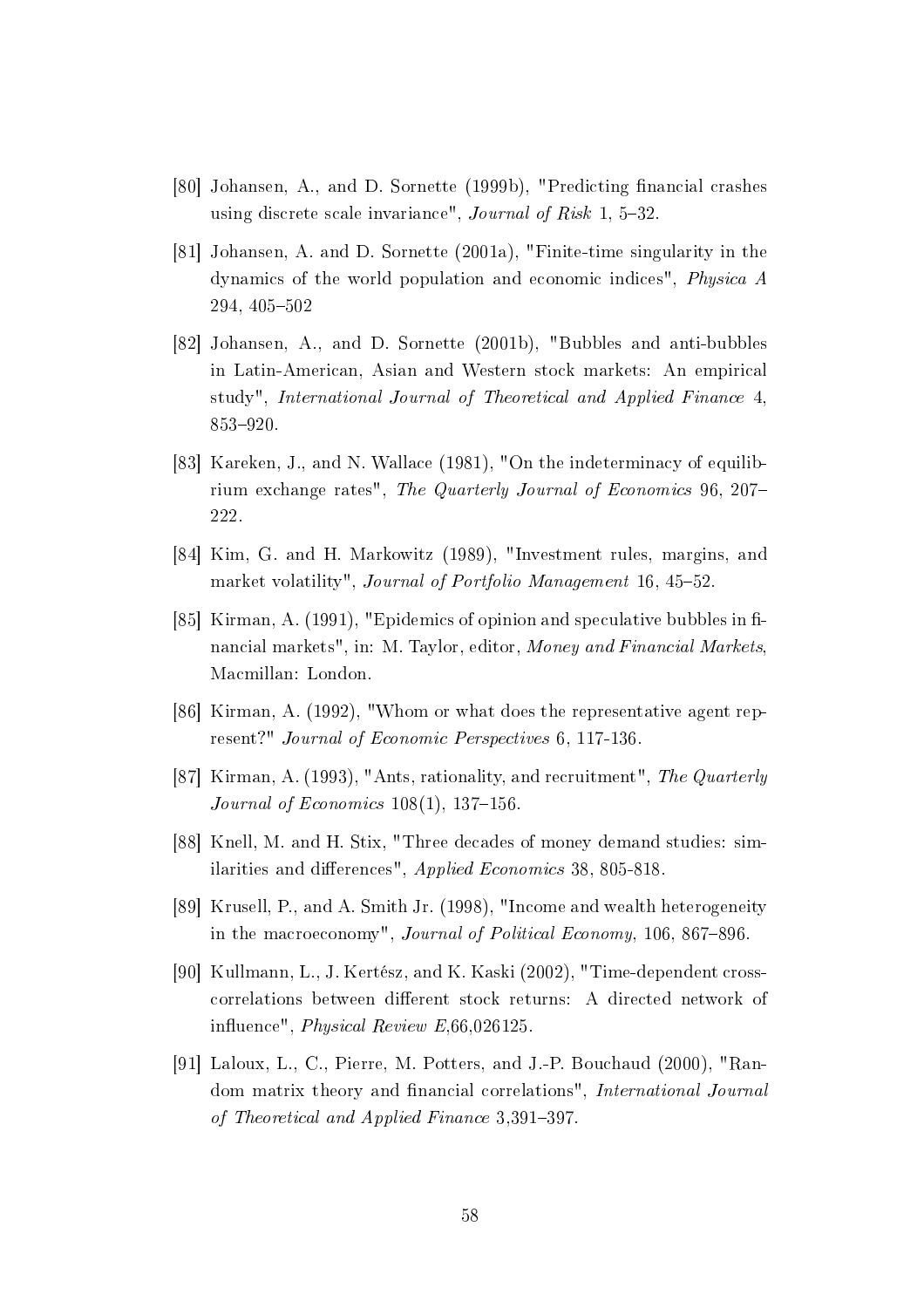[80] Johansen, A., and D. Sornette (1999b), "Predicting financial crashes using discrete scale invariance", *Journal of Risk* 1, 5–32.

[81] Johansen, A. and D. Sornette (2001a), "Finite-time singularity in the dynamics of the world population and economic indices", *Physica A* 294, 405–502

[82] Johansen, A., and D. Sornette (2001b), "Bubbles and anti-bubbles in Latin-American, Asian and Western stock markets: An empirical study", *International Journal of Theoretical and Applied Finance* 4, 853–920.

[83] Kareken, J., and N. Wallace (1981), "On the indeterminacy of equilibrium exchange rates", *The Quarterly Journal of Economics* 96, 207–222.

[84] Kim, G. and H. Markowitz (1989), "Investment rules, margins, and market volatility", *Journal of Portfolio Management* 16, 45–52.

[85] Kirman, A. (1991), "Epidemics of opinion and speculative bubbles in financial markets", in: M. Taylor, editor, *Money and Financial Markets*, Macmillan: London.

[86] Kirman, A. (1992), "Whom or what does the representative agent represent?" *Journal of Economic Perspectives* 6, 117-136.

[87] Kirman, A. (1993), "Ants, rationality, and recruitment", *The Quarterly Journal of Economics* 108(1), 137–156.

[88] Knell, M. and H. Stix, "Three decades of money demand studies: similarities and differences", *Applied Economics* 38, 805-818.

[89] Krusell, P., and A. Smith Jr. (1998), "Income and wealth heterogeneity in the macroeconomy", *Journal of Political Economy*, 106, 867–896.

[90] Kullmann, L., J. Kertész, and K. Kaski (2002), "Time-dependent cross-correlations between different stock returns: A directed network of influence", *Physical Review E*,66,026125.

[91] Laloux, L., C., Pierre, M. Potters, and J.-P. Bouchaud (2000), "Random matrix theory and financial correlations", *International Journal of Theoretical and Applied Finance* 3,391–397.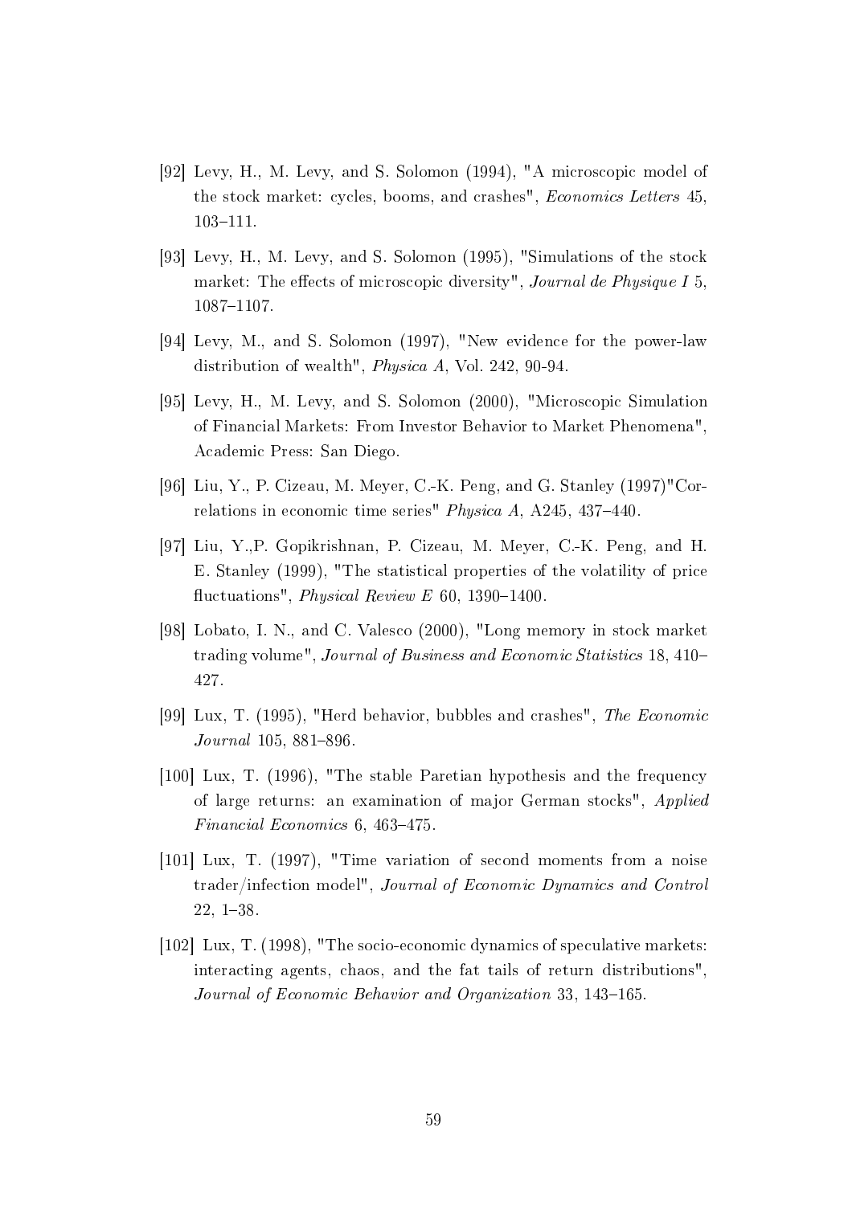[92] Levy, H., M. Levy, and S. Solomon (1994), "A microscopic model of the stock market: cycles, booms, and crashes", *Economics Letters* 45, 103–111.

[93] Levy, H., M. Levy, and S. Solomon (1995), "Simulations of the stock market: The effects of microscopic diversity", *Journal de Physique I* 5, 1087–1107.

[94] Levy, M., and S. Solomon (1997), "New evidence for the power-law distribution of wealth", *Physica A*, Vol. 242, 90-94.

[95] Levy, H., M. Levy, and S. Solomon (2000), "Microscopic Simulation of Financial Markets: From Investor Behavior to Market Phenomena", Academic Press: San Diego.

[96] Liu, Y., P. Cizeau, M. Meyer, C.-K. Peng, and G. Stanley (1997)"Correlations in economic time series" *Physica A*, A245, 437–440.

[97] Liu, Y.,P. Gopikrishnan, P. Cizeau, M. Meyer, C.-K. Peng, and H. E. Stanley (1999), "The statistical properties of the volatility of price fluctuations", *Physical Review E* 60, 1390–1400.

[98] Lobato, I. N., and C. Valesco (2000), "Long memory in stock market trading volume", *Journal of Business and Economic Statistics* 18, 410–427.

[99] Lux, T. (1995), "Herd behavior, bubbles and crashes", *The Economic Journal* 105, 881–896.

[100] Lux, T. (1996), "The stable Paretian hypothesis and the frequency of large returns: an examination of major German stocks", *Applied Financial Economics* 6, 463–475.

[101] Lux, T. (1997), "Time variation of second moments from a noise trader/infection model", *Journal of Economic Dynamics and Control* 22, 1–38.

[102] Lux, T. (1998), "The socio-economic dynamics of speculative markets: interacting agents, chaos, and the fat tails of return distributions", *Journal of Economic Behavior and Organization* 33, 143–165.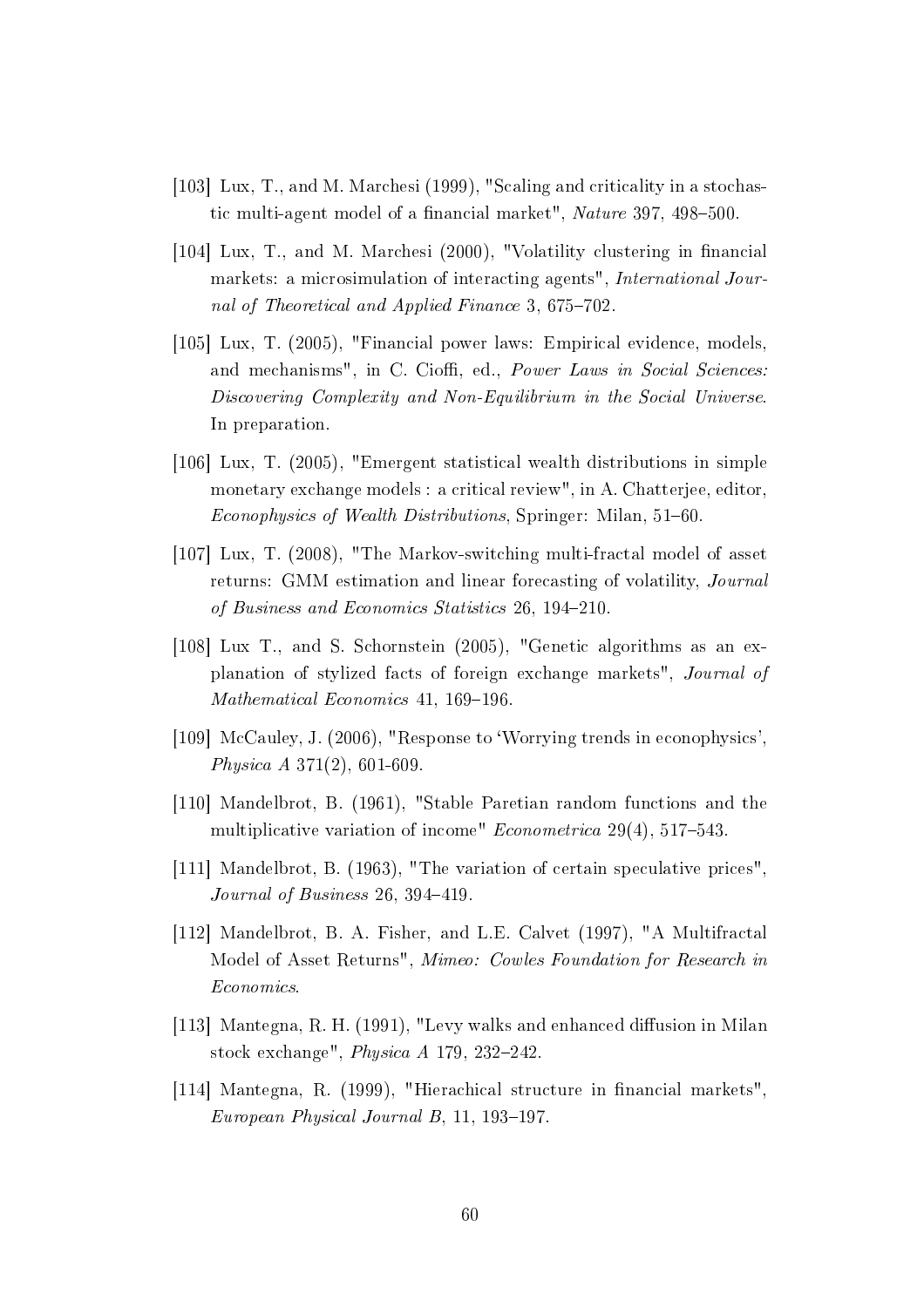[103] Lux, T., and M. Marchesi (1999), "Scaling and criticality in a stochastic multi-agent model of a financial market", *Nature* 397, 498–500.

[104] Lux, T., and M. Marchesi (2000), "Volatility clustering in financial markets: a microsimulation of interacting agents", *International Journal of Theoretical and Applied Finance* 3, 675–702.

[105] Lux, T. (2005), "Financial power laws: Empirical evidence, models, and mechanisms", in C. Cioffi, ed., *Power Laws in Social Sciences: Discovering Complexity and Non-Equilibrium in the Social Universe*. In preparation.

[106] Lux, T. (2005), "Emergent statistical wealth distributions in simple monetary exchange models : a critical review", in A. Chatterjee, editor, *Econophysics of Wealth Distributions*, Springer: Milan, 51–60.

[107] Lux, T. (2008), "The Markov-switching multi-fractal model of asset returns: GMM estimation and linear forecasting of volatility, *Journal of Business and Economics Statistics* 26, 194–210.

[108] Lux T., and S. Schornstein (2005), "Genetic algorithms as an explanation of stylized facts of foreign exchange markets", *Journal of Mathematical Economics* 41, 169–196.

[109] McCauley, J. (2006), "Response to 'Worrying trends in econophysics', *Physica A* 371(2), 601-609.

[110] Mandelbrot, B. (1961), "Stable Paretian random functions and the multiplicative variation of income" *Econometrica* 29(4), 517–543.

[111] Mandelbrot, B. (1963), "The variation of certain speculative prices", *Journal of Business* 26, 394–419.

[112] Mandelbrot, B. A. Fisher, and L.E. Calvet (1997), "A Multifractal Model of Asset Returns", *Mimeo: Cowles Foundation for Research in Economics*.

[113] Mantegna, R. H. (1991), "Levy walks and enhanced diffusion in Milan stock exchange", *Physica A* 179, 232–242.

[114] Mantegna, R. (1999), "Hierachical structure in financial markets", *European Physical Journal B*, 11, 193–197.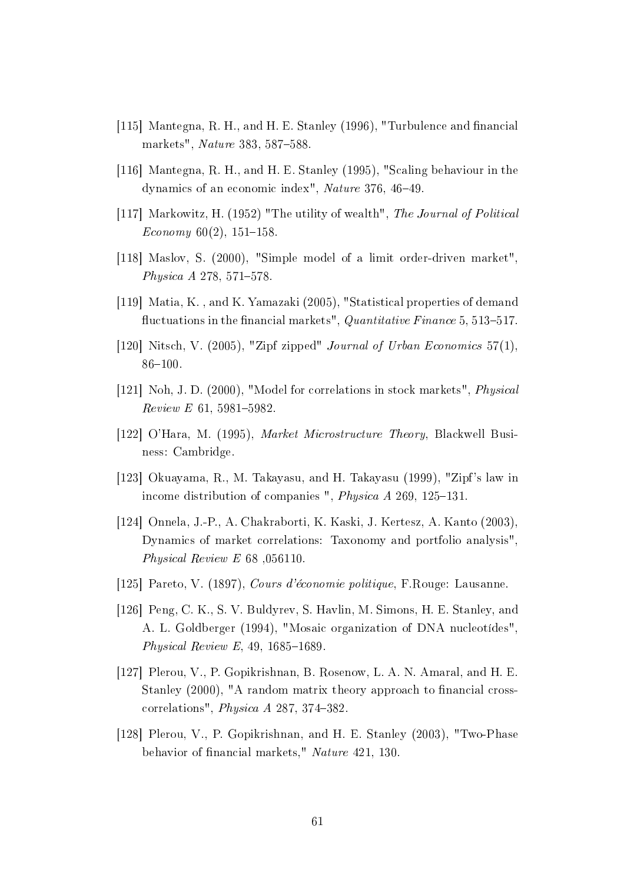[115] Mantegna, R. H., and H. E. Stanley (1996), "Turbulence and financial markets", *Nature* 383, 587–588.

[116] Mantegna, R. H., and H. E. Stanley (1995), "Scaling behaviour in the dynamics of an economic index", *Nature* 376, 46–49.

[117] Markowitz, H. (1952) "The utility of wealth", *The Journal of Political Economy* 60(2), 151–158.

[118] Maslov, S. (2000), "Simple model of a limit order-driven market", *Physica A* 278, 571–578.

[119] Matia, K. , and K. Yamazaki (2005), "Statistical properties of demand fluctuations in the financial markets", *Quantitative Finance* 5, 513–517.

[120] Nitsch, V. (2005), "Zipf zipped" *Journal of Urban Economics* 57(1), 86–100.

[121] Noh, J. D. (2000), "Model for correlations in stock markets", *Physical Review E* 61, 5981–5982.

[122] O'Hara, M. (1995), *Market Microstructure Theory*, Blackwell Business: Cambridge.

[123] Okuayama, R., M. Takayasu, and H. Takayasu (1999), "Zipf's law in income distribution of companies ", *Physica A* 269, 125–131.

[124] Onnela, J.-P., A. Chakraborti, K. Kaski, J. Kertesz, A. Kanto (2003), Dynamics of market correlations: Taxonomy and portfolio analysis", *Physical Review E* 68 ,056110.

[125] Pareto, V. (1897), *Cours d'économie politique*, F.Rouge: Lausanne.

[126] Peng, C. K., S. V. Buldyrev, S. Havlin, M. Simons, H. E. Stanley, and A. L. Goldberger (1994), "Mosaic organization of DNA nucleotídes", *Physical Review E*, 49, 1685–1689.

[127] Plerou, V., P. Gopikrishnan, B. Rosenow, L. A. N. Amaral, and H. E. Stanley (2000), "A random matrix theory approach to financial cross-correlations", *Physica A* 287, 374–382.

[128] Plerou, V., P. Gopikrishnan, and H. E. Stanley (2003), "Two-Phase behavior of financial markets," *Nature* 421, 130.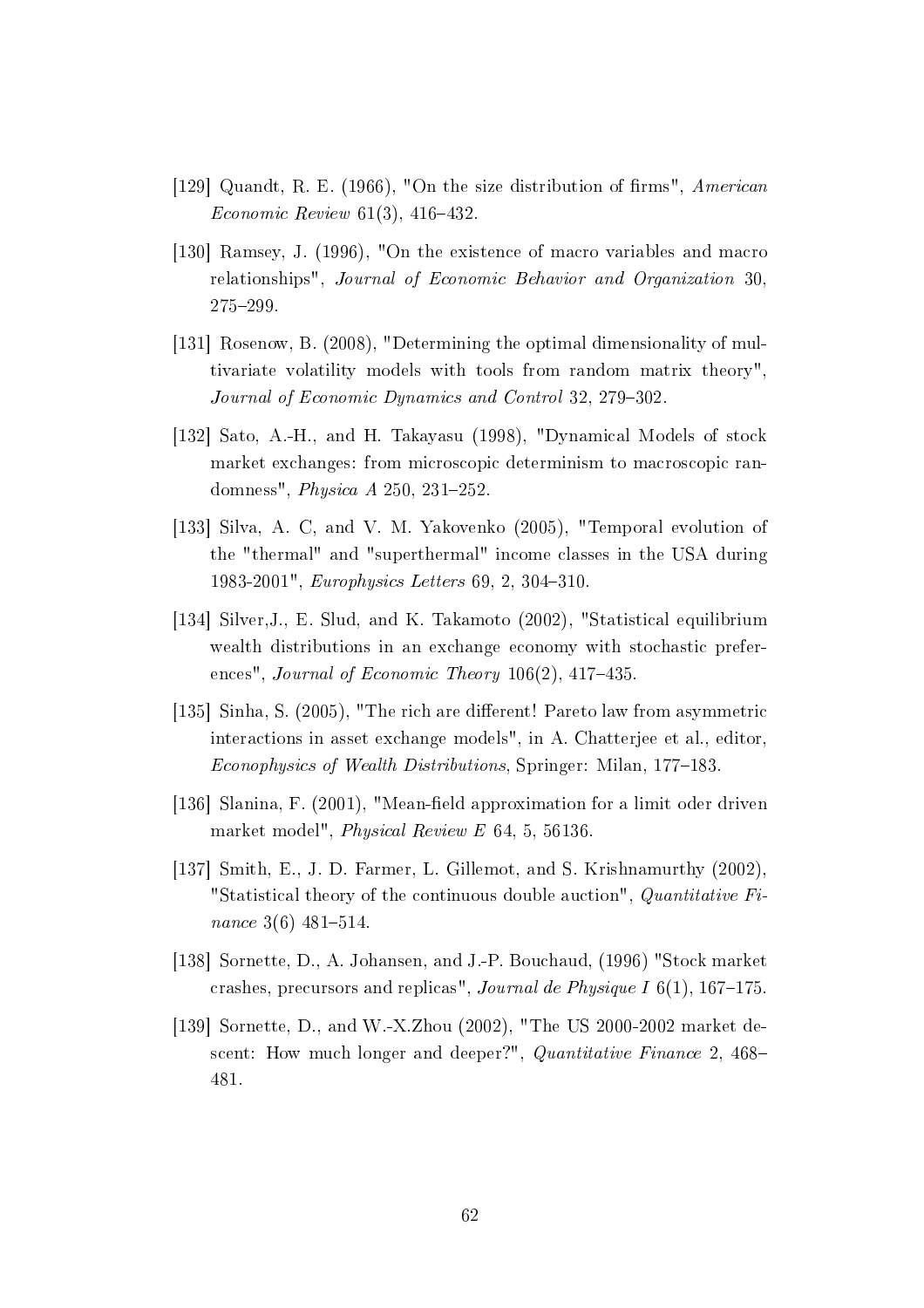[129] Quandt, R. E. (1966), "On the size distribution of firms", *American Economic Review* 61(3), 416–432.

[130] Ramsey, J. (1996), "On the existence of macro variables and macro relationships", *Journal of Economic Behavior and Organization* 30, 275–299.

[131] Rosenow, B. (2008), "Determining the optimal dimensionality of multivariate volatility models with tools from random matrix theory", *Journal of Economic Dynamics and Control* 32, 279–302.

[132] Sato, A.-H., and H. Takayasu (1998), "Dynamical Models of stock market exchanges: from microscopic determinism to macroscopic randomness", *Physica A* 250, 231–252.

[133] Silva, A. C, and V. M. Yakovenko (2005), "Temporal evolution of the "thermal" and "superthermal" income classes in the USA during 1983-2001", *Europhysics Letters* 69, 2, 304–310.

[134] Silver,J., E. Slud, and K. Takamoto (2002), "Statistical equilibrium wealth distributions in an exchange economy with stochastic preferences", *Journal of Economic Theory* 106(2), 417–435.

[135] Sinha, S. (2005), "The rich are different! Pareto law from asymmetric interactions in asset exchange models", in A. Chatterjee et al., editor, *Econophysics of Wealth Distributions*, Springer: Milan, 177–183.

[136] Slanina, F. (2001), "Mean-field approximation for a limit oder driven market model", *Physical Review E* 64, 5, 56136.

[137] Smith, E., J. D. Farmer, L. Gillemot, and S. Krishnamurthy (2002), "Statistical theory of the continuous double auction", *Quantitative Finance* 3(6) 481–514.

[138] Sornette, D., A. Johansen, and J.-P. Bouchaud, (1996) "Stock market crashes, precursors and replicas", *Journal de Physique I* 6(1), 167–175.

[139] Sornette, D., and W.-X.Zhou (2002), "The US 2000-2002 market descent: How much longer and deeper?", *Quantitative Finance* 2, 468–481.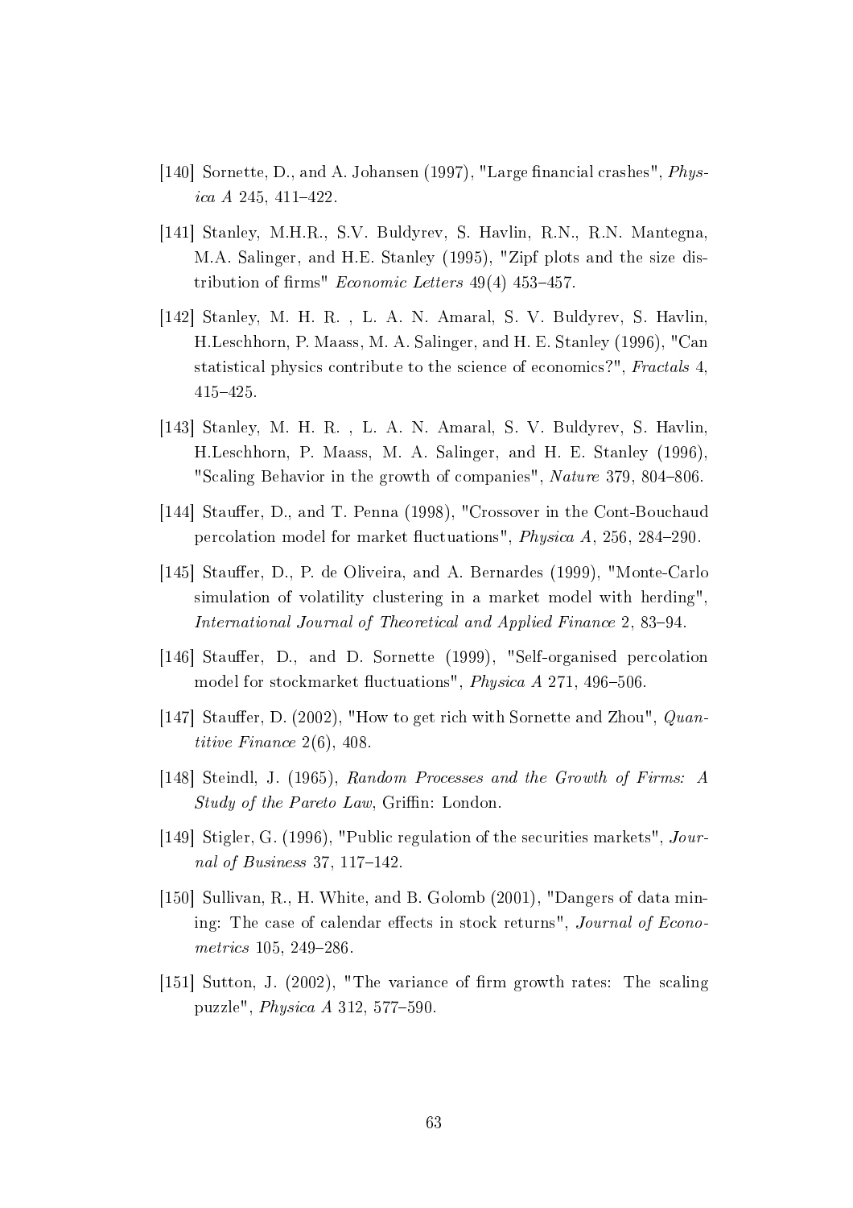[140] Sornette, D., and A. Johansen (1997), "Large financial crashes", *Physica A* 245, 411–422.

[141] Stanley, M.H.R., S.V. Buldyrev, S. Havlin, R.N., R.N. Mantegna, M.A. Salinger, and H.E. Stanley (1995), "Zipf plots and the size distribution of firms" *Economic Letters* 49(4) 453–457.

[142] Stanley, M. H. R. , L. A. N. Amaral, S. V. Buldyrev, S. Havlin, H.Leschhorn, P. Maass, M. A. Salinger, and H. E. Stanley (1996), "Can statistical physics contribute to the science of economics?", *Fractals* 4, 415–425.

[143] Stanley, M. H. R. , L. A. N. Amaral, S. V. Buldyrev, S. Havlin, H.Leschhorn, P. Maass, M. A. Salinger, and H. E. Stanley (1996), "Scaling Behavior in the growth of companies", *Nature* 379, 804–806.

[144] Stauffer, D., and T. Penna (1998), "Crossover in the Cont-Bouchaud percolation model for market fluctuations", *Physica A*, 256, 284–290.

[145] Stauffer, D., P. de Oliveira, and A. Bernardes (1999), "Monte-Carlo simulation of volatility clustering in a market model with herding", *International Journal of Theoretical and Applied Finance* 2, 83–94.

[146] Stauffer, D., and D. Sornette (1999), "Self-organised percolation model for stockmarket fluctuations", *Physica A* 271, 496–506.

[147] Stauffer, D. (2002), "How to get rich with Sornette and Zhou", *Quantitive Finance* 2(6), 408.

[148] Steindl, J. (1965), *Random Processes and the Growth of Firms: A Study of the Pareto Law*, Griffin: London.

[149] Stigler, G. (1996), "Public regulation of the securities markets", *Journal of Business* 37, 117–142.

[150] Sullivan, R., H. White, and B. Golomb (2001), "Dangers of data mining: The case of calendar effects in stock returns", *Journal of Econometrics* 105, 249–286.

[151] Sutton, J. (2002), "The variance of firm growth rates: The scaling puzzle", *Physica A* 312, 577–590.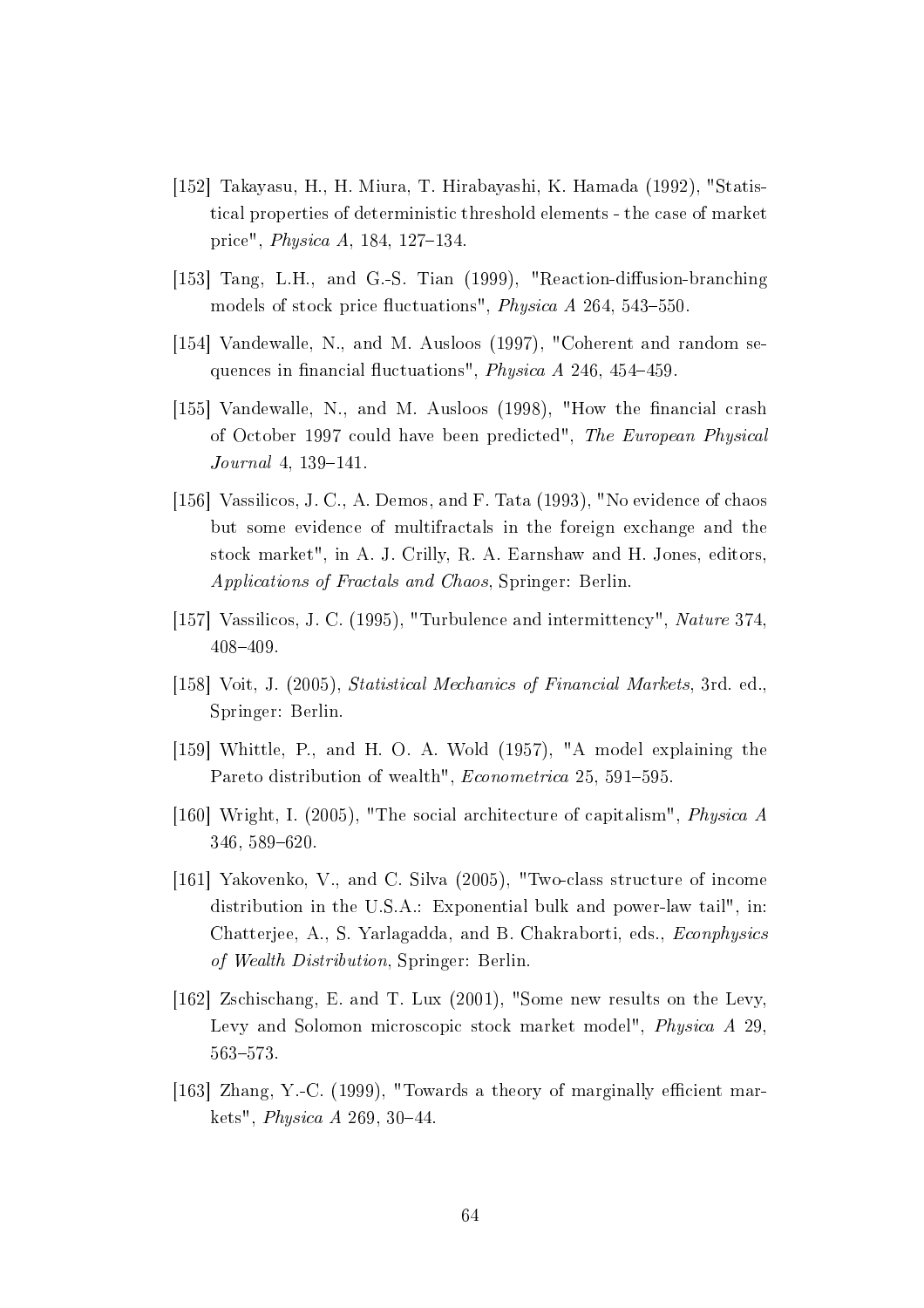[152] Takayasu, H., H. Miura, T. Hirabayashi, K. Hamada (1992), "Statistical properties of deterministic threshold elements - the case of market price", *Physica A*, 184, 127–134.

[153] Tang, L.H., and G.-S. Tian (1999), "Reaction-diffusion-branching models of stock price fluctuations", *Physica A* 264, 543–550.

[154] Vandewalle, N., and M. Ausloos (1997), "Coherent and random sequences in financial fluctuations", *Physica A* 246, 454–459.

[155] Vandewalle, N., and M. Ausloos (1998), "How the financial crash of October 1997 could have been predicted", *The European Physical Journal* 4, 139–141.

[156] Vassilicos, J. C., A. Demos, and F. Tata (1993), "No evidence of chaos but some evidence of multifractals in the foreign exchange and the stock market", in A. J. Crilly, R. A. Earnshaw and H. Jones, editors, *Applications of Fractals and Chaos*, Springer: Berlin.

[157] Vassilicos, J. C. (1995), "Turbulence and intermittency", *Nature* 374, 408–409.

[158] Voit, J. (2005), *Statistical Mechanics of Financial Markets*, 3rd. ed., Springer: Berlin.

[159] Whittle, P., and H. O. A. Wold (1957), "A model explaining the Pareto distribution of wealth", *Econometrica* 25, 591–595.

[160] Wright, I. (2005), "The social architecture of capitalism", *Physica A* 346, 589–620.

[161] Yakovenko, V., and C. Silva (2005), "Two-class structure of income distribution in the U.S.A.: Exponential bulk and power-law tail", in: Chatterjee, A., S. Yarlagadda, and B. Chakraborti, eds., *Econphysics of Wealth Distribution*, Springer: Berlin.

[162] Zschischang, E. and T. Lux (2001), "Some new results on the Levy, Levy and Solomon microscopic stock market model", *Physica A* 29, 563–573.

[163] Zhang, Y.-C. (1999), "Towards a theory of marginally efficient markets", *Physica A* 269, 30–44.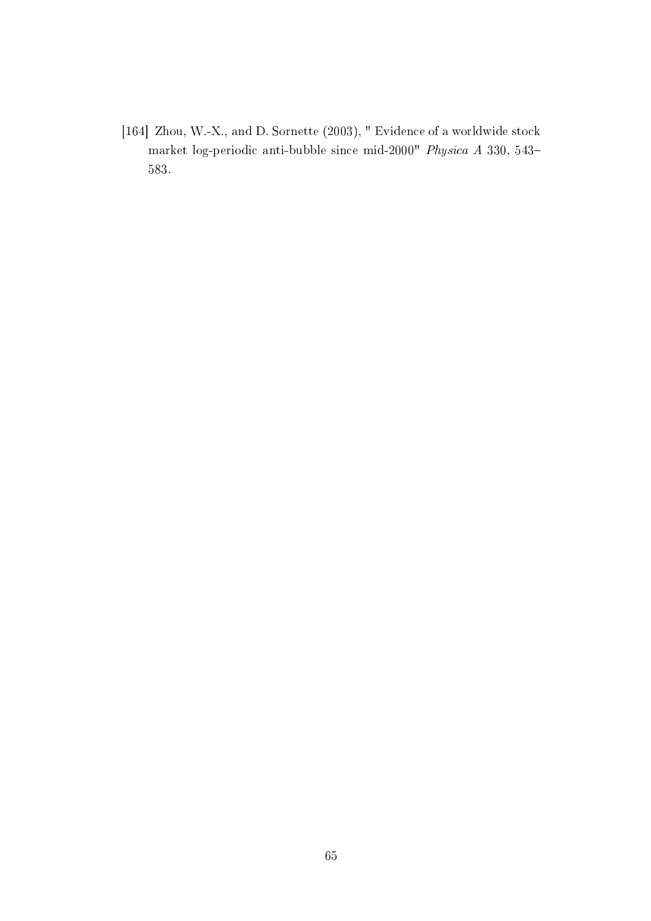[164] Zhou, W.-X., and D. Sornette (2003), " Evidence of a worldwide stock market log-periodic anti-bubble since mid-2000" *Physica A* 330, 543–583.